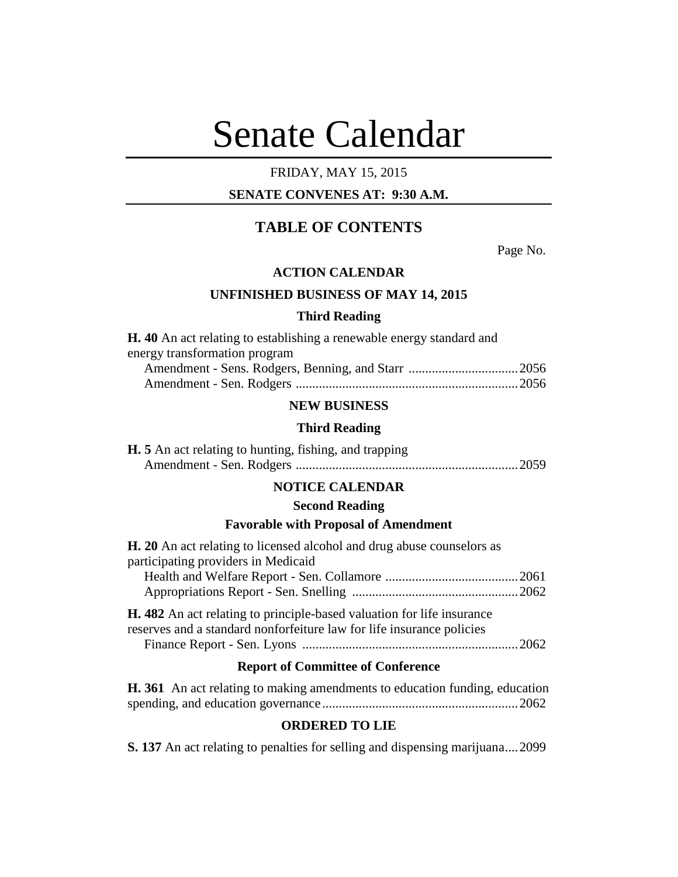# Senate Calendar

FRIDAY, MAY 15, 2015

**SENATE CONVENES AT: 9:30 A.M.**

## TABLE OF CONTENTS

Page No.

### ACTION CALENDAR

### UNFINISHED BUSINESS OF MAY 14, 2015

#### Third Reading

**H. 40** An act relating to establishing a renewable energy standard and energy transformation program

Amendment - Sens. Rodgers, Benning, and Starr ................................. 2056

Amendment - Sen. Rodgers .................................................................. 2056

### NEW BUSINESS

#### Third Reading

**H. 5** An act relating to hunting, fishing, and trapping

Amendment - Sen. Rodgers .................................................................. 2059

### NOTICE CALENDAR

#### Second Reading

#### Favorable with Proposal of Amendment

**H. 20** An act relating to licensed alcohol and drug abuse counselors as participating providers in Medicaid

Health and Welfare Report - Sen. Collamore ........................................ 2061

Appropriations Report - Sen. Snelling ................................................. 2062

**H. 482** An act relating to principle-based valuation for life insurance reserves and a standard nonforfeiture law for life insurance policies

Finance Report - Sen. Lyons ................................................................ 2062

#### Report of Committee of Conference

**H. 361** An act relating to making amendments to education funding, education spending, and education governance.......................................................... 2062

### ORDERED TO LIE

**S. 137** An act relating to penalties for selling and dispensing marijuana.... 2099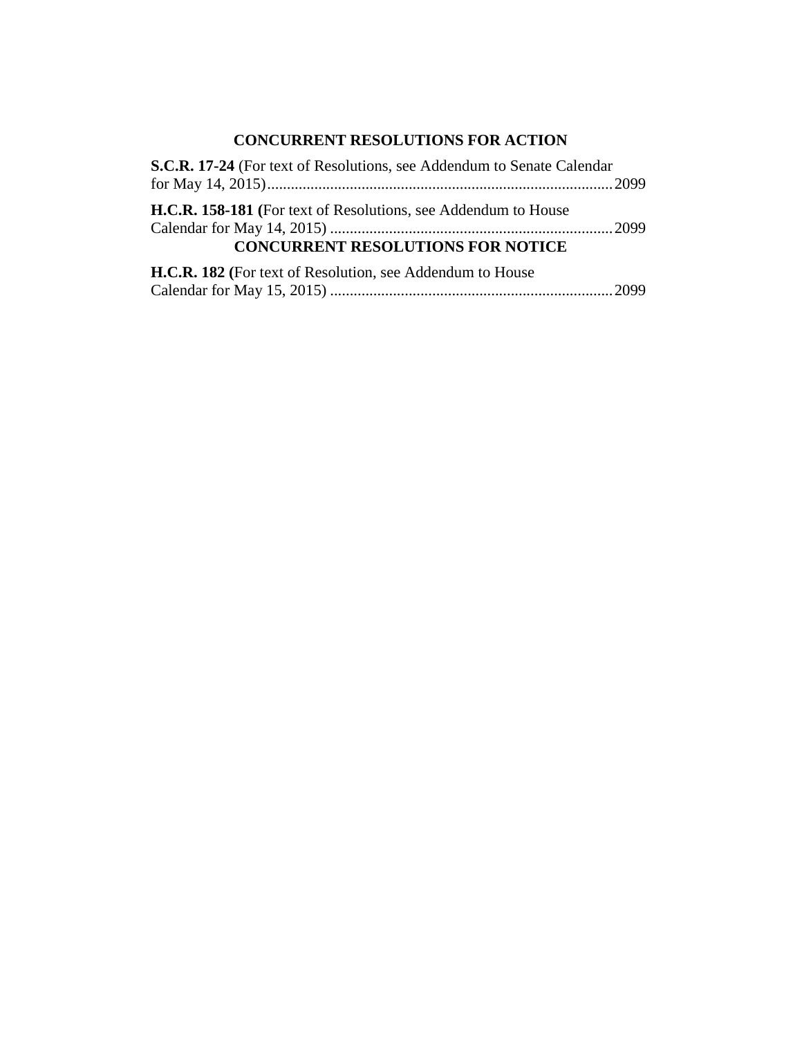## CONCURRENT RESOLUTIONS FOR ACTION

**S.C.R. 17-24** (For text of Resolutions, see Addendum to Senate Calendar for May 14, 2015)........................................................................................2099

**H.C.R. 158-181 (**For text of Resolutions, see Addendum to House Calendar for May 14, 2015) ........................................................................2099

## CONCURRENT RESOLUTIONS FOR NOTICE

**H.C.R. 182 (**For text of Resolution, see Addendum to House Calendar for May 15, 2015) ........................................................................2099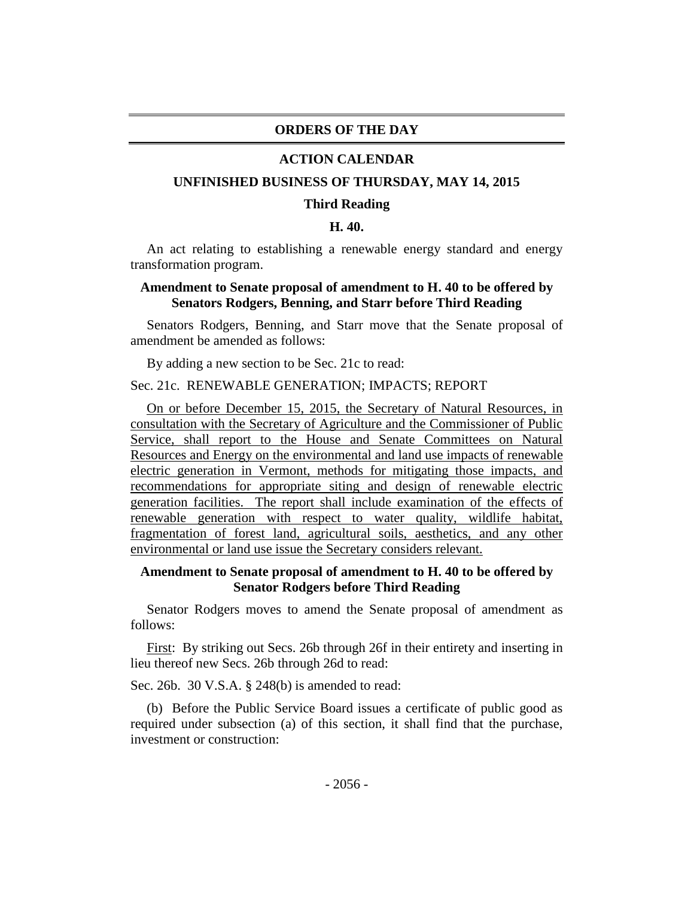## ORDERS OF THE DAY

### ACTION CALENDAR

### UNFINISHED BUSINESS OF THURSDAY, MAY 14, 2015

#### Third Reading

#### H. 40.

An act relating to establishing a renewable energy standard and energy transformation program.

**Amendment to Senate proposal of amendment to H. 40 to be offered by Senators Rodgers, Benning, and Starr before Third Reading**

Senators Rodgers, Benning, and Starr move that the Senate proposal of amendment be amended as follows:

By adding a new section to be Sec. 21c to read:

Sec. 21c. RENEWABLE GENERATION; IMPACTS; REPORT

On or before December 15, 2015, the Secretary of Natural Resources, in consultation with the Secretary of Agriculture and the Commissioner of Public Service, shall report to the House and Senate Committees on Natural Resources and Energy on the environmental and land use impacts of renewable electric generation in Vermont, methods for mitigating those impacts, and recommendations for appropriate siting and design of renewable electric generation facilities. The report shall include examination of the effects of renewable generation with respect to water quality, wildlife habitat, fragmentation of forest land, agricultural soils, aesthetics, and any other environmental or land use issue the Secretary considers relevant.

**Amendment to Senate proposal of amendment to H. 40 to be offered by Senator Rodgers before Third Reading**

Senator Rodgers moves to amend the Senate proposal of amendment as follows:

First: By striking out Secs. 26b through 26f in their entirety and inserting in lieu thereof new Secs. 26b through 26d to read:

Sec. 26b. 30 V.S.A. § 248(b) is amended to read:

(b) Before the Public Service Board issues a certificate of public good as required under subsection (a) of this section, it shall find that the purchase, investment or construction: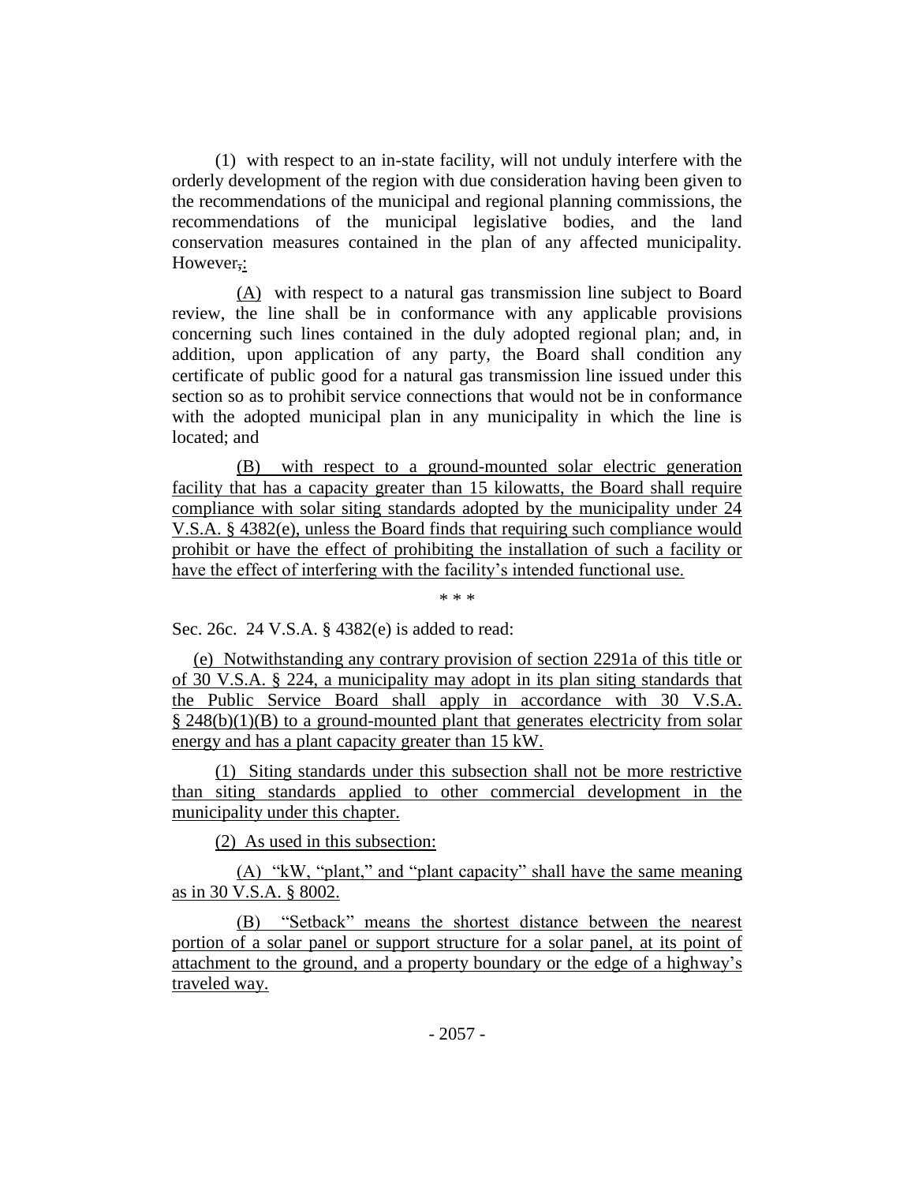(1) with respect to an in-state facility, will not unduly interfere with the orderly development of the region with due consideration having been given to the recommendations of the municipal and regional planning commissions, the recommendations of the municipal legislative bodies, and the land conservation measures contained in the plan of any affected municipality. However,:

(A) with respect to a natural gas transmission line subject to Board review, the line shall be in conformance with any applicable provisions concerning such lines contained in the duly adopted regional plan; and, in addition, upon application of any party, the Board shall condition any certificate of public good for a natural gas transmission line issued under this section so as to prohibit service connections that would not be in conformance with the adopted municipal plan in any municipality in which the line is located; and

(B) with respect to a ground-mounted solar electric generation facility that has a capacity greater than 15 kilowatts, the Board shall require compliance with solar siting standards adopted by the municipality under 24 V.S.A. § 4382(e), unless the Board finds that requiring such compliance would prohibit or have the effect of prohibiting the installation of such a facility or have the effect of interfering with the facility's intended functional use.

\* \* \*

Sec. 26c. 24 V.S.A. § 4382(e) is added to read:

(e) Notwithstanding any contrary provision of section 2291a of this title or of 30 V.S.A. § 224, a municipality may adopt in its plan siting standards that the Public Service Board shall apply in accordance with 30 V.S.A. § 248(b)(1)(B) to a ground-mounted plant that generates electricity from solar energy and has a plant capacity greater than 15 kW.

(1) Siting standards under this subsection shall not be more restrictive than siting standards applied to other commercial development in the municipality under this chapter.

(2) As used in this subsection:

(A) "kW, "plant," and "plant capacity" shall have the same meaning as in 30 V.S.A. § 8002.

(B) "Setback" means the shortest distance between the nearest portion of a solar panel or support structure for a solar panel, at its point of attachment to the ground, and a property boundary or the edge of a highway's traveled way.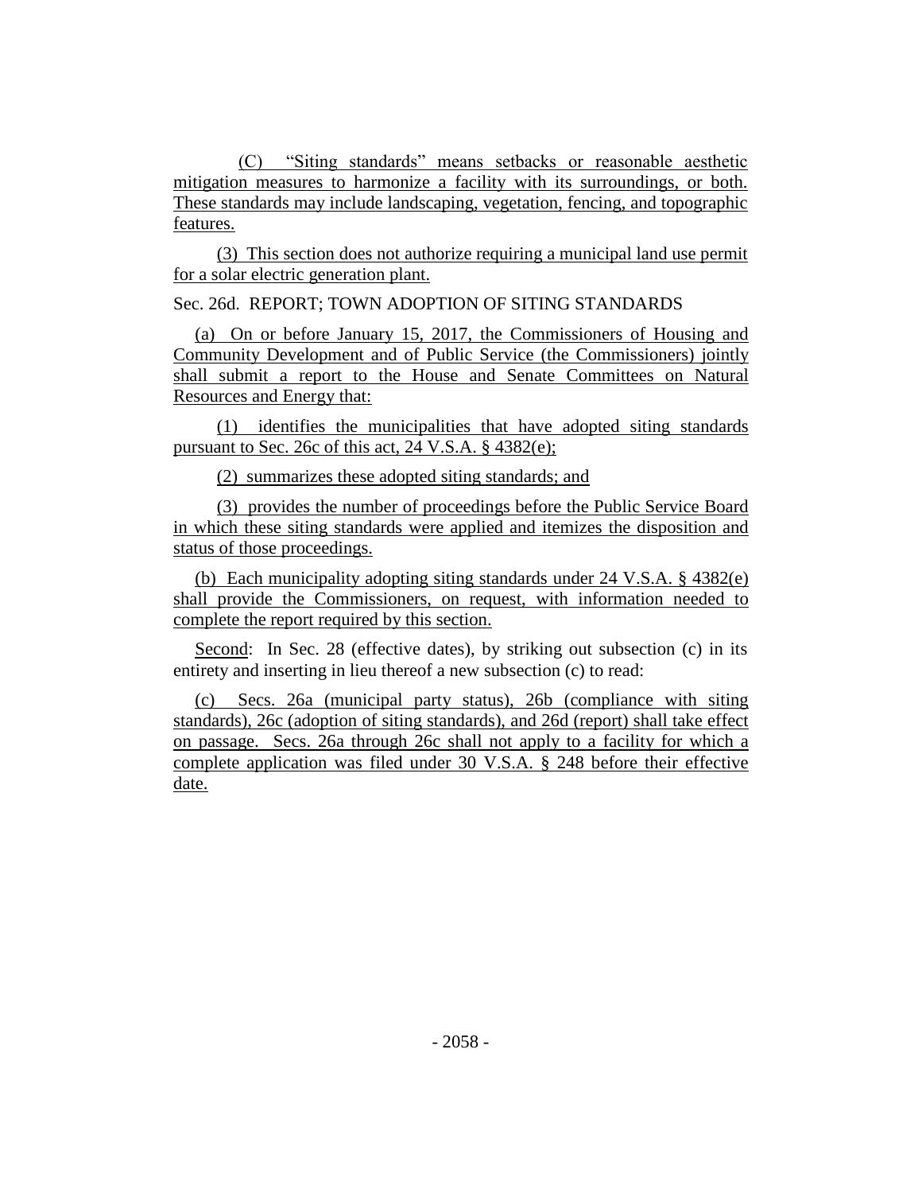(C) "Siting standards" means setbacks or reasonable aesthetic mitigation measures to harmonize a facility with its surroundings, or both. These standards may include landscaping, vegetation, fencing, and topographic features.

(3) This section does not authorize requiring a municipal land use permit for a solar electric generation plant.

Sec. 26d. REPORT; TOWN ADOPTION OF SITING STANDARDS

(a) On or before January 15, 2017, the Commissioners of Housing and Community Development and of Public Service (the Commissioners) jointly shall submit a report to the House and Senate Committees on Natural Resources and Energy that:

(1) identifies the municipalities that have adopted siting standards pursuant to Sec. 26c of this act, 24 V.S.A. § 4382(e);

(2) summarizes these adopted siting standards; and

(3) provides the number of proceedings before the Public Service Board in which these siting standards were applied and itemizes the disposition and status of those proceedings.

(b) Each municipality adopting siting standards under 24 V.S.A. § 4382(e) shall provide the Commissioners, on request, with information needed to complete the report required by this section.

Second: In Sec. 28 (effective dates), by striking out subsection (c) in its entirety and inserting in lieu thereof a new subsection (c) to read:

(c) Secs. 26a (municipal party status), 26b (compliance with siting standards), 26c (adoption of siting standards), and 26d (report) shall take effect on passage. Secs. 26a through 26c shall not apply to a facility for which a complete application was filed under 30 V.S.A. § 248 before their effective date.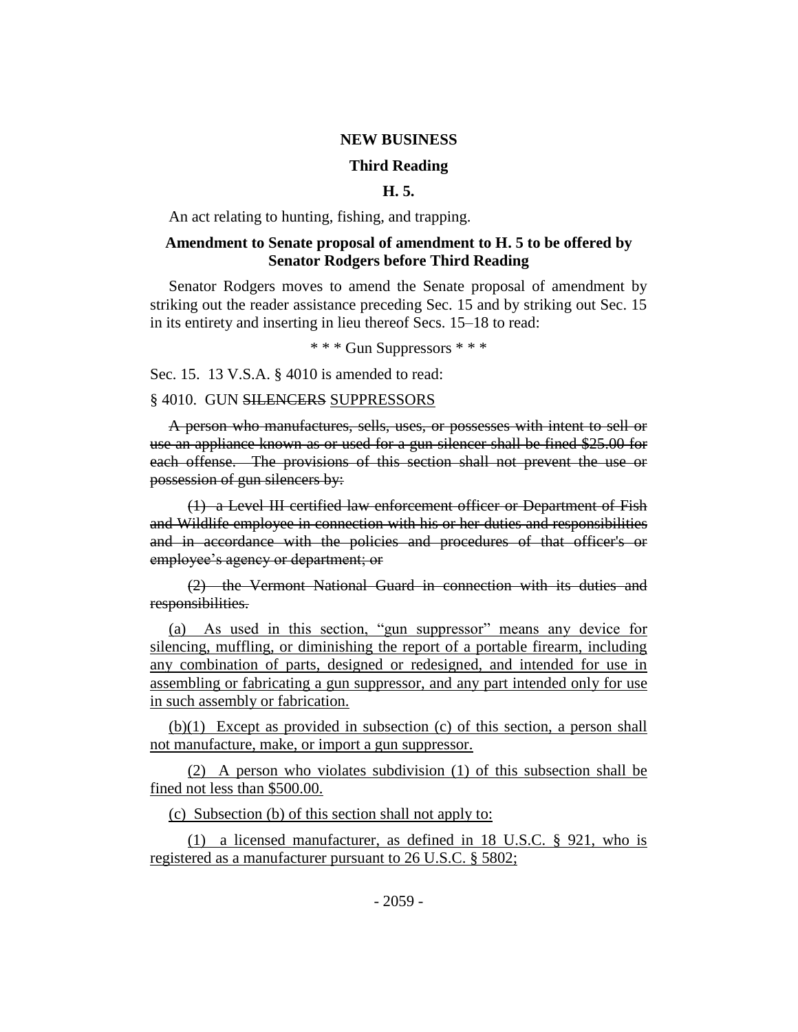**NEW BUSINESS**

**Third Reading**

**H. 5.**

An act relating to hunting, fishing, and trapping.

**Amendment to Senate proposal of amendment to H. 5 to be offered by Senator Rodgers before Third Reading**

Senator Rodgers moves to amend the Senate proposal of amendment by striking out the reader assistance preceding Sec. 15 and by striking out Sec. 15 in its entirety and inserting in lieu thereof Secs. 15–18 to read:

\* \* \* Gun Suppressors \* \* \*

Sec. 15. 13 V.S.A. § 4010 is amended to read:

§ 4010. GUN ~~SILENCERS~~ <u>SUPPRESSORS</u>

~~A person who manufactures, sells, uses, or possesses with intent to sell or use an appliance known as or used for a gun silencer shall be fined $25.00 for each offense. The provisions of this section shall not prevent the use or possession of gun silencers by:~~

~~(1) a Level III certified law enforcement officer or Department of Fish and Wildlife employee in connection with his or her duties and responsibilities and in accordance with the policies and procedures of that officer's or employee's agency or department; or~~

~~(2) the Vermont National Guard in connection with its duties and responsibilities.~~

<u>(a) As used in this section, "gun suppressor" means any device for silencing, muffling, or diminishing the report of a portable firearm, including any combination of parts, designed or redesigned, and intended for use in assembling or fabricating a gun suppressor, and any part intended only for use in such assembly or fabrication.</u>

<u>(b)(1) Except as provided in subsection (c) of this section, a person shall not manufacture, make, or import a gun suppressor.</u>

<u>(2) A person who violates subdivision (1) of this subsection shall be fined not less than $500.00.</u>

<u>(c) Subsection (b) of this section shall not apply to:</u>

<u>(1) a licensed manufacturer, as defined in 18 U.S.C. § 921, who is registered as a manufacturer pursuant to 26 U.S.C. § 5802;</u>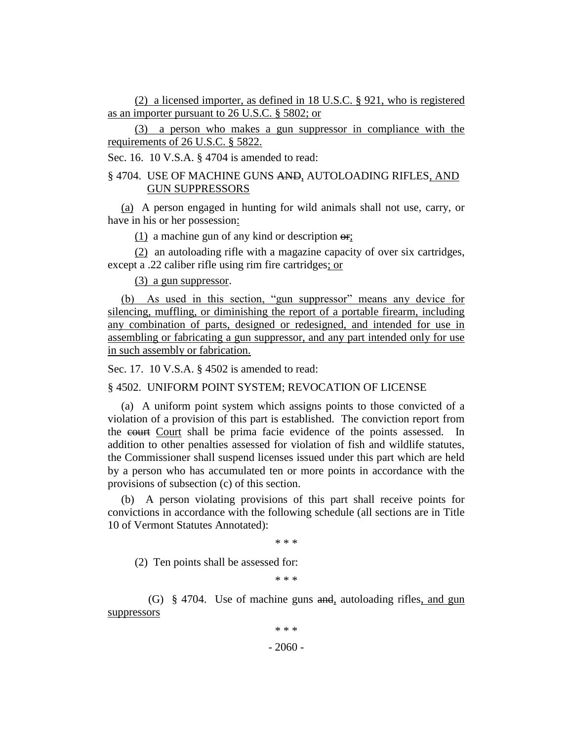(2) a licensed importer, as defined in 18 U.S.C. § 921, who is registered as an importer pursuant to 26 U.S.C. § 5802; or

(3) a person who makes a gun suppressor in compliance with the requirements of 26 U.S.C. § 5822.

Sec. 16. 10 V.S.A. § 4704 is amended to read:

§ 4704. USE OF MACHINE GUNS ~~AND~~, AUTOLOADING RIFLES, AND GUN SUPPRESSORS

(a) A person engaged in hunting for wild animals shall not use, carry, or have in his or her possession:

(1) a machine gun of any kind or description ~~or~~;

(2) an autoloading rifle with a magazine capacity of over six cartridges, except a .22 caliber rifle using rim fire cartridges; or

(3) a gun suppressor.

(b) As used in this section, "gun suppressor" means any device for silencing, muffling, or diminishing the report of a portable firearm, including any combination of parts, designed or redesigned, and intended for use in assembling or fabricating a gun suppressor, and any part intended only for use in such assembly or fabrication.

Sec. 17. 10 V.S.A. § 4502 is amended to read:

§ 4502. UNIFORM POINT SYSTEM; REVOCATION OF LICENSE

(a) A uniform point system which assigns points to those convicted of a violation of a provision of this part is established. The conviction report from the ~~court~~ Court shall be prima facie evidence of the points assessed. In addition to other penalties assessed for violation of fish and wildlife statutes, the Commissioner shall suspend licenses issued under this part which are held by a person who has accumulated ten or more points in accordance with the provisions of subsection (c) of this section.

(b) A person violating provisions of this part shall receive points for convictions in accordance with the following schedule (all sections are in Title 10 of Vermont Statutes Annotated):

\* \* \*

(2) Ten points shall be assessed for:

\* \* \*

(G) § 4704. Use of machine guns ~~and~~, autoloading rifles, and gun suppressors

\* \* \*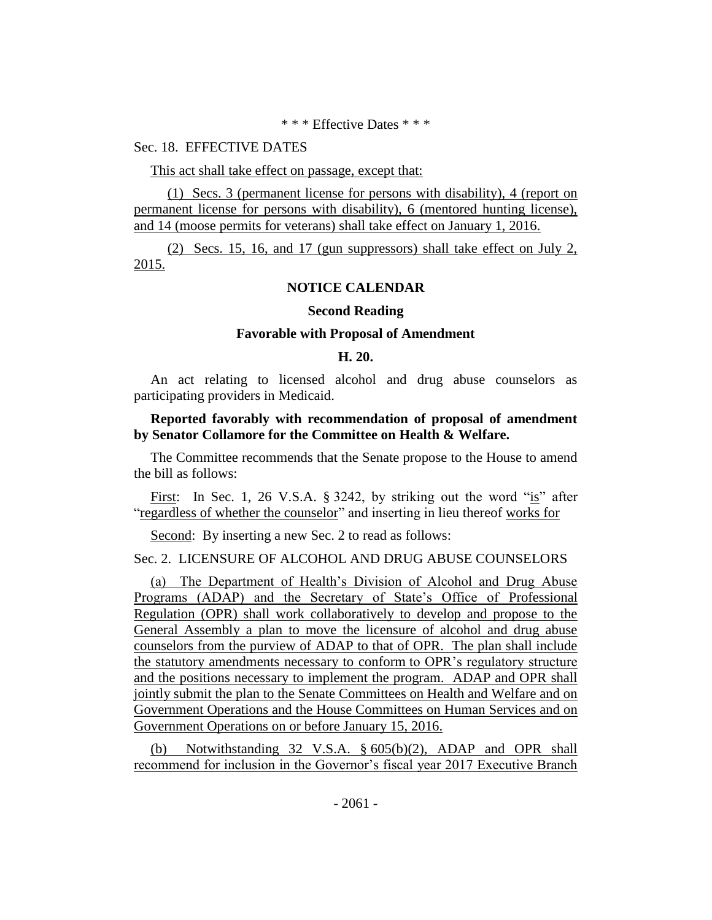\* \* \* Effective Dates \* \* \*

Sec. 18. EFFECTIVE DATES

This act shall take effect on passage, except that:

(1) Secs. 3 (permanent license for persons with disability), 4 (report on permanent license for persons with disability), 6 (mentored hunting license), and 14 (moose permits for veterans) shall take effect on January 1, 2016.

(2) Secs. 15, 16, and 17 (gun suppressors) shall take effect on July 2, 2015.

## NOTICE CALENDAR

### Second Reading

### Favorable with Proposal of Amendment

### H. 20.

An act relating to licensed alcohol and drug abuse counselors as participating providers in Medicaid.

**Reported favorably with recommendation of proposal of amendment by Senator Collamore for the Committee on Health & Welfare.**

The Committee recommends that the Senate propose to the House to amend the bill as follows:

First: In Sec. 1, 26 V.S.A. § 3242, by striking out the word "is" after "regardless of whether the counselor" and inserting in lieu thereof works for

Second: By inserting a new Sec. 2 to read as follows:

Sec. 2. LICENSURE OF ALCOHOL AND DRUG ABUSE COUNSELORS

(a) The Department of Health's Division of Alcohol and Drug Abuse Programs (ADAP) and the Secretary of State's Office of Professional Regulation (OPR) shall work collaboratively to develop and propose to the General Assembly a plan to move the licensure of alcohol and drug abuse counselors from the purview of ADAP to that of OPR. The plan shall include the statutory amendments necessary to conform to OPR's regulatory structure and the positions necessary to implement the program. ADAP and OPR shall jointly submit the plan to the Senate Committees on Health and Welfare and on Government Operations and the House Committees on Human Services and on Government Operations on or before January 15, 2016.

(b) Notwithstanding 32 V.S.A. § 605(b)(2), ADAP and OPR shall recommend for inclusion in the Governor's fiscal year 2017 Executive Branch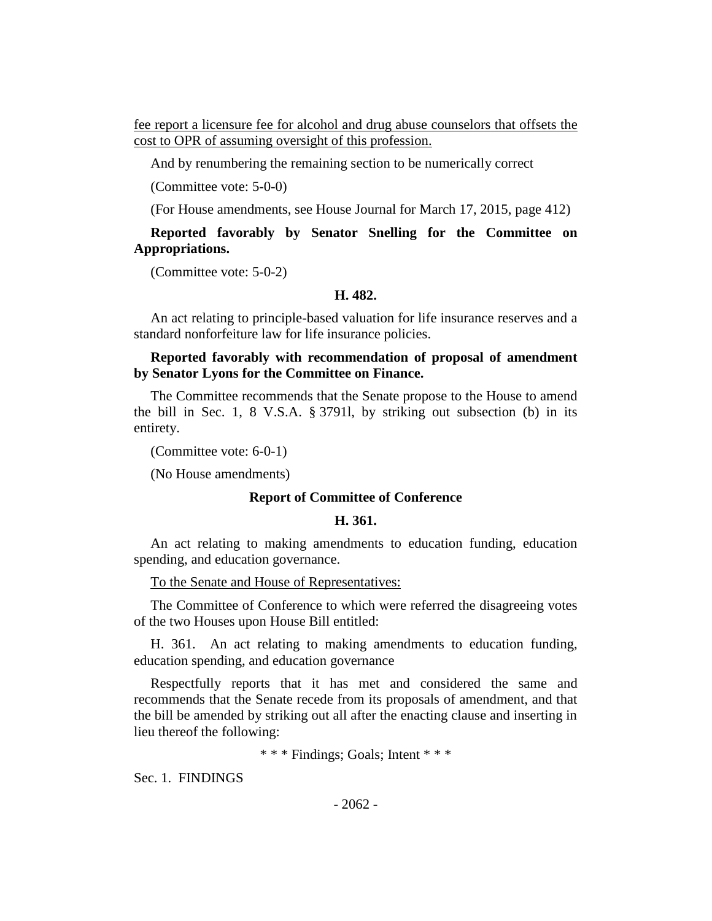fee report a licensure fee for alcohol and drug abuse counselors that offsets the cost to OPR of assuming oversight of this profession.

And by renumbering the remaining section to be numerically correct

(Committee vote: 5-0-0)

(For House amendments, see House Journal for March 17, 2015, page 412)

**Reported favorably by Senator Snelling for the Committee on Appropriations.**

(Committee vote: 5-0-2)

**H. 482.**

An act relating to principle-based valuation for life insurance reserves and a standard nonforfeiture law for life insurance policies.

**Reported favorably with recommendation of proposal of amendment by Senator Lyons for the Committee on Finance.**

The Committee recommends that the Senate propose to the House to amend the bill in Sec. 1, 8 V.S.A. § 3791l, by striking out subsection (b) in its entirety.

(Committee vote: 6-0-1)

(No House amendments)

**Report of Committee of Conference**

**H. 361.**

An act relating to making amendments to education funding, education spending, and education governance.

To the Senate and House of Representatives:

The Committee of Conference to which were referred the disagreeing votes of the two Houses upon House Bill entitled:

H. 361. An act relating to making amendments to education funding, education spending, and education governance

Respectfully reports that it has met and considered the same and recommends that the Senate recede from its proposals of amendment, and that the bill be amended by striking out all after the enacting clause and inserting in lieu thereof the following:

* * * Findings; Goals; Intent * * *

Sec. 1. FINDINGS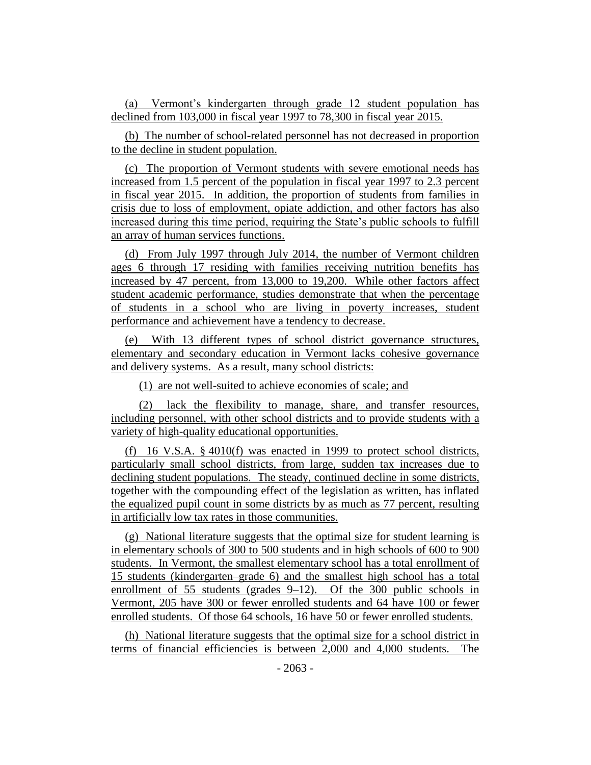(a) Vermont's kindergarten through grade 12 student population has declined from 103,000 in fiscal year 1997 to 78,300 in fiscal year 2015.

(b) The number of school-related personnel has not decreased in proportion to the decline in student population.

(c) The proportion of Vermont students with severe emotional needs has increased from 1.5 percent of the population in fiscal year 1997 to 2.3 percent in fiscal year 2015. In addition, the proportion of students from families in crisis due to loss of employment, opiate addiction, and other factors has also increased during this time period, requiring the State's public schools to fulfill an array of human services functions.

(d) From July 1997 through July 2014, the number of Vermont children ages 6 through 17 residing with families receiving nutrition benefits has increased by 47 percent, from 13,000 to 19,200. While other factors affect student academic performance, studies demonstrate that when the percentage of students in a school who are living in poverty increases, student performance and achievement have a tendency to decrease.

(e) With 13 different types of school district governance structures, elementary and secondary education in Vermont lacks cohesive governance and delivery systems. As a result, many school districts:

(1) are not well-suited to achieve economies of scale; and

(2) lack the flexibility to manage, share, and transfer resources, including personnel, with other school districts and to provide students with a variety of high-quality educational opportunities.

(f) 16 V.S.A. § 4010(f) was enacted in 1999 to protect school districts, particularly small school districts, from large, sudden tax increases due to declining student populations. The steady, continued decline in some districts, together with the compounding effect of the legislation as written, has inflated the equalized pupil count in some districts by as much as 77 percent, resulting in artificially low tax rates in those communities.

(g) National literature suggests that the optimal size for student learning is in elementary schools of 300 to 500 students and in high schools of 600 to 900 students. In Vermont, the smallest elementary school has a total enrollment of 15 students (kindergarten–grade 6) and the smallest high school has a total enrollment of 55 students (grades 9–12). Of the 300 public schools in Vermont, 205 have 300 or fewer enrolled students and 64 have 100 or fewer enrolled students. Of those 64 schools, 16 have 50 or fewer enrolled students.

(h) National literature suggests that the optimal size for a school district in terms of financial efficiencies is between 2,000 and 4,000 students. The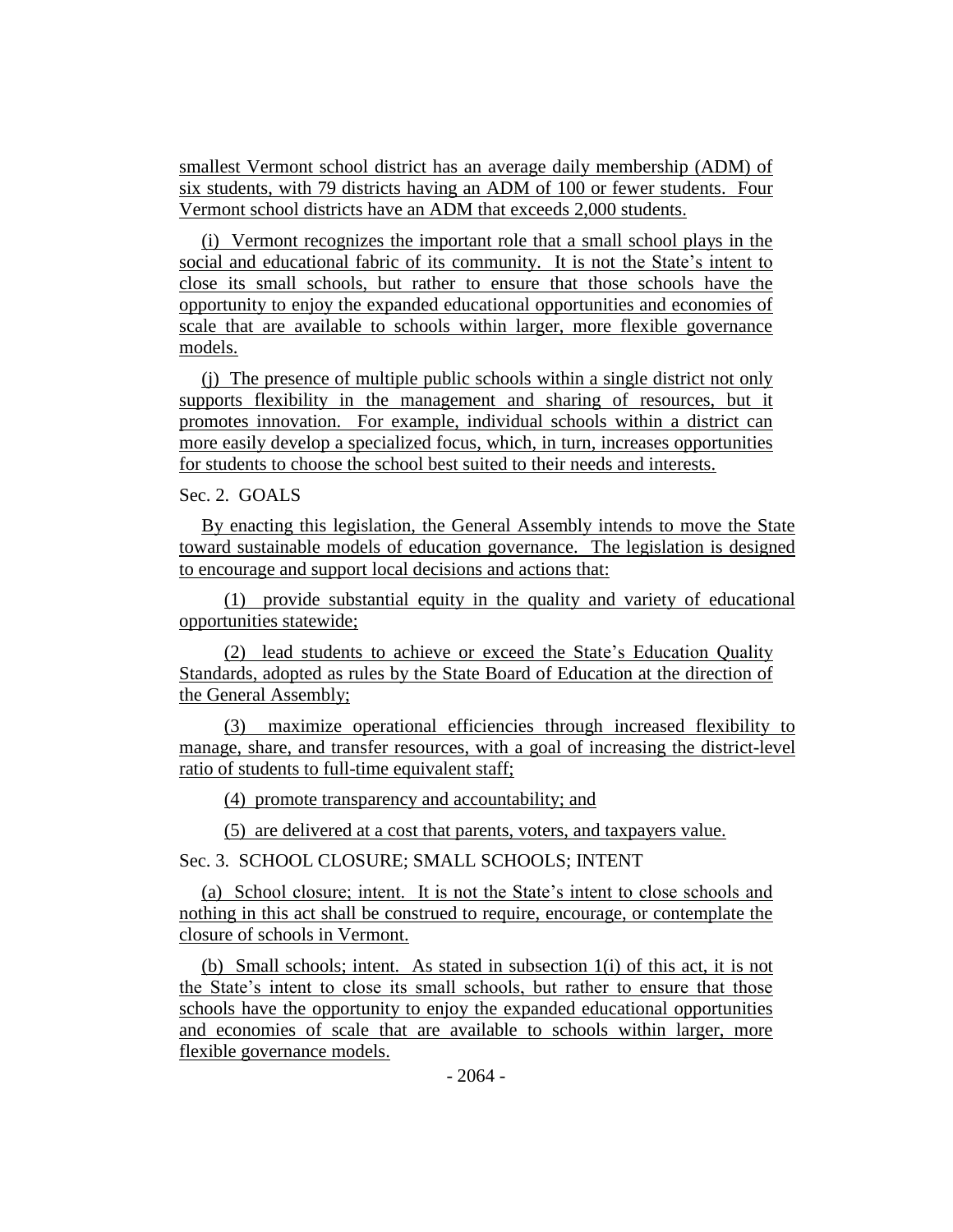smallest Vermont school district has an average daily membership (ADM) of six students, with 79 districts having an ADM of 100 or fewer students. Four Vermont school districts have an ADM that exceeds 2,000 students.

(i) Vermont recognizes the important role that a small school plays in the social and educational fabric of its community. It is not the State's intent to close its small schools, but rather to ensure that those schools have the opportunity to enjoy the expanded educational opportunities and economies of scale that are available to schools within larger, more flexible governance models.

(j) The presence of multiple public schools within a single district not only supports flexibility in the management and sharing of resources, but it promotes innovation. For example, individual schools within a district can more easily develop a specialized focus, which, in turn, increases opportunities for students to choose the school best suited to their needs and interests.

Sec. 2. GOALS

By enacting this legislation, the General Assembly intends to move the State toward sustainable models of education governance. The legislation is designed to encourage and support local decisions and actions that:

(1) provide substantial equity in the quality and variety of educational opportunities statewide;

(2) lead students to achieve or exceed the State's Education Quality Standards, adopted as rules by the State Board of Education at the direction of the General Assembly;

(3) maximize operational efficiencies through increased flexibility to manage, share, and transfer resources, with a goal of increasing the district-level ratio of students to full-time equivalent staff;

(4) promote transparency and accountability; and

(5) are delivered at a cost that parents, voters, and taxpayers value.

Sec. 3. SCHOOL CLOSURE; SMALL SCHOOLS; INTENT

(a) School closure; intent. It is not the State's intent to close schools and nothing in this act shall be construed to require, encourage, or contemplate the closure of schools in Vermont.

(b) Small schools; intent. As stated in subsection 1(i) of this act, it is not the State's intent to close its small schools, but rather to ensure that those schools have the opportunity to enjoy the expanded educational opportunities and economies of scale that are available to schools within larger, more flexible governance models.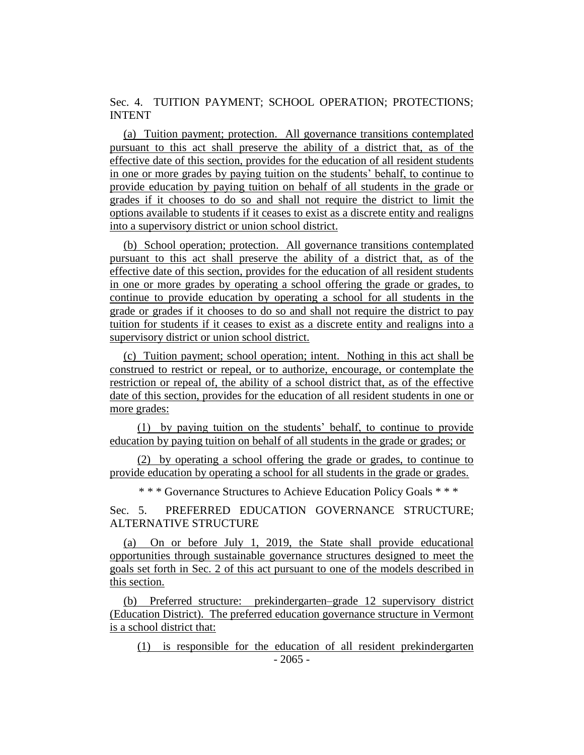Sec. 4. TUITION PAYMENT; SCHOOL OPERATION; PROTECTIONS; INTENT

(a) Tuition payment; protection. All governance transitions contemplated pursuant to this act shall preserve the ability of a district that, as of the effective date of this section, provides for the education of all resident students in one or more grades by paying tuition on the students' behalf, to continue to provide education by paying tuition on behalf of all students in the grade or grades if it chooses to do so and shall not require the district to limit the options available to students if it ceases to exist as a discrete entity and realigns into a supervisory district or union school district.

(b) School operation; protection. All governance transitions contemplated pursuant to this act shall preserve the ability of a district that, as of the effective date of this section, provides for the education of all resident students in one or more grades by operating a school offering the grade or grades, to continue to provide education by operating a school for all students in the grade or grades if it chooses to do so and shall not require the district to pay tuition for students if it ceases to exist as a discrete entity and realigns into a supervisory district or union school district.

(c) Tuition payment; school operation; intent. Nothing in this act shall be construed to restrict or repeal, or to authorize, encourage, or contemplate the restriction or repeal of, the ability of a school district that, as of the effective date of this section, provides for the education of all resident students in one or more grades:

(1) by paying tuition on the students' behalf, to continue to provide education by paying tuition on behalf of all students in the grade or grades; or

(2) by operating a school offering the grade or grades, to continue to provide education by operating a school for all students in the grade or grades.

\* \* \* Governance Structures to Achieve Education Policy Goals \* \* \*

Sec. 5. PREFERRED EDUCATION GOVERNANCE STRUCTURE; ALTERNATIVE STRUCTURE

(a) On or before July 1, 2019, the State shall provide educational opportunities through sustainable governance structures designed to meet the goals set forth in Sec. 2 of this act pursuant to one of the models described in this section.

(b) Preferred structure: prekindergarten–grade 12 supervisory district (Education District). The preferred education governance structure in Vermont is a school district that:

(1) is responsible for the education of all resident prekindergarten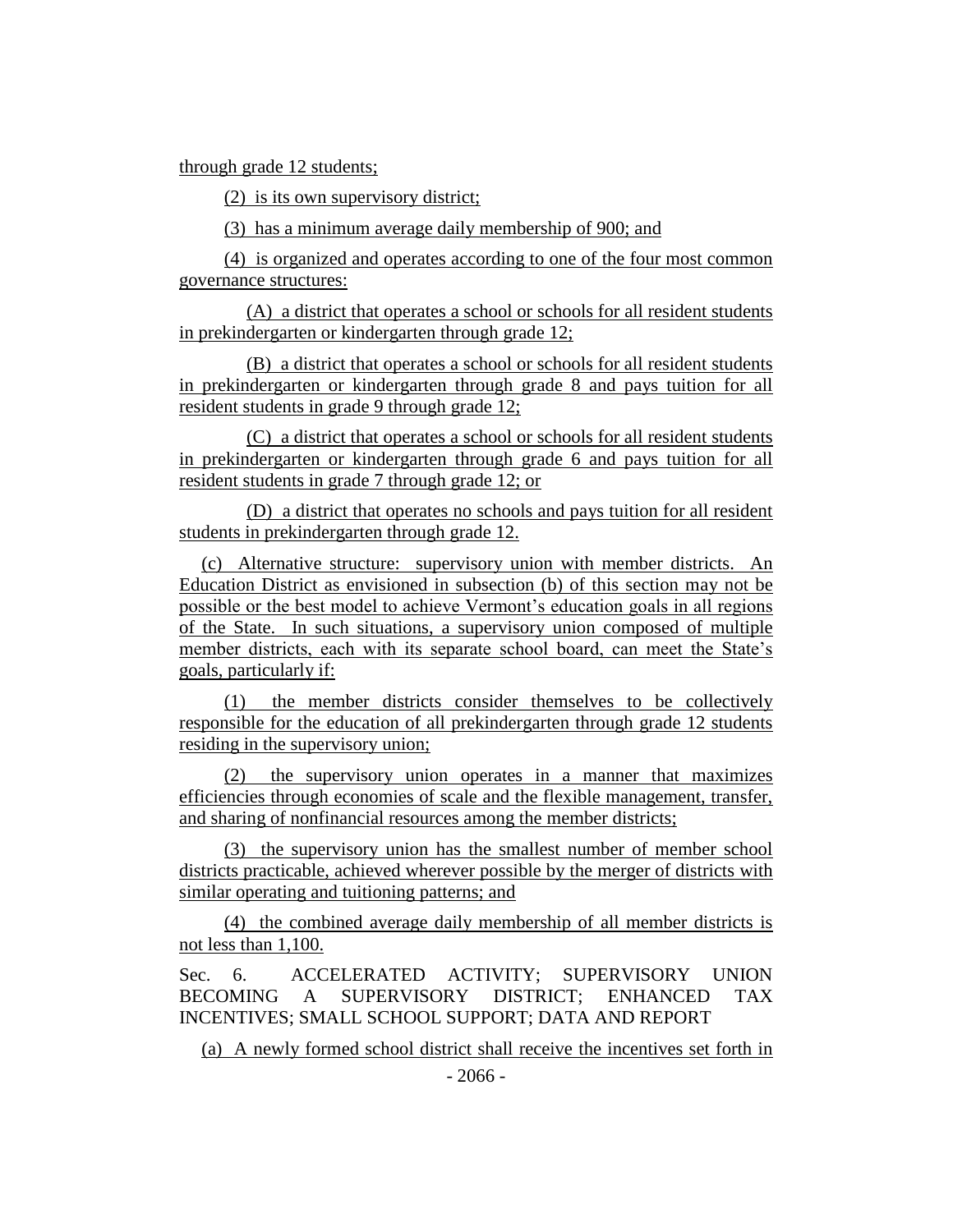through grade 12 students;

(2) is its own supervisory district;

(3) has a minimum average daily membership of 900; and

(4) is organized and operates according to one of the four most common governance structures:

(A) a district that operates a school or schools for all resident students in prekindergarten or kindergarten through grade 12;

(B) a district that operates a school or schools for all resident students in prekindergarten or kindergarten through grade 8 and pays tuition for all resident students in grade 9 through grade 12;

(C) a district that operates a school or schools for all resident students in prekindergarten or kindergarten through grade 6 and pays tuition for all resident students in grade 7 through grade 12; or

(D) a district that operates no schools and pays tuition for all resident students in prekindergarten through grade 12.

(c) Alternative structure: supervisory union with member districts. An Education District as envisioned in subsection (b) of this section may not be possible or the best model to achieve Vermont's education goals in all regions of the State. In such situations, a supervisory union composed of multiple member districts, each with its separate school board, can meet the State's goals, particularly if:

(1) the member districts consider themselves to be collectively responsible for the education of all prekindergarten through grade 12 students residing in the supervisory union;

(2) the supervisory union operates in a manner that maximizes efficiencies through economies of scale and the flexible management, transfer, and sharing of nonfinancial resources among the member districts;

(3) the supervisory union has the smallest number of member school districts practicable, achieved wherever possible by the merger of districts with similar operating and tuitioning patterns; and

(4) the combined average daily membership of all member districts is not less than 1,100.

Sec. 6. ACCELERATED ACTIVITY; SUPERVISORY UNION BECOMING A SUPERVISORY DISTRICT; ENHANCED TAX INCENTIVES; SMALL SCHOOL SUPPORT; DATA AND REPORT

(a) A newly formed school district shall receive the incentives set forth in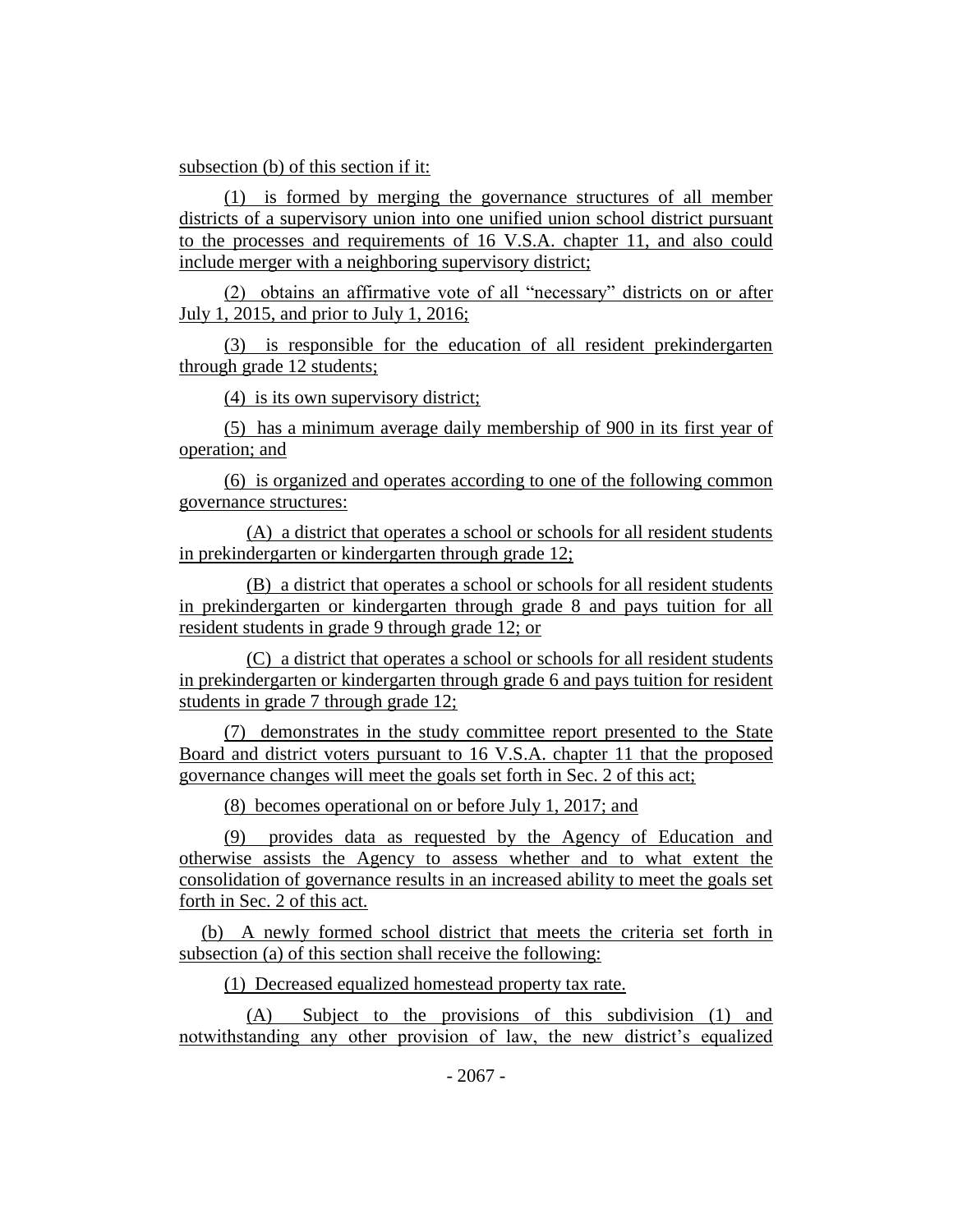subsection (b) of this section if it:

(1) is formed by merging the governance structures of all member districts of a supervisory union into one unified union school district pursuant to the processes and requirements of 16 V.S.A. chapter 11, and also could include merger with a neighboring supervisory district;

(2) obtains an affirmative vote of all "necessary" districts on or after July 1, 2015, and prior to July 1, 2016;

(3) is responsible for the education of all resident prekindergarten through grade 12 students;

(4) is its own supervisory district;

(5) has a minimum average daily membership of 900 in its first year of operation; and

(6) is organized and operates according to one of the following common governance structures:

(A) a district that operates a school or schools for all resident students in prekindergarten or kindergarten through grade 12;

(B) a district that operates a school or schools for all resident students in prekindergarten or kindergarten through grade 8 and pays tuition for all resident students in grade 9 through grade 12; or

(C) a district that operates a school or schools for all resident students in prekindergarten or kindergarten through grade 6 and pays tuition for resident students in grade 7 through grade 12;

(7) demonstrates in the study committee report presented to the State Board and district voters pursuant to 16 V.S.A. chapter 11 that the proposed governance changes will meet the goals set forth in Sec. 2 of this act;

(8) becomes operational on or before July 1, 2017; and

(9) provides data as requested by the Agency of Education and otherwise assists the Agency to assess whether and to what extent the consolidation of governance results in an increased ability to meet the goals set forth in Sec. 2 of this act.

(b) A newly formed school district that meets the criteria set forth in subsection (a) of this section shall receive the following:

(1) Decreased equalized homestead property tax rate.

(A) Subject to the provisions of this subdivision (1) and notwithstanding any other provision of law, the new district's equalized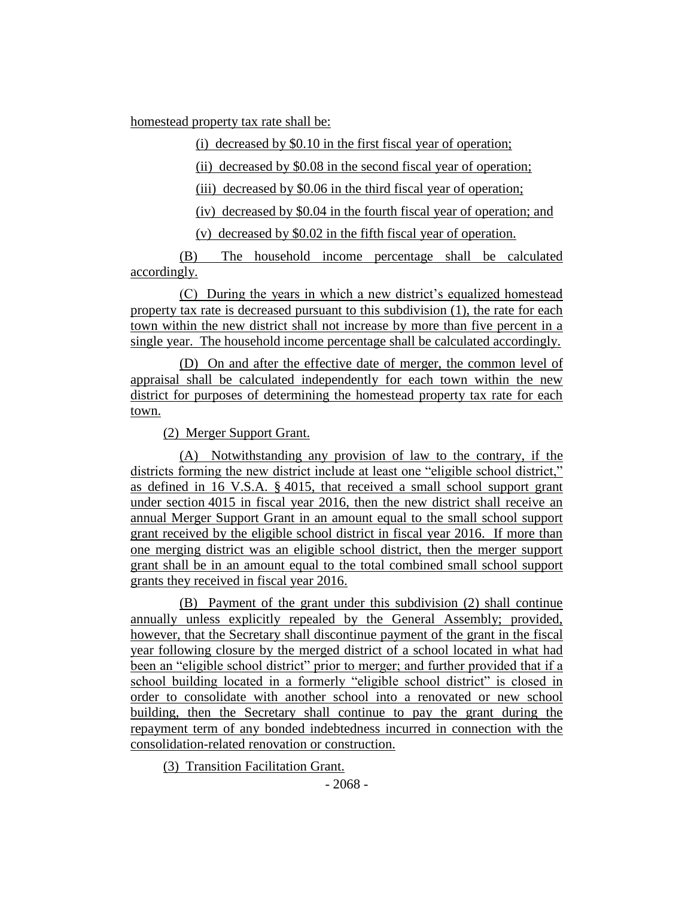homestead property tax rate shall be:

(i) decreased by $0.10 in the first fiscal year of operation;

(ii) decreased by $0.08 in the second fiscal year of operation;

(iii) decreased by $0.06 in the third fiscal year of operation;

(iv) decreased by $0.04 in the fourth fiscal year of operation; and

(v) decreased by $0.02 in the fifth fiscal year of operation.

(B) The household income percentage shall be calculated accordingly.

(C) During the years in which a new district's equalized homestead property tax rate is decreased pursuant to this subdivision (1), the rate for each town within the new district shall not increase by more than five percent in a single year. The household income percentage shall be calculated accordingly.

(D) On and after the effective date of merger, the common level of appraisal shall be calculated independently for each town within the new district for purposes of determining the homestead property tax rate for each town.

(2) Merger Support Grant.

(A) Notwithstanding any provision of law to the contrary, if the districts forming the new district include at least one "eligible school district," as defined in 16 V.S.A. § 4015, that received a small school support grant under section 4015 in fiscal year 2016, then the new district shall receive an annual Merger Support Grant in an amount equal to the small school support grant received by the eligible school district in fiscal year 2016. If more than one merging district was an eligible school district, then the merger support grant shall be in an amount equal to the total combined small school support grants they received in fiscal year 2016.

(B) Payment of the grant under this subdivision (2) shall continue annually unless explicitly repealed by the General Assembly; provided, however, that the Secretary shall discontinue payment of the grant in the fiscal year following closure by the merged district of a school located in what had been an "eligible school district" prior to merger; and further provided that if a school building located in a formerly "eligible school district" is closed in order to consolidate with another school into a renovated or new school building, then the Secretary shall continue to pay the grant during the repayment term of any bonded indebtedness incurred in connection with the consolidation-related renovation or construction.

(3) Transition Facilitation Grant.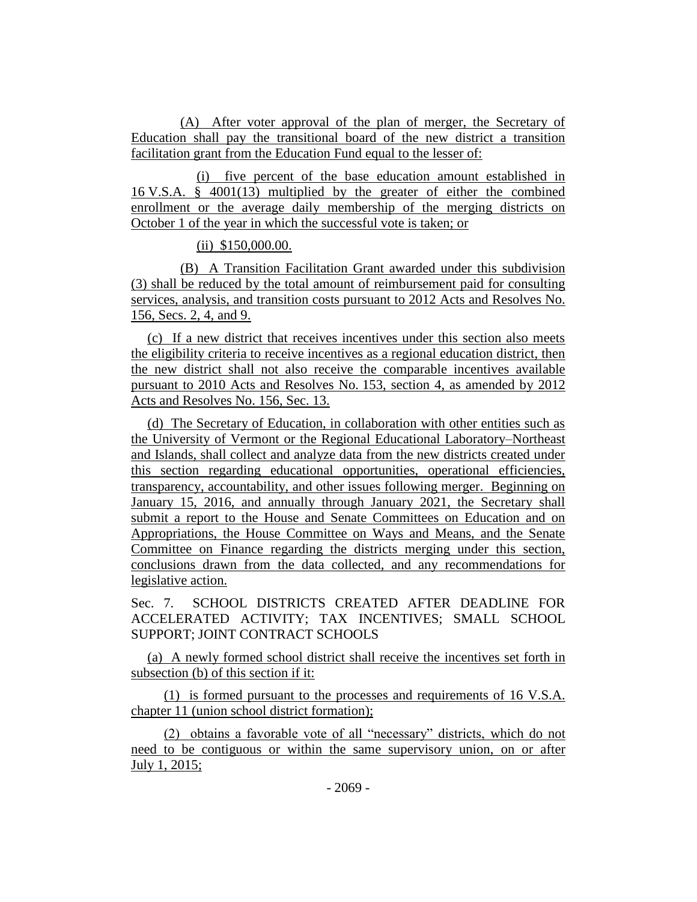(A) After voter approval of the plan of merger, the Secretary of Education shall pay the transitional board of the new district a transition facilitation grant from the Education Fund equal to the lesser of:

(i) five percent of the base education amount established in 16 V.S.A. § 4001(13) multiplied by the greater of either the combined enrollment or the average daily membership of the merging districts on October 1 of the year in which the successful vote is taken; or

(ii) $150,000.00.

(B) A Transition Facilitation Grant awarded under this subdivision (3) shall be reduced by the total amount of reimbursement paid for consulting services, analysis, and transition costs pursuant to 2012 Acts and Resolves No. 156, Secs. 2, 4, and 9.

(c) If a new district that receives incentives under this section also meets the eligibility criteria to receive incentives as a regional education district, then the new district shall not also receive the comparable incentives available pursuant to 2010 Acts and Resolves No. 153, section 4, as amended by 2012 Acts and Resolves No. 156, Sec. 13.

(d) The Secretary of Education, in collaboration with other entities such as the University of Vermont or the Regional Educational Laboratory–Northeast and Islands, shall collect and analyze data from the new districts created under this section regarding educational opportunities, operational efficiencies, transparency, accountability, and other issues following merger. Beginning on January 15, 2016, and annually through January 2021, the Secretary shall submit a report to the House and Senate Committees on Education and on Appropriations, the House Committee on Ways and Means, and the Senate Committee on Finance regarding the districts merging under this section, conclusions drawn from the data collected, and any recommendations for legislative action.

Sec. 7. SCHOOL DISTRICTS CREATED AFTER DEADLINE FOR ACCELERATED ACTIVITY; TAX INCENTIVES; SMALL SCHOOL SUPPORT; JOINT CONTRACT SCHOOLS

(a) A newly formed school district shall receive the incentives set forth in subsection (b) of this section if it:

(1) is formed pursuant to the processes and requirements of 16 V.S.A. chapter 11 (union school district formation);

(2) obtains a favorable vote of all "necessary" districts, which do not need to be contiguous or within the same supervisory union, on or after July 1, 2015;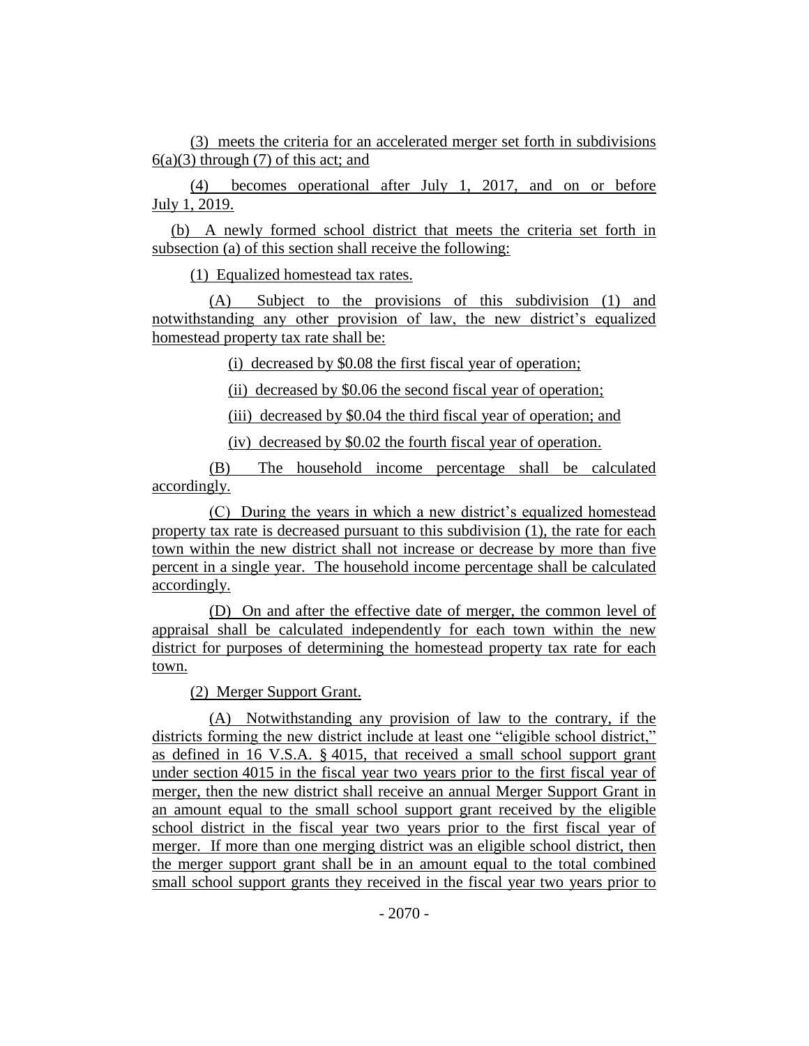(3) meets the criteria for an accelerated merger set forth in subdivisions 6(a)(3) through (7) of this act; and

(4) becomes operational after July 1, 2017, and on or before July 1, 2019.

(b) A newly formed school district that meets the criteria set forth in subsection (a) of this section shall receive the following:

(1) Equalized homestead tax rates.

(A) Subject to the provisions of this subdivision (1) and notwithstanding any other provision of law, the new district's equalized homestead property tax rate shall be:

(i) decreased by $0.08 the first fiscal year of operation;

(ii) decreased by $0.06 the second fiscal year of operation;

(iii) decreased by $0.04 the third fiscal year of operation; and

(iv) decreased by $0.02 the fourth fiscal year of operation.

(B) The household income percentage shall be calculated accordingly.

(C) During the years in which a new district's equalized homestead property tax rate is decreased pursuant to this subdivision (1), the rate for each town within the new district shall not increase or decrease by more than five percent in a single year. The household income percentage shall be calculated accordingly.

(D) On and after the effective date of merger, the common level of appraisal shall be calculated independently for each town within the new district for purposes of determining the homestead property tax rate for each town.

(2) Merger Support Grant.

(A) Notwithstanding any provision of law to the contrary, if the districts forming the new district include at least one "eligible school district," as defined in 16 V.S.A. § 4015, that received a small school support grant under section 4015 in the fiscal year two years prior to the first fiscal year of merger, then the new district shall receive an annual Merger Support Grant in an amount equal to the small school support grant received by the eligible school district in the fiscal year two years prior to the first fiscal year of merger. If more than one merging district was an eligible school district, then the merger support grant shall be in an amount equal to the total combined small school support grants they received in the fiscal year two years prior to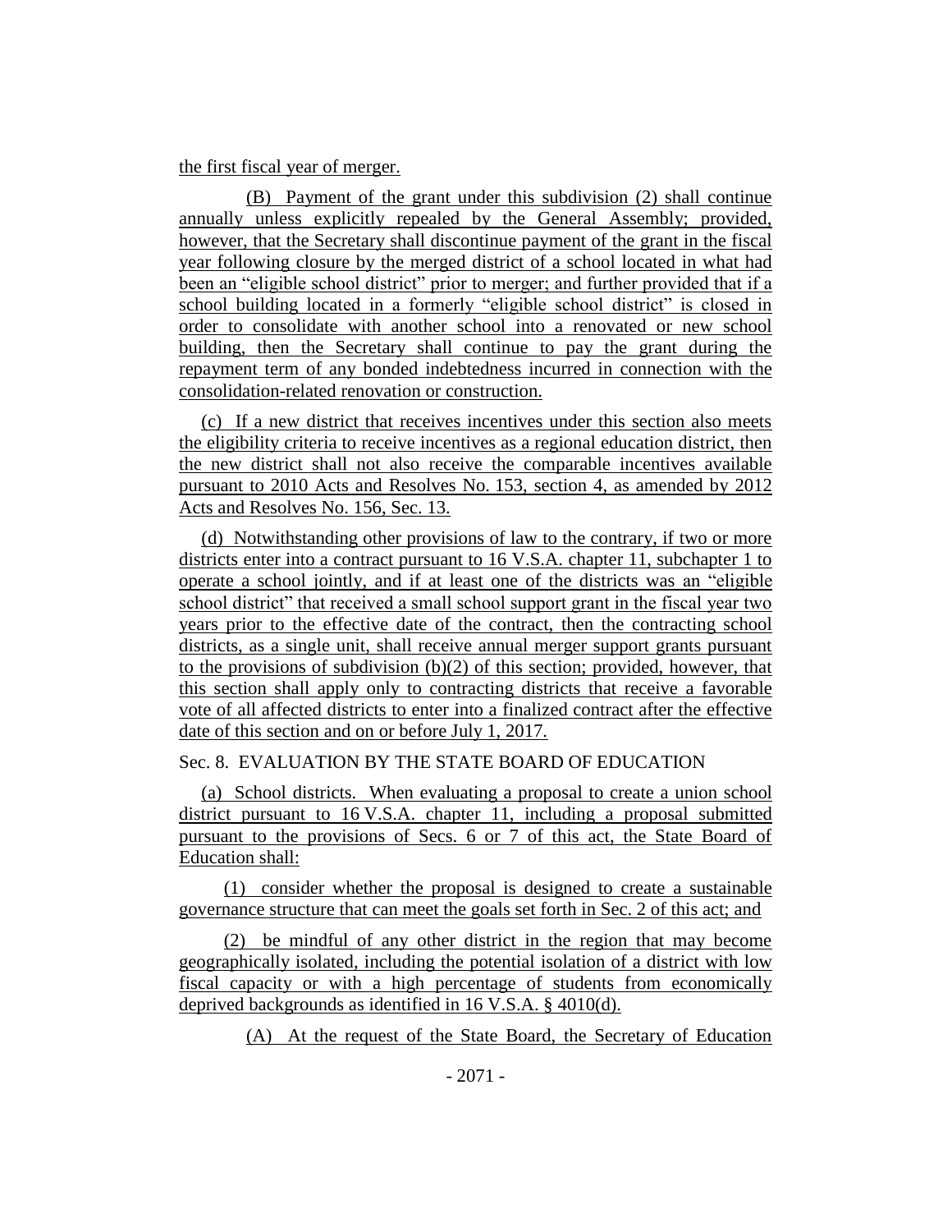the first fiscal year of merger.

(B) Payment of the grant under this subdivision (2) shall continue annually unless explicitly repealed by the General Assembly; provided, however, that the Secretary shall discontinue payment of the grant in the fiscal year following closure by the merged district of a school located in what had been an "eligible school district" prior to merger; and further provided that if a school building located in a formerly "eligible school district" is closed in order to consolidate with another school into a renovated or new school building, then the Secretary shall continue to pay the grant during the repayment term of any bonded indebtedness incurred in connection with the consolidation-related renovation or construction.

(c) If a new district that receives incentives under this section also meets the eligibility criteria to receive incentives as a regional education district, then the new district shall not also receive the comparable incentives available pursuant to 2010 Acts and Resolves No. 153, section 4, as amended by 2012 Acts and Resolves No. 156, Sec. 13.

(d) Notwithstanding other provisions of law to the contrary, if two or more districts enter into a contract pursuant to 16 V.S.A. chapter 11, subchapter 1 to operate a school jointly, and if at least one of the districts was an "eligible school district" that received a small school support grant in the fiscal year two years prior to the effective date of the contract, then the contracting school districts, as a single unit, shall receive annual merger support grants pursuant to the provisions of subdivision (b)(2) of this section; provided, however, that this section shall apply only to contracting districts that receive a favorable vote of all affected districts to enter into a finalized contract after the effective date of this section and on or before July 1, 2017.

Sec. 8. EVALUATION BY THE STATE BOARD OF EDUCATION

(a) School districts. When evaluating a proposal to create a union school district pursuant to 16 V.S.A. chapter 11, including a proposal submitted pursuant to the provisions of Secs. 6 or 7 of this act, the State Board of Education shall:

(1) consider whether the proposal is designed to create a sustainable governance structure that can meet the goals set forth in Sec. 2 of this act; and

(2) be mindful of any other district in the region that may become geographically isolated, including the potential isolation of a district with low fiscal capacity or with a high percentage of students from economically deprived backgrounds as identified in 16 V.S.A. § 4010(d).

(A) At the request of the State Board, the Secretary of Education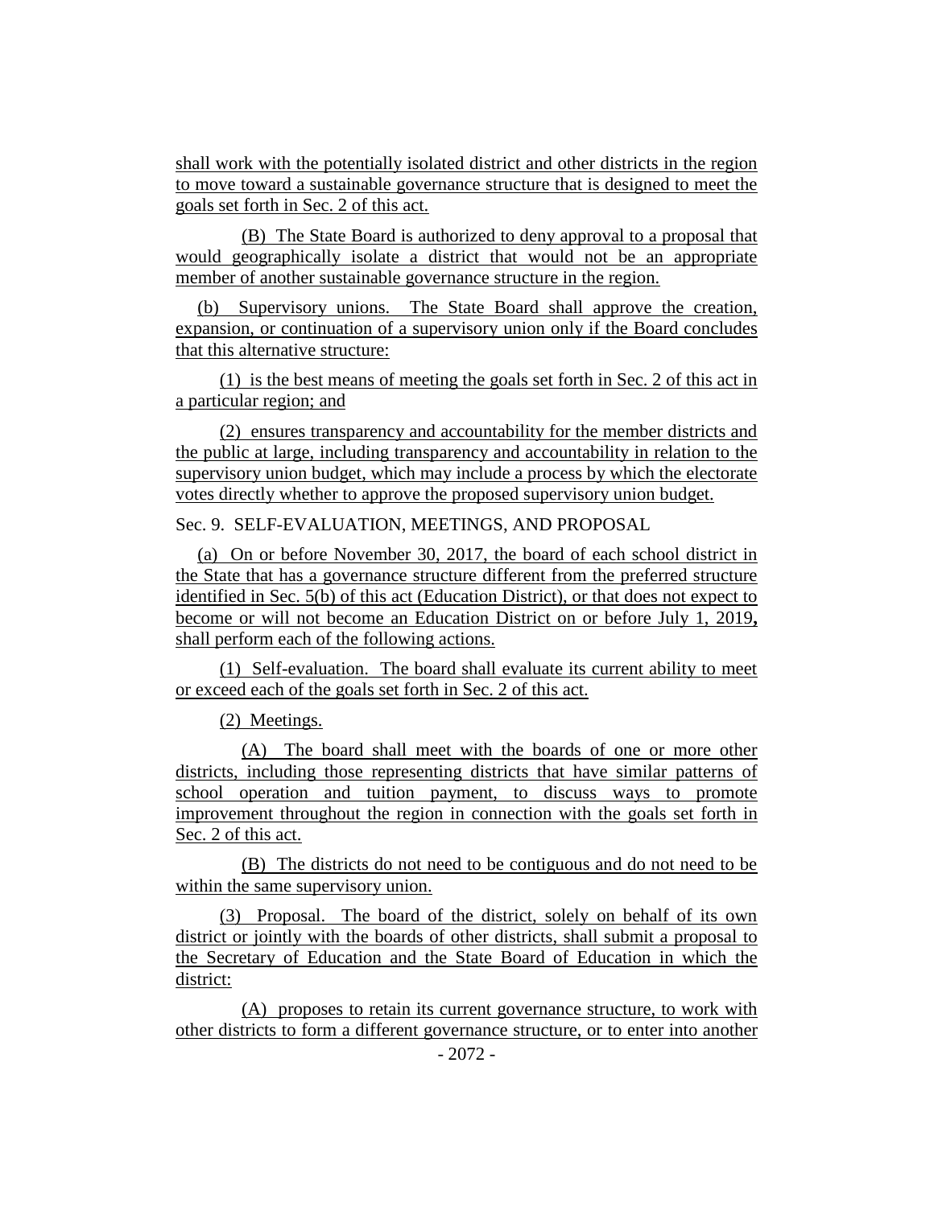shall work with the potentially isolated district and other districts in the region to move toward a sustainable governance structure that is designed to meet the goals set forth in Sec. 2 of this act.

(B) The State Board is authorized to deny approval to a proposal that would geographically isolate a district that would not be an appropriate member of another sustainable governance structure in the region.

(b) Supervisory unions. The State Board shall approve the creation, expansion, or continuation of a supervisory union only if the Board concludes that this alternative structure:

(1) is the best means of meeting the goals set forth in Sec. 2 of this act in a particular region; and

(2) ensures transparency and accountability for the member districts and the public at large, including transparency and accountability in relation to the supervisory union budget, which may include a process by which the electorate votes directly whether to approve the proposed supervisory union budget.

Sec. 9. SELF-EVALUATION, MEETINGS, AND PROPOSAL

(a) On or before November 30, 2017, the board of each school district in the State that has a governance structure different from the preferred structure identified in Sec. 5(b) of this act (Education District), or that does not expect to become or will not become an Education District on or before July 1, 2019**,** shall perform each of the following actions.

(1) Self-evaluation. The board shall evaluate its current ability to meet or exceed each of the goals set forth in Sec. 2 of this act.

(2) Meetings.

(A) The board shall meet with the boards of one or more other districts, including those representing districts that have similar patterns of school operation and tuition payment, to discuss ways to promote improvement throughout the region in connection with the goals set forth in Sec. 2 of this act.

(B) The districts do not need to be contiguous and do not need to be within the same supervisory union.

(3) Proposal. The board of the district, solely on behalf of its own district or jointly with the boards of other districts, shall submit a proposal to the Secretary of Education and the State Board of Education in which the district:

(A) proposes to retain its current governance structure, to work with other districts to form a different governance structure, or to enter into another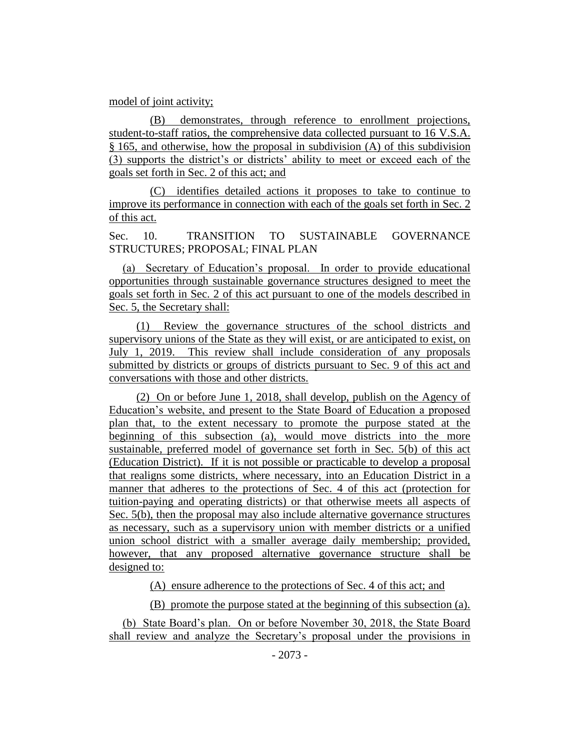model of joint activity;

(B) demonstrates, through reference to enrollment projections, student-to-staff ratios, the comprehensive data collected pursuant to 16 V.S.A. § 165, and otherwise, how the proposal in subdivision (A) of this subdivision (3) supports the district's or districts' ability to meet or exceed each of the goals set forth in Sec. 2 of this act; and

(C) identifies detailed actions it proposes to take to continue to improve its performance in connection with each of the goals set forth in Sec. 2 of this act.

Sec. 10. TRANSITION TO SUSTAINABLE GOVERNANCE STRUCTURES; PROPOSAL; FINAL PLAN

(a) Secretary of Education's proposal. In order to provide educational opportunities through sustainable governance structures designed to meet the goals set forth in Sec. 2 of this act pursuant to one of the models described in Sec. 5, the Secretary shall:

(1) Review the governance structures of the school districts and supervisory unions of the State as they will exist, or are anticipated to exist, on July 1, 2019. This review shall include consideration of any proposals submitted by districts or groups of districts pursuant to Sec. 9 of this act and conversations with those and other districts.

(2) On or before June 1, 2018, shall develop, publish on the Agency of Education's website, and present to the State Board of Education a proposed plan that, to the extent necessary to promote the purpose stated at the beginning of this subsection (a), would move districts into the more sustainable, preferred model of governance set forth in Sec. 5(b) of this act (Education District). If it is not possible or practicable to develop a proposal that realigns some districts, where necessary, into an Education District in a manner that adheres to the protections of Sec. 4 of this act (protection for tuition-paying and operating districts) or that otherwise meets all aspects of Sec. 5(b), then the proposal may also include alternative governance structures as necessary, such as a supervisory union with member districts or a unified union school district with a smaller average daily membership; provided, however, that any proposed alternative governance structure shall be designed to:

(A) ensure adherence to the protections of Sec. 4 of this act; and

(B) promote the purpose stated at the beginning of this subsection (a).

(b) State Board's plan. On or before November 30, 2018, the State Board shall review and analyze the Secretary's proposal under the provisions in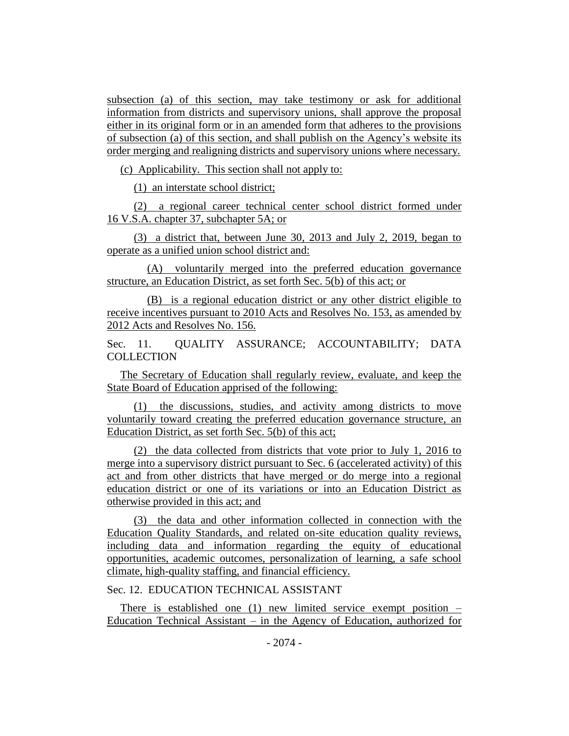subsection (a) of this section, may take testimony or ask for additional information from districts and supervisory unions, shall approve the proposal either in its original form or in an amended form that adheres to the provisions of subsection (a) of this section, and shall publish on the Agency's website its order merging and realigning districts and supervisory unions where necessary.

(c) Applicability. This section shall not apply to:

(1) an interstate school district;

(2) a regional career technical center school district formed under 16 V.S.A. chapter 37, subchapter 5A; or

(3) a district that, between June 30, 2013 and July 2, 2019, began to operate as a unified union school district and:

(A) voluntarily merged into the preferred education governance structure, an Education District, as set forth Sec. 5(b) of this act; or

(B) is a regional education district or any other district eligible to receive incentives pursuant to 2010 Acts and Resolves No. 153, as amended by 2012 Acts and Resolves No. 156.

Sec. 11. QUALITY ASSURANCE; ACCOUNTABILITY; DATA COLLECTION

The Secretary of Education shall regularly review, evaluate, and keep the State Board of Education apprised of the following:

(1) the discussions, studies, and activity among districts to move voluntarily toward creating the preferred education governance structure, an Education District, as set forth Sec. 5(b) of this act;

(2) the data collected from districts that vote prior to July 1, 2016 to merge into a supervisory district pursuant to Sec. 6 (accelerated activity) of this act and from other districts that have merged or do merge into a regional education district or one of its variations or into an Education District as otherwise provided in this act; and

(3) the data and other information collected in connection with the Education Quality Standards, and related on-site education quality reviews, including data and information regarding the equity of educational opportunities, academic outcomes, personalization of learning, a safe school climate, high-quality staffing, and financial efficiency.

Sec. 12. EDUCATION TECHNICAL ASSISTANT

There is established one (1) new limited service exempt position – Education Technical Assistant – in the Agency of Education, authorized for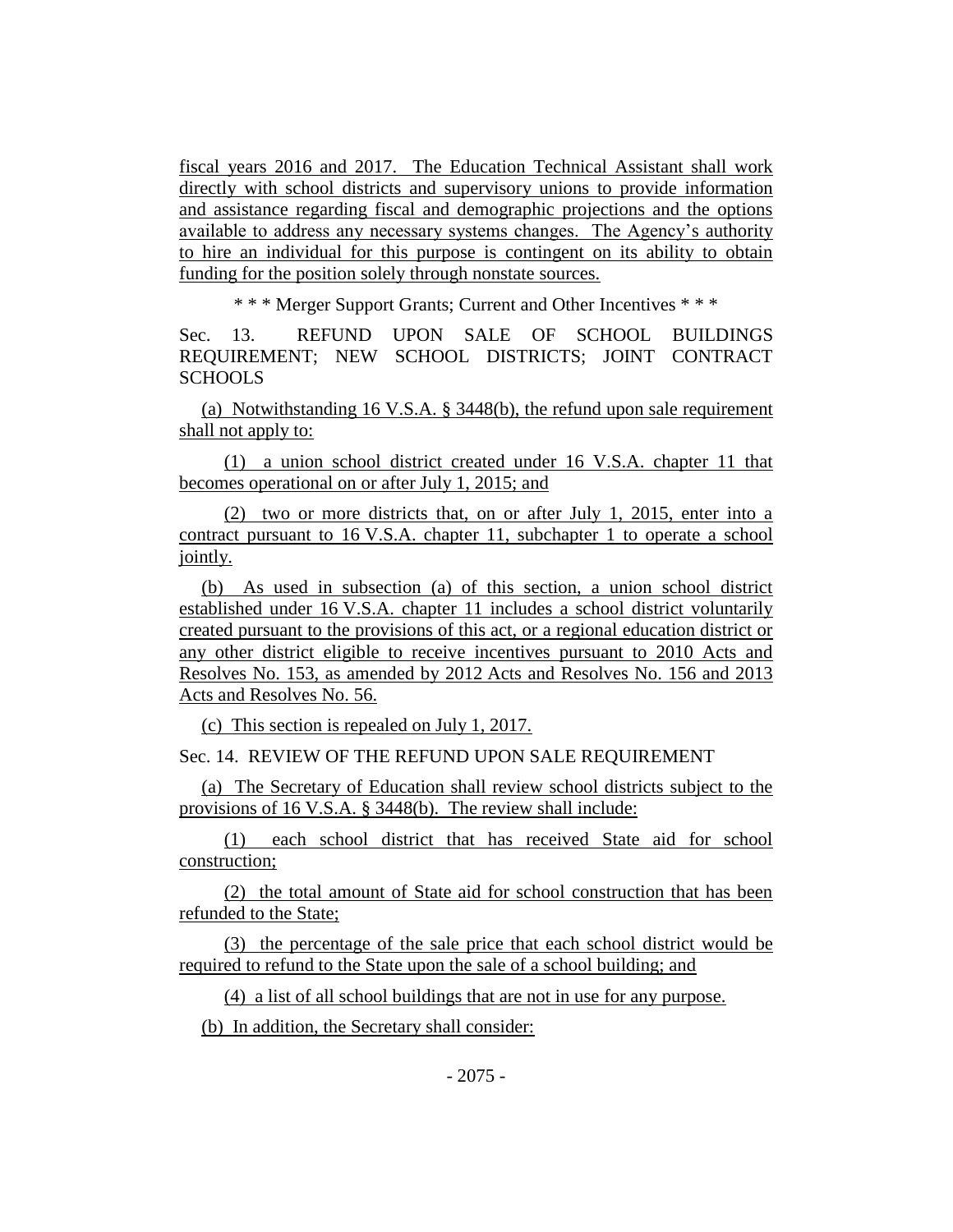fiscal years 2016 and 2017. The Education Technical Assistant shall work directly with school districts and supervisory unions to provide information and assistance regarding fiscal and demographic projections and the options available to address any necessary systems changes. The Agency's authority to hire an individual for this purpose is contingent on its ability to obtain funding for the position solely through nonstate sources.

\* \* \* Merger Support Grants; Current and Other Incentives \* \* \*

Sec. 13. REFUND UPON SALE OF SCHOOL BUILDINGS REQUIREMENT; NEW SCHOOL DISTRICTS; JOINT CONTRACT SCHOOLS

(a) Notwithstanding 16 V.S.A. § 3448(b), the refund upon sale requirement shall not apply to:

(1) a union school district created under 16 V.S.A. chapter 11 that becomes operational on or after July 1, 2015; and

(2) two or more districts that, on or after July 1, 2015, enter into a contract pursuant to 16 V.S.A. chapter 11, subchapter 1 to operate a school jointly.

(b) As used in subsection (a) of this section, a union school district established under 16 V.S.A. chapter 11 includes a school district voluntarily created pursuant to the provisions of this act, or a regional education district or any other district eligible to receive incentives pursuant to 2010 Acts and Resolves No. 153, as amended by 2012 Acts and Resolves No. 156 and 2013 Acts and Resolves No. 56.

(c) This section is repealed on July 1, 2017.

Sec. 14. REVIEW OF THE REFUND UPON SALE REQUIREMENT

(a) The Secretary of Education shall review school districts subject to the provisions of 16 V.S.A. § 3448(b). The review shall include:

(1) each school district that has received State aid for school construction;

(2) the total amount of State aid for school construction that has been refunded to the State;

(3) the percentage of the sale price that each school district would be required to refund to the State upon the sale of a school building; and

(4) a list of all school buildings that are not in use for any purpose.

(b) In addition, the Secretary shall consider: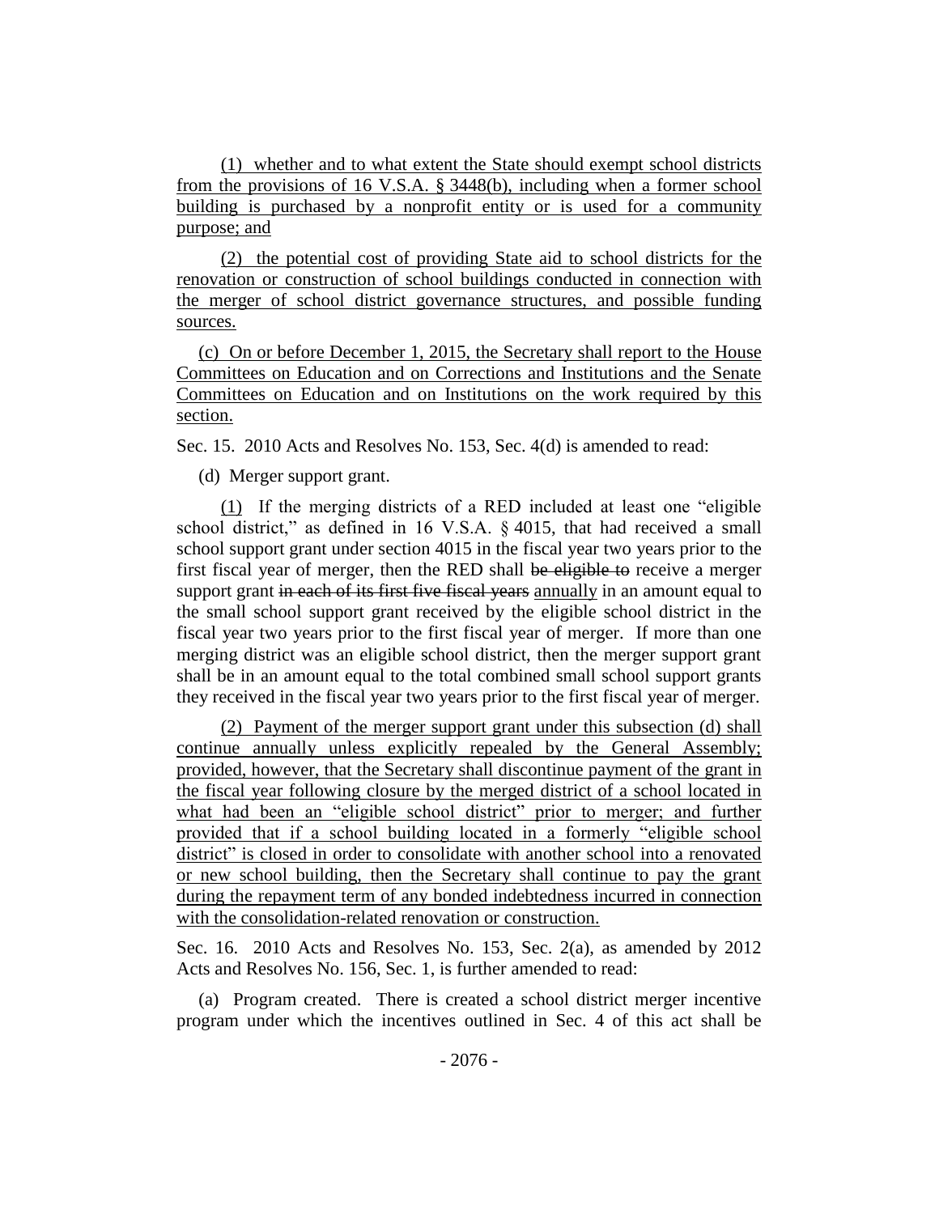(1) whether and to what extent the State should exempt school districts from the provisions of 16 V.S.A. § 3448(b), including when a former school building is purchased by a nonprofit entity or is used for a community purpose; and

(2) the potential cost of providing State aid to school districts for the renovation or construction of school buildings conducted in connection with the merger of school district governance structures, and possible funding sources.

(c) On or before December 1, 2015, the Secretary shall report to the House Committees on Education and on Corrections and Institutions and the Senate Committees on Education and on Institutions on the work required by this section.

Sec. 15. 2010 Acts and Resolves No. 153, Sec. 4(d) is amended to read:

(d) Merger support grant.

(1) If the merging districts of a RED included at least one "eligible school district," as defined in 16 V.S.A. § 4015, that had received a small school support grant under section 4015 in the fiscal year two years prior to the first fiscal year of merger, then the RED shall ~~be eligible to~~ receive a merger support grant ~~in each of its first five fiscal years~~ annually in an amount equal to the small school support grant received by the eligible school district in the fiscal year two years prior to the first fiscal year of merger. If more than one merging district was an eligible school district, then the merger support grant shall be in an amount equal to the total combined small school support grants they received in the fiscal year two years prior to the first fiscal year of merger.

(2) Payment of the merger support grant under this subsection (d) shall continue annually unless explicitly repealed by the General Assembly; provided, however, that the Secretary shall discontinue payment of the grant in the fiscal year following closure by the merged district of a school located in what had been an "eligible school district" prior to merger; and further provided that if a school building located in a formerly "eligible school district" is closed in order to consolidate with another school into a renovated or new school building, then the Secretary shall continue to pay the grant during the repayment term of any bonded indebtedness incurred in connection with the consolidation-related renovation or construction.

Sec. 16. 2010 Acts and Resolves No. 153, Sec. 2(a), as amended by 2012 Acts and Resolves No. 156, Sec. 1, is further amended to read:

(a) Program created. There is created a school district merger incentive program under which the incentives outlined in Sec. 4 of this act shall be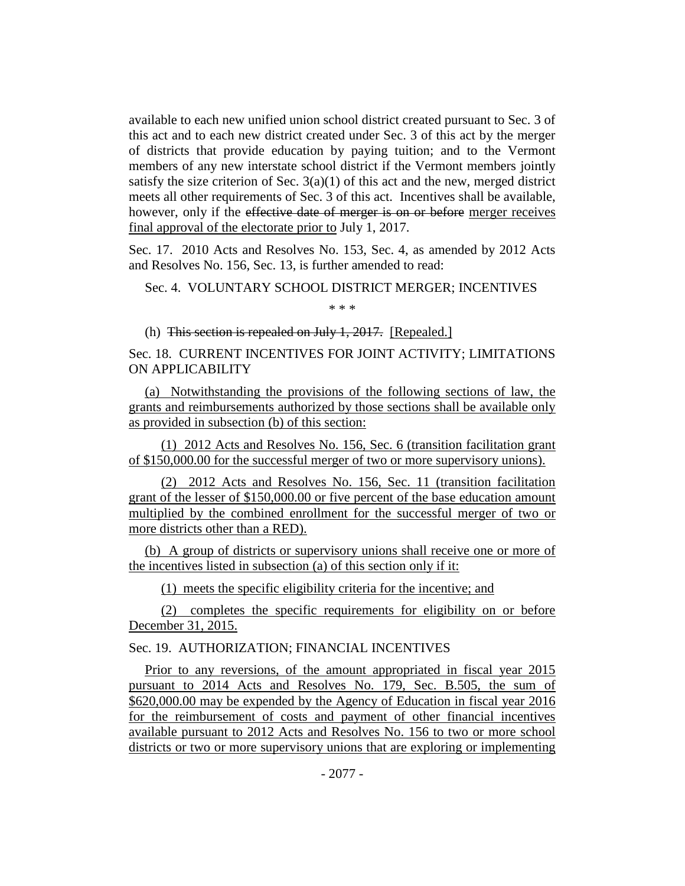available to each new unified union school district created pursuant to Sec. 3 of this act and to each new district created under Sec. 3 of this act by the merger of districts that provide education by paying tuition; and to the Vermont members of any new interstate school district if the Vermont members jointly satisfy the size criterion of Sec. 3(a)(1) of this act and the new, merged district meets all other requirements of Sec. 3 of this act. Incentives shall be available, however, only if the ~~effective date of merger is on or before~~ merger receives final approval of the electorate prior to July 1, 2017.

Sec. 17. 2010 Acts and Resolves No. 153, Sec. 4, as amended by 2012 Acts and Resolves No. 156, Sec. 13, is further amended to read:

Sec. 4. VOLUNTARY SCHOOL DISTRICT MERGER; INCENTIVES

\* \* \*

(h) ~~This section is repealed on July 1, 2017.~~ [Repealed.]

Sec. 18. CURRENT INCENTIVES FOR JOINT ACTIVITY; LIMITATIONS ON APPLICABILITY

(a) Notwithstanding the provisions of the following sections of law, the grants and reimbursements authorized by those sections shall be available only as provided in subsection (b) of this section:

(1) 2012 Acts and Resolves No. 156, Sec. 6 (transition facilitation grant of $150,000.00 for the successful merger of two or more supervisory unions).

(2) 2012 Acts and Resolves No. 156, Sec. 11 (transition facilitation grant of the lesser of $150,000.00 or five percent of the base education amount multiplied by the combined enrollment for the successful merger of two or more districts other than a RED).

(b) A group of districts or supervisory unions shall receive one or more of the incentives listed in subsection (a) of this section only if it:

(1) meets the specific eligibility criteria for the incentive; and

(2) completes the specific requirements for eligibility on or before December 31, 2015.

Sec. 19. AUTHORIZATION; FINANCIAL INCENTIVES

Prior to any reversions, of the amount appropriated in fiscal year 2015 pursuant to 2014 Acts and Resolves No. 179, Sec. B.505, the sum of $620,000.00 may be expended by the Agency of Education in fiscal year 2016 for the reimbursement of costs and payment of other financial incentives available pursuant to 2012 Acts and Resolves No. 156 to two or more school districts or two or more supervisory unions that are exploring or implementing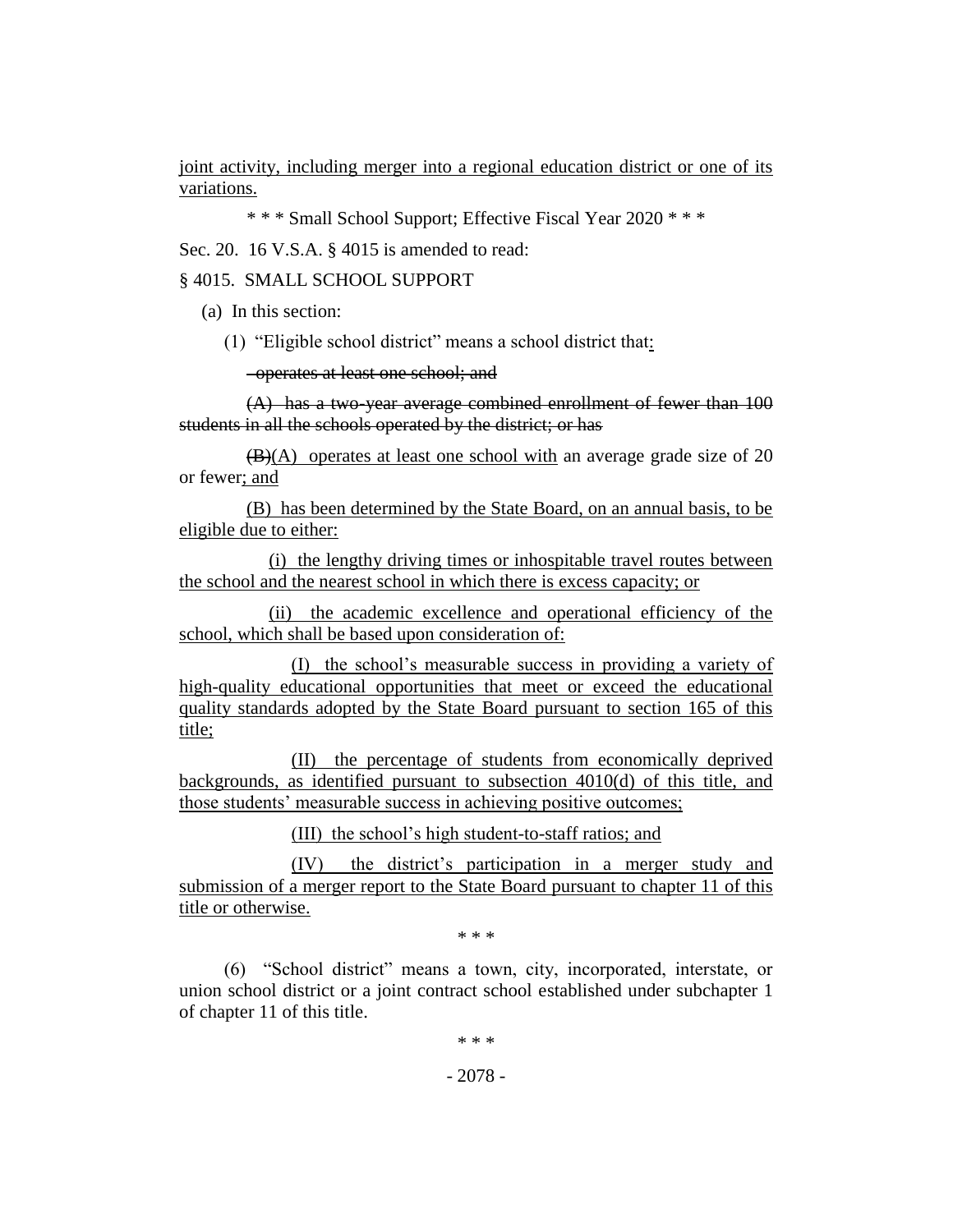joint activity, including merger into a regional education district or one of its variations.

\* \* \* Small School Support; Effective Fiscal Year 2020 \* \* \*

Sec. 20. 16 V.S.A. § 4015 is amended to read:

§ 4015. SMALL SCHOOL SUPPORT

(a) In this section:

(1) "Eligible school district" means a school district that:

~~operates at least one school; and~~

~~(A) has a two-year average combined enrollment of fewer than 100 students in all the schools operated by the district; or has~~

~~(B)~~(A) operates at least one school with an average grade size of 20 or fewer; and

(B) has been determined by the State Board, on an annual basis, to be eligible due to either:

(i) the lengthy driving times or inhospitable travel routes between the school and the nearest school in which there is excess capacity; or

(ii) the academic excellence and operational efficiency of the school, which shall be based upon consideration of:

(I) the school's measurable success in providing a variety of high-quality educational opportunities that meet or exceed the educational quality standards adopted by the State Board pursuant to section 165 of this title;

(II) the percentage of students from economically deprived backgrounds, as identified pursuant to subsection 4010(d) of this title, and those students' measurable success in achieving positive outcomes;

(III) the school's high student-to-staff ratios; and

(IV) the district's participation in a merger study and submission of a merger report to the State Board pursuant to chapter 11 of this title or otherwise.

\* \* \*

(6) "School district" means a town, city, incorporated, interstate, or union school district or a joint contract school established under subchapter 1 of chapter 11 of this title.

\* \* \*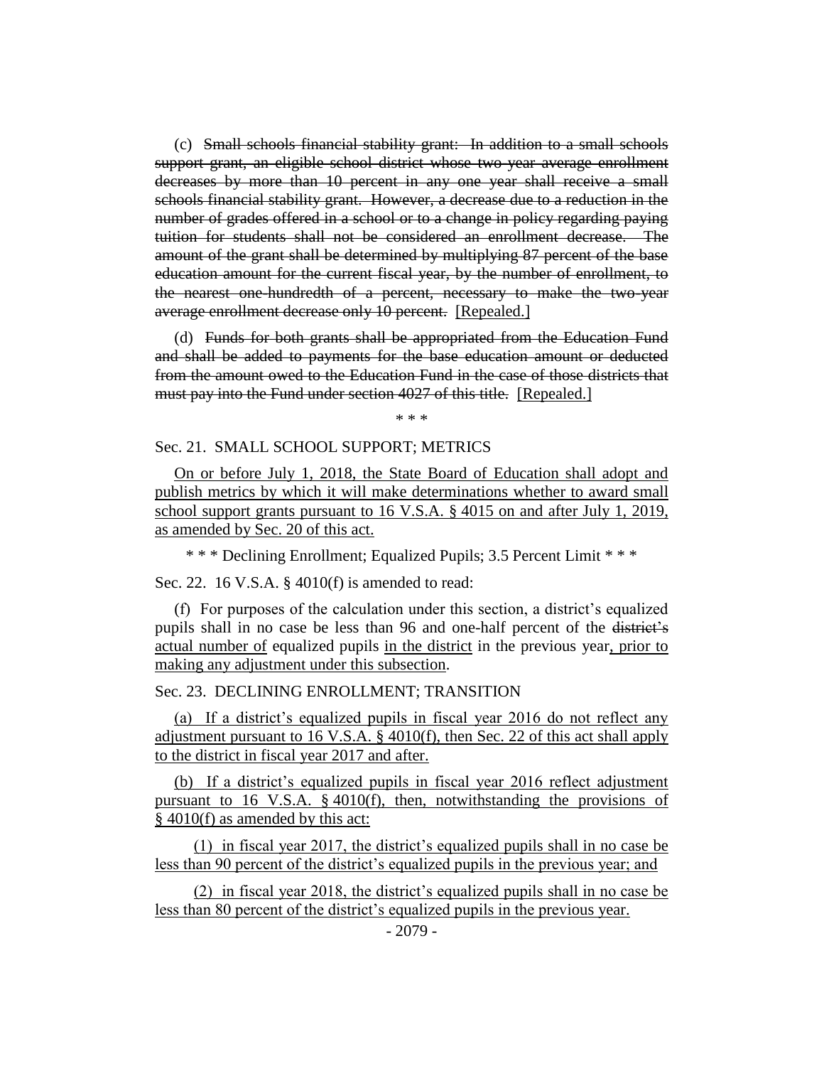(c) ~~Small schools financial stability grant: In addition to a small schools support grant, an eligible school district whose two-year average enrollment decreases by more than 10 percent in any one year shall receive a small schools financial stability grant. However, a decrease due to a reduction in the number of grades offered in a school or to a change in policy regarding paying tuition for students shall not be considered an enrollment decrease. The amount of the grant shall be determined by multiplying 87 percent of the base education amount for the current fiscal year, by the number of enrollment, to the nearest one-hundredth of a percent, necessary to make the two-year average enrollment decrease only 10 percent.~~ <u>[Repealed.]</u>

(d) ~~Funds for both grants shall be appropriated from the Education Fund and shall be added to payments for the base education amount or deducted from the amount owed to the Education Fund in the case of those districts that must pay into the Fund under section 4027 of this title.~~ <u>[Repealed.]</u>

\* \* \*

Sec. 21. SMALL SCHOOL SUPPORT; METRICS

<u>On or before July 1, 2018, the State Board of Education shall adopt and publish metrics by which it will make determinations whether to award small school support grants pursuant to 16 V.S.A. § 4015 on and after July 1, 2019, as amended by Sec. 20 of this act.</u>

\* \* \* Declining Enrollment; Equalized Pupils; 3.5 Percent Limit \* \* \*

Sec. 22. 16 V.S.A. § 4010(f) is amended to read:

(f) For purposes of the calculation under this section, a district's equalized pupils shall in no case be less than 96 and one-half percent of the ~~district's~~ <u>actual number of</u> equalized pupils <u>in the district</u> in the previous year<u>, prior to making any adjustment under this subsection</u>.

Sec. 23. DECLINING ENROLLMENT; TRANSITION

<u>(a) If a district's equalized pupils in fiscal year 2016 do not reflect any adjustment pursuant to 16 V.S.A. § 4010(f), then Sec. 22 of this act shall apply to the district in fiscal year 2017 and after.</u>

<u>(b) If a district's equalized pupils in fiscal year 2016 reflect adjustment pursuant to 16 V.S.A. § 4010(f), then, notwithstanding the provisions of § 4010(f) as amended by this act:</u>

<u>(1) in fiscal year 2017, the district's equalized pupils shall in no case be less than 90 percent of the district's equalized pupils in the previous year; and</u>

<u>(2) in fiscal year 2018, the district's equalized pupils shall in no case be less than 80 percent of the district's equalized pupils in the previous year.</u>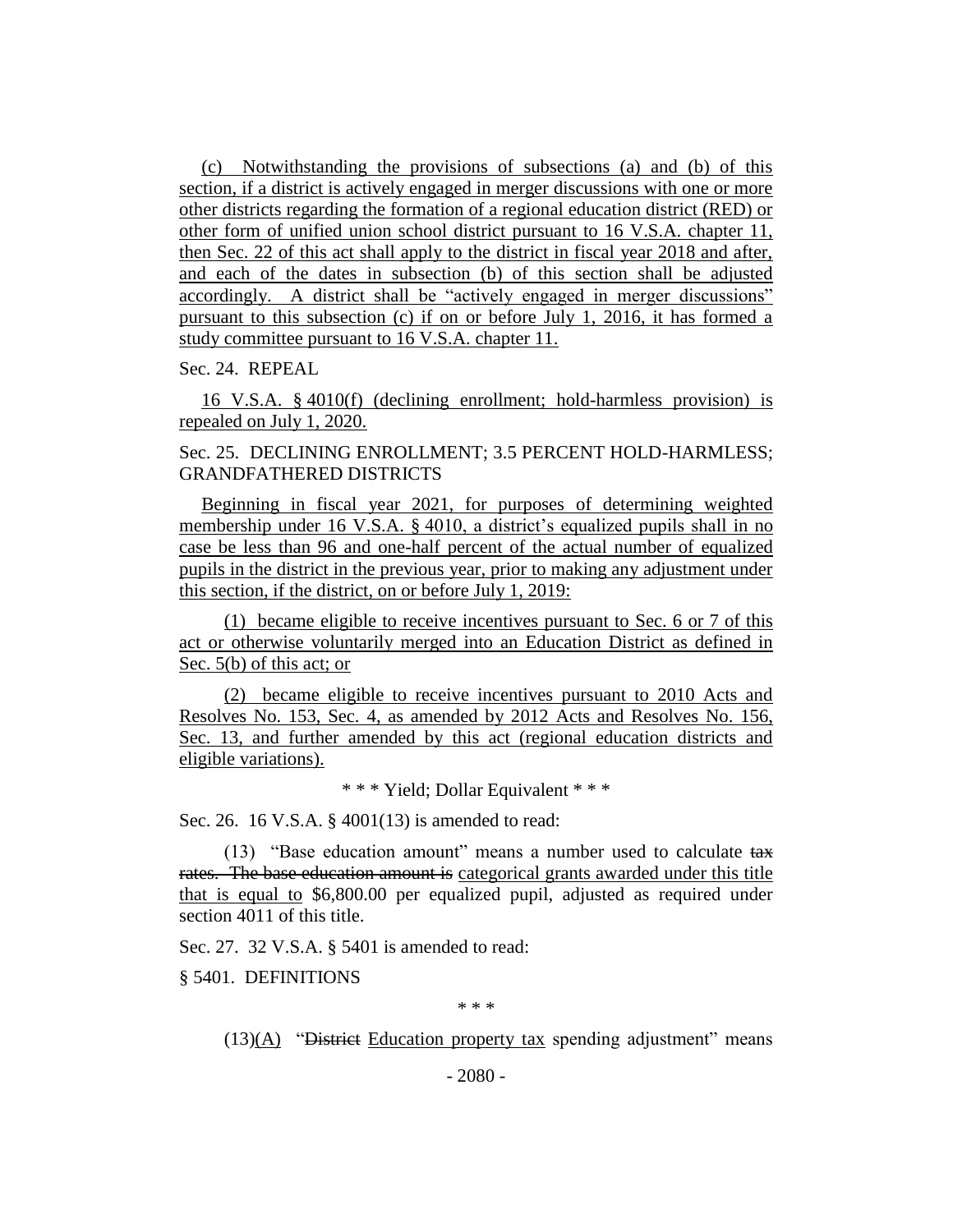(c) Notwithstanding the provisions of subsections (a) and (b) of this section, if a district is actively engaged in merger discussions with one or more other districts regarding the formation of a regional education district (RED) or other form of unified union school district pursuant to 16 V.S.A. chapter 11, then Sec. 22 of this act shall apply to the district in fiscal year 2018 and after, and each of the dates in subsection (b) of this section shall be adjusted accordingly. A district shall be "actively engaged in merger discussions" pursuant to this subsection (c) if on or before July 1, 2016, it has formed a study committee pursuant to 16 V.S.A. chapter 11.

Sec. 24. REPEAL

16 V.S.A. § 4010(f) (declining enrollment; hold-harmless provision) is repealed on July 1, 2020.

Sec. 25. DECLINING ENROLLMENT; 3.5 PERCENT HOLD-HARMLESS; GRANDFATHERED DISTRICTS

Beginning in fiscal year 2021, for purposes of determining weighted membership under 16 V.S.A. § 4010, a district's equalized pupils shall in no case be less than 96 and one-half percent of the actual number of equalized pupils in the district in the previous year, prior to making any adjustment under this section, if the district, on or before July 1, 2019:

(1) became eligible to receive incentives pursuant to Sec. 6 or 7 of this act or otherwise voluntarily merged into an Education District as defined in Sec. 5(b) of this act; or

(2) became eligible to receive incentives pursuant to 2010 Acts and Resolves No. 153, Sec. 4, as amended by 2012 Acts and Resolves No. 156, Sec. 13, and further amended by this act (regional education districts and eligible variations).

\* \* \* Yield; Dollar Equivalent \* \* \*

Sec. 26. 16 V.S.A. § 4001(13) is amended to read:

(13) "Base education amount" means a number used to calculate ~~tax rates. The base education amount is~~ categorical grants awarded under this title that is equal to $6,800.00 per equalized pupil, adjusted as required under section 4011 of this title.

Sec. 27. 32 V.S.A. § 5401 is amended to read:

§ 5401. DEFINITIONS

\* \* \*

(13)(A) "~~District~~ Education property tax spending adjustment" means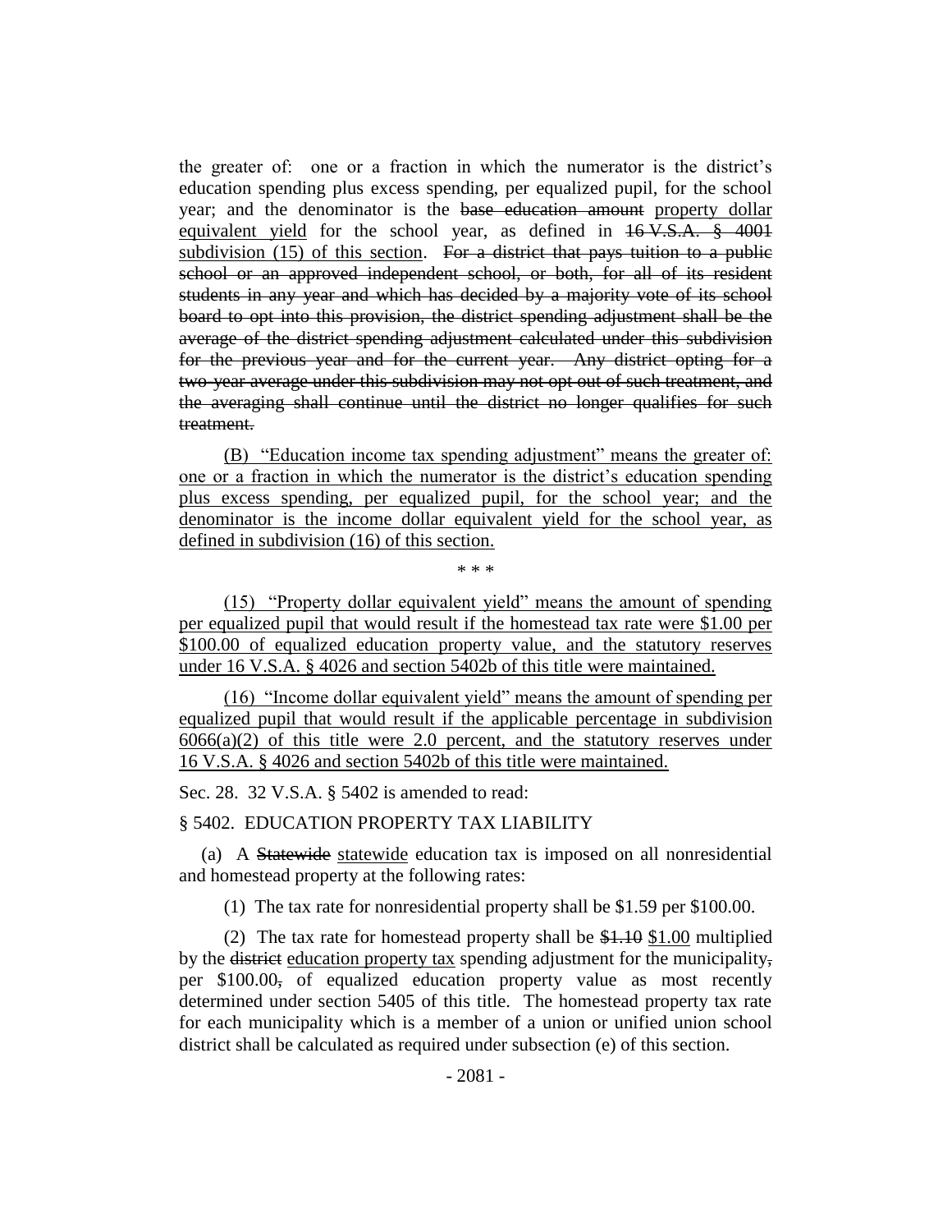the greater of: one or a fraction in which the numerator is the district's education spending plus excess spending, per equalized pupil, for the school year; and the denominator is the ~~base education amount~~ property dollar equivalent yield for the school year, as defined in ~~16 V.S.A. § 4001~~ subdivision (15) of this section. ~~For a district that pays tuition to a public school or an approved independent school, or both, for all of its resident students in any year and which has decided by a majority vote of its school board to opt into this provision, the district spending adjustment shall be the average of the district spending adjustment calculated under this subdivision for the previous year and for the current year. Any district opting for a two-year average under this subdivision may not opt out of such treatment, and the averaging shall continue until the district no longer qualifies for such treatment.~~

(B) "Education income tax spending adjustment" means the greater of: one or a fraction in which the numerator is the district's education spending plus excess spending, per equalized pupil, for the school year; and the denominator is the income dollar equivalent yield for the school year, as defined in subdivision (16) of this section.

\* \* \*

(15) "Property dollar equivalent yield" means the amount of spending per equalized pupil that would result if the homestead tax rate were $1.00 per $100.00 of equalized education property value, and the statutory reserves under 16 V.S.A. § 4026 and section 5402b of this title were maintained.

(16) "Income dollar equivalent yield" means the amount of spending per equalized pupil that would result if the applicable percentage in subdivision 6066(a)(2) of this title were 2.0 percent, and the statutory reserves under 16 V.S.A. § 4026 and section 5402b of this title were maintained.

Sec. 28. 32 V.S.A. § 5402 is amended to read:

§ 5402. EDUCATION PROPERTY TAX LIABILITY

(a) A ~~Statewide~~ statewide education tax is imposed on all nonresidential and homestead property at the following rates:

(1) The tax rate for nonresidential property shall be $1.59 per $100.00.

(2) The tax rate for homestead property shall be ~~$1.10~~ $1.00 multiplied by the ~~district~~ education property tax spending adjustment for the municipality~~,~~ per $100.00~~,~~ of equalized education property value as most recently determined under section 5405 of this title. The homestead property tax rate for each municipality which is a member of a union or unified union school district shall be calculated as required under subsection (e) of this section.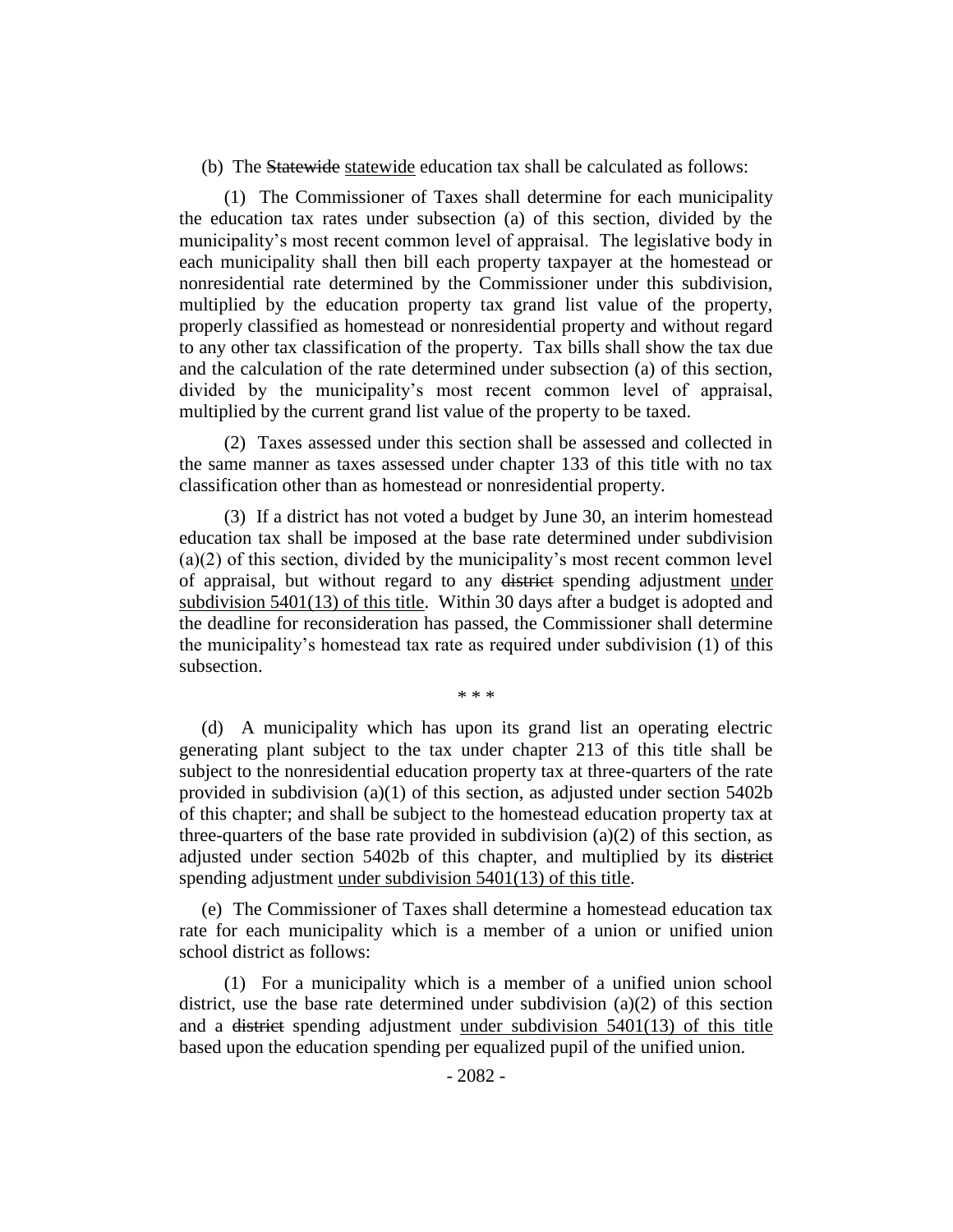(b) The ~~Statewide~~ statewide education tax shall be calculated as follows:

(1) The Commissioner of Taxes shall determine for each municipality the education tax rates under subsection (a) of this section, divided by the municipality's most recent common level of appraisal. The legislative body in each municipality shall then bill each property taxpayer at the homestead or nonresidential rate determined by the Commissioner under this subdivision, multiplied by the education property tax grand list value of the property, properly classified as homestead or nonresidential property and without regard to any other tax classification of the property. Tax bills shall show the tax due and the calculation of the rate determined under subsection (a) of this section, divided by the municipality's most recent common level of appraisal, multiplied by the current grand list value of the property to be taxed.

(2) Taxes assessed under this section shall be assessed and collected in the same manner as taxes assessed under chapter 133 of this title with no tax classification other than as homestead or nonresidential property.

(3) If a district has not voted a budget by June 30, an interim homestead education tax shall be imposed at the base rate determined under subdivision (a)(2) of this section, divided by the municipality's most recent common level of appraisal, but without regard to any ~~district~~ spending adjustment under subdivision 5401(13) of this title. Within 30 days after a budget is adopted and the deadline for reconsideration has passed, the Commissioner shall determine the municipality's homestead tax rate as required under subdivision (1) of this subsection.

\* \* \*

(d) A municipality which has upon its grand list an operating electric generating plant subject to the tax under chapter 213 of this title shall be subject to the nonresidential education property tax at three-quarters of the rate provided in subdivision (a)(1) of this section, as adjusted under section 5402b of this chapter; and shall be subject to the homestead education property tax at three-quarters of the base rate provided in subdivision (a)(2) of this section, as adjusted under section 5402b of this chapter, and multiplied by its ~~district~~ spending adjustment under subdivision 5401(13) of this title.

(e) The Commissioner of Taxes shall determine a homestead education tax rate for each municipality which is a member of a union or unified union school district as follows:

(1) For a municipality which is a member of a unified union school district, use the base rate determined under subdivision (a)(2) of this section and a ~~district~~ spending adjustment under subdivision 5401(13) of this title based upon the education spending per equalized pupil of the unified union.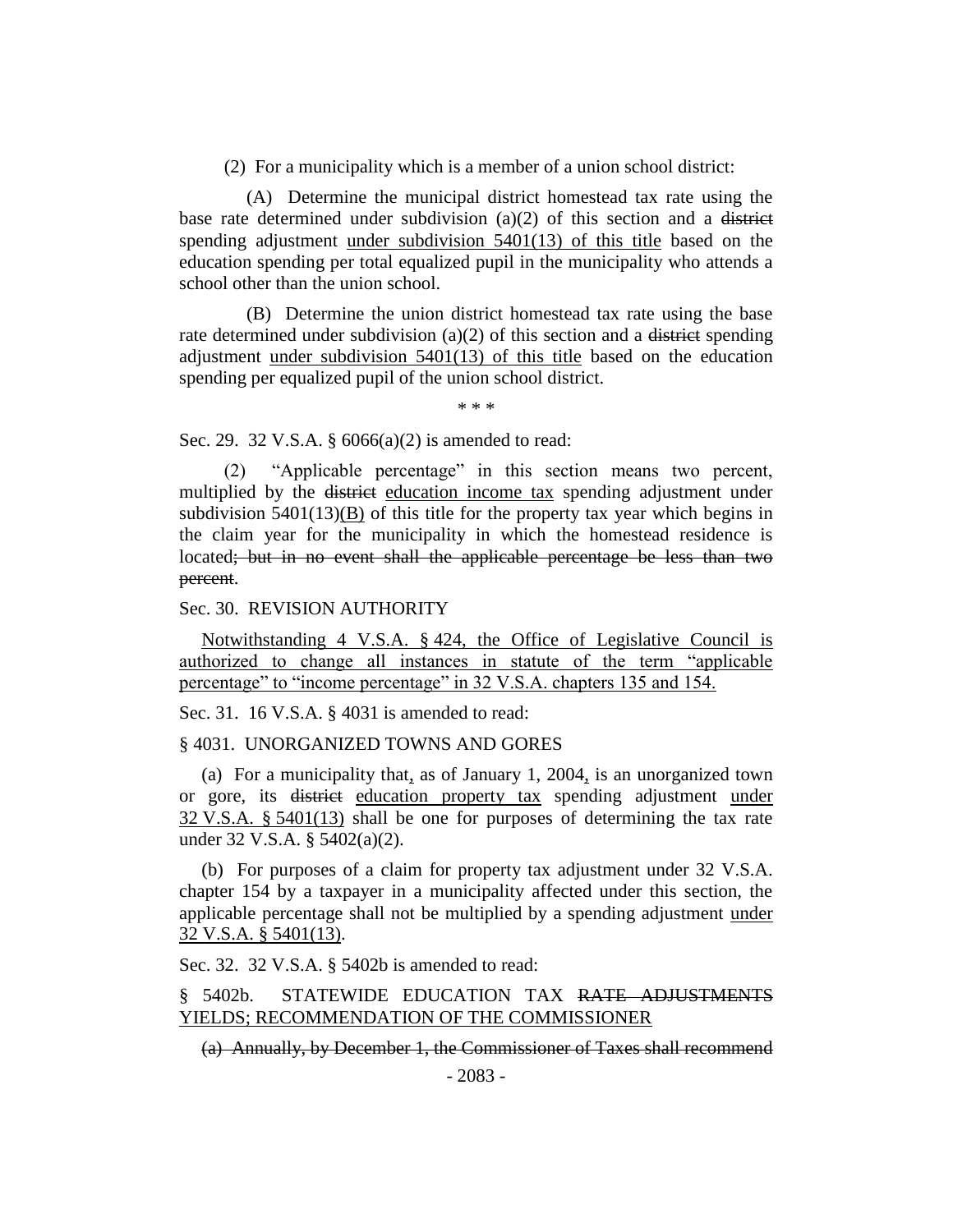(2) For a municipality which is a member of a union school district:

(A) Determine the municipal district homestead tax rate using the base rate determined under subdivision (a)(2) of this section and a ~~district~~ spending adjustment <u>under subdivision 5401(13) of this title</u> based on the education spending per total equalized pupil in the municipality who attends a school other than the union school.

(B) Determine the union district homestead tax rate using the base rate determined under subdivision (a)(2) of this section and a ~~district~~ spending adjustment <u>under subdivision 5401(13) of this title</u> based on the education spending per equalized pupil of the union school district.

\* \* \*

Sec. 29. 32 V.S.A. § 6066(a)(2) is amended to read:

(2) "Applicable percentage" in this section means two percent, multiplied by the ~~district~~ <u>education income tax</u> spending adjustment under subdivision 5401(13)<u>(B)</u> of this title for the property tax year which begins in the claim year for the municipality in which the homestead residence is located~~; but in no event shall the applicable percentage be less than two percent~~.

Sec. 30. REVISION AUTHORITY

<u>Notwithstanding 4 V.S.A. § 424, the Office of Legislative Council is authorized to change all instances in statute of the term "applicable percentage" to "income percentage" in 32 V.S.A. chapters 135 and 154.</u>

Sec. 31. 16 V.S.A. § 4031 is amended to read:

§ 4031. UNORGANIZED TOWNS AND GORES

(a) For a municipality that<u>,</u> as of January 1, 2004<u>,</u> is an unorganized town or gore, its ~~district~~ <u>education property tax</u> spending adjustment <u>under 32 V.S.A. § 5401(13)</u> shall be one for purposes of determining the tax rate under 32 V.S.A. § 5402(a)(2).

(b) For purposes of a claim for property tax adjustment under 32 V.S.A. chapter 154 by a taxpayer in a municipality affected under this section, the applicable percentage shall not be multiplied by a spending adjustment <u>under 32 V.S.A. § 5401(13)</u>.

Sec. 32. 32 V.S.A. § 5402b is amended to read:

§ 5402b. STATEWIDE EDUCATION TAX ~~RATE ADJUSTMENTS~~ <u>YIELDS; RECOMMENDATION OF THE COMMISSIONER</u>

~~(a) Annually, by December 1, the Commissioner of Taxes shall recommend~~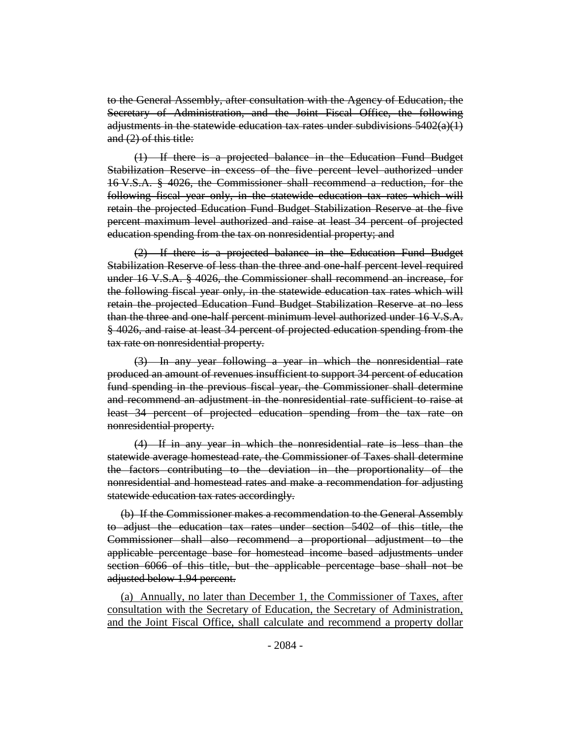~~to the General Assembly, after consultation with the Agency of Education, the Secretary of Administration, and the Joint Fiscal Office, the following adjustments in the statewide education tax rates under subdivisions 5402(a)(1) and (2) of this title:~~

~~(1) If there is a projected balance in the Education Fund Budget Stabilization Reserve in excess of the five percent level authorized under 16 V.S.A. § 4026, the Commissioner shall recommend a reduction, for the following fiscal year only, in the statewide education tax rates which will retain the projected Education Fund Budget Stabilization Reserve at the five percent maximum level authorized and raise at least 34 percent of projected education spending from the tax on nonresidential property; and~~

~~(2) If there is a projected balance in the Education Fund Budget Stabilization Reserve of less than the three and one-half percent level required under 16 V.S.A. § 4026, the Commissioner shall recommend an increase, for the following fiscal year only, in the statewide education tax rates which will retain the projected Education Fund Budget Stabilization Reserve at no less than the three and one-half percent minimum level authorized under 16 V.S.A. § 4026, and raise at least 34 percent of projected education spending from the tax rate on nonresidential property.~~

~~(3) In any year following a year in which the nonresidential rate produced an amount of revenues insufficient to support 34 percent of education fund spending in the previous fiscal year, the Commissioner shall determine and recommend an adjustment in the nonresidential rate sufficient to raise at least 34 percent of projected education spending from the tax rate on nonresidential property.~~

~~(4) If in any year in which the nonresidential rate is less than the statewide average homestead rate, the Commissioner of Taxes shall determine the factors contributing to the deviation in the proportionality of the nonresidential and homestead rates and make a recommendation for adjusting statewide education tax rates accordingly.~~

~~(b) If the Commissioner makes a recommendation to the General Assembly to adjust the education tax rates under section 5402 of this title, the Commissioner shall also recommend a proportional adjustment to the applicable percentage base for homestead income based adjustments under section 6066 of this title, but the applicable percentage base shall not be adjusted below 1.94 percent.~~

<u>(a) Annually, no later than December 1, the Commissioner of Taxes, after consultation with the Secretary of Education, the Secretary of Administration, and the Joint Fiscal Office, shall calculate and recommend a property dollar</u>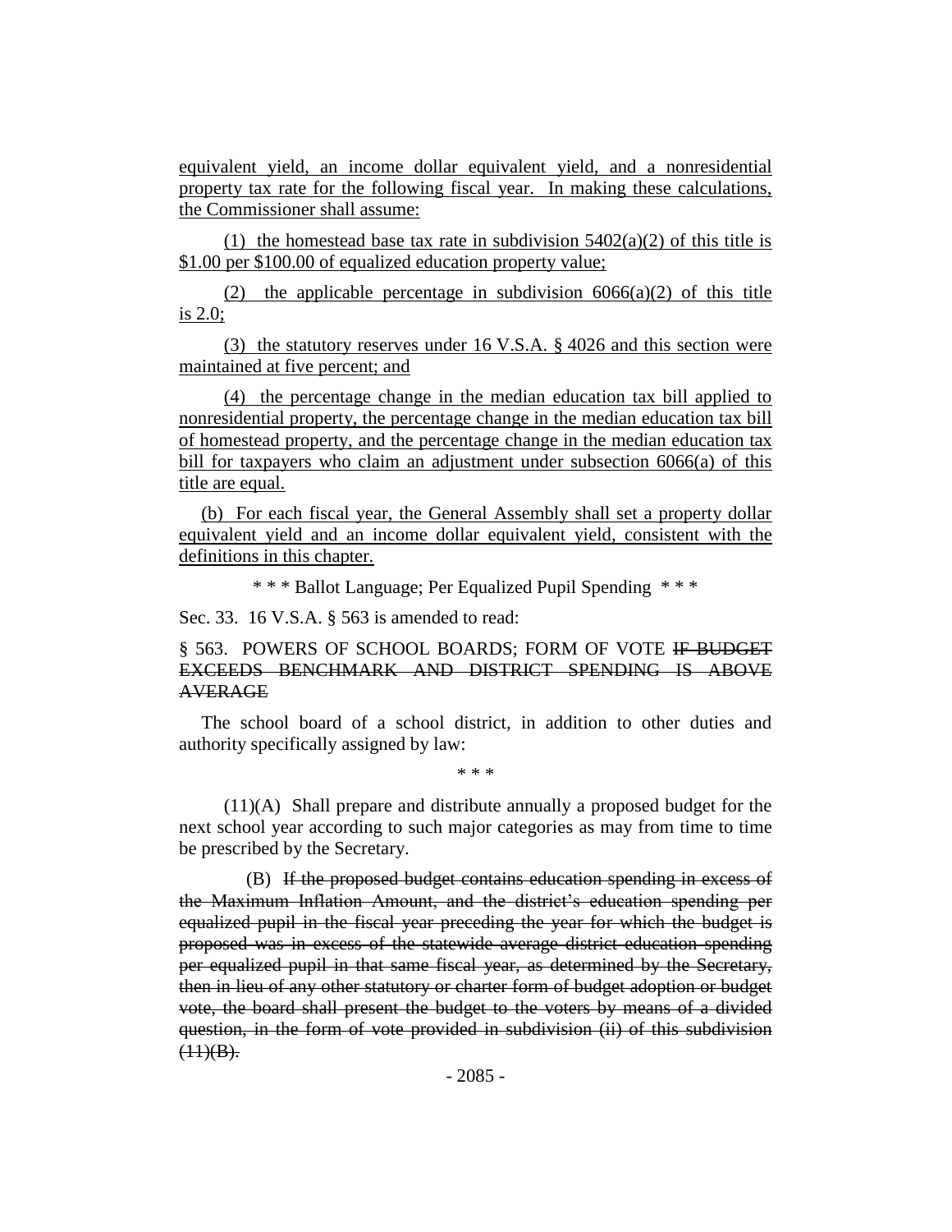equivalent yield, an income dollar equivalent yield, and a nonresidential property tax rate for the following fiscal year. In making these calculations, the Commissioner shall assume:

(1) the homestead base tax rate in subdivision 5402(a)(2) of this title is \$1.00 per \$100.00 of equalized education property value;

(2) the applicable percentage in subdivision 6066(a)(2) of this title is 2.0;

(3) the statutory reserves under 16 V.S.A. § 4026 and this section were maintained at five percent; and

(4) the percentage change in the median education tax bill applied to nonresidential property, the percentage change in the median education tax bill of homestead property, and the percentage change in the median education tax bill for taxpayers who claim an adjustment under subsection 6066(a) of this title are equal.

(b) For each fiscal year, the General Assembly shall set a property dollar equivalent yield and an income dollar equivalent yield, consistent with the definitions in this chapter.

\* \* \* Ballot Language; Per Equalized Pupil Spending \* \* \*

Sec. 33. 16 V.S.A. § 563 is amended to read:

§ 563. POWERS OF SCHOOL BOARDS; FORM OF VOTE ~~IF BUDGET EXCEEDS BENCHMARK AND DISTRICT SPENDING IS ABOVE AVERAGE~~

The school board of a school district, in addition to other duties and authority specifically assigned by law:

\* \* \*

(11)(A) Shall prepare and distribute annually a proposed budget for the next school year according to such major categories as may from time to time be prescribed by the Secretary.

(B) ~~If the proposed budget contains education spending in excess of the Maximum Inflation Amount, and the district's education spending per equalized pupil in the fiscal year preceding the year for which the budget is proposed was in excess of the statewide average district education spending per equalized pupil in that same fiscal year, as determined by the Secretary, then in lieu of any other statutory or charter form of budget adoption or budget vote, the board shall present the budget to the voters by means of a divided question, in the form of vote provided in subdivision (ii) of this subdivision (11)(B).~~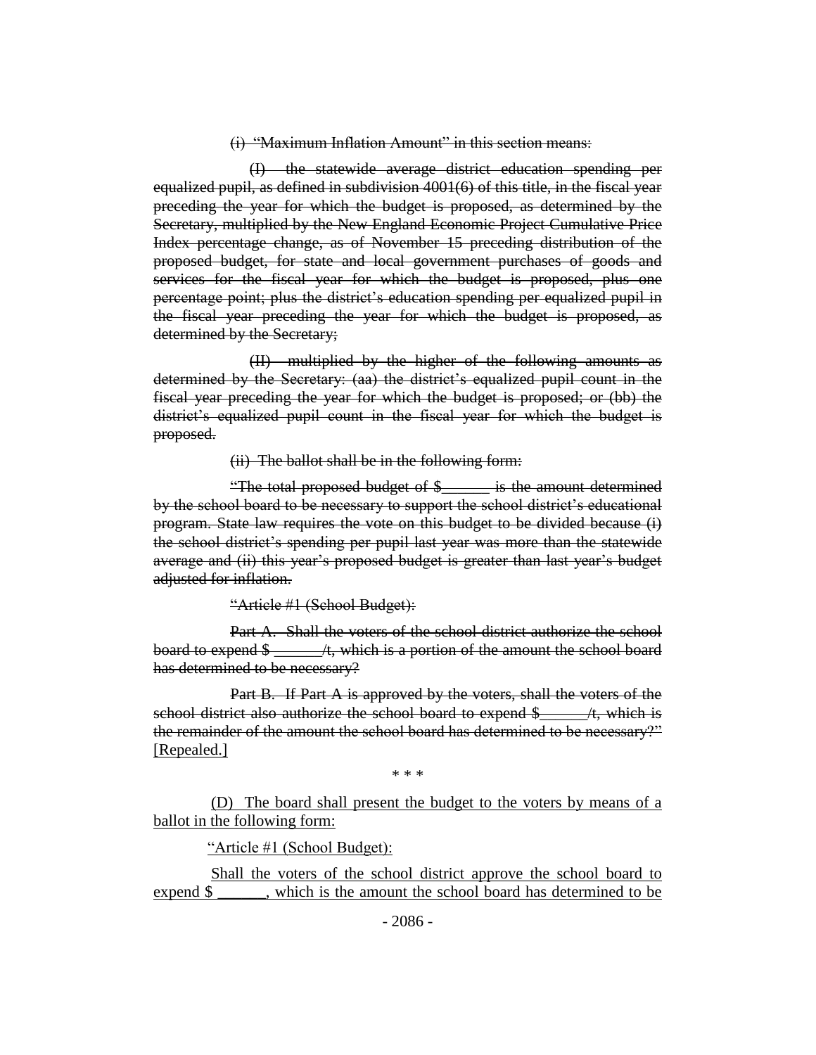~~(i) "Maximum Inflation Amount" in this section means:~~

~~(I) the statewide average district education spending per equalized pupil, as defined in subdivision 4001(6) of this title, in the fiscal year preceding the year for which the budget is proposed, as determined by the Secretary, multiplied by the New England Economic Project Cumulative Price Index percentage change, as of November 15 preceding distribution of the proposed budget, for state and local government purchases of goods and services for the fiscal year for which the budget is proposed, plus one percentage point; plus the district's education spending per equalized pupil in the fiscal year preceding the year for which the budget is proposed, as determined by the Secretary;~~

~~(II) multiplied by the higher of the following amounts as determined by the Secretary: (aa) the district's equalized pupil count in the fiscal year preceding the year for which the budget is proposed; or (bb) the district's equalized pupil count in the fiscal year for which the budget is proposed.~~

~~(ii) The ballot shall be in the following form:~~

~~"The total proposed budget of $______ is the amount determined by the school board to be necessary to support the school district's educational program. State law requires the vote on this budget to be divided because (i) the school district's spending per pupil last year was more than the statewide average and (ii) this year's proposed budget is greater than last year's budget adjusted for inflation.~~

~~"Article #1 (School Budget):~~

~~Part A. Shall the voters of the school district authorize the school board to expend $ ______/t, which is a portion of the amount the school board has determined to be necessary?~~

~~Part B. If Part A is approved by the voters, shall the voters of the school district also authorize the school board to expend $______/t, which is the remainder of the amount the school board has determined to be necessary?"~~ <u>[Repealed.]</u>

\* \* \*

<u>(D) The board shall present the budget to the voters by means of a ballot in the following form:</u>

<u>"Article #1 (School Budget):</u>

<u>Shall the voters of the school district approve the school board to expend $ ______, which is the amount the school board has determined to be</u>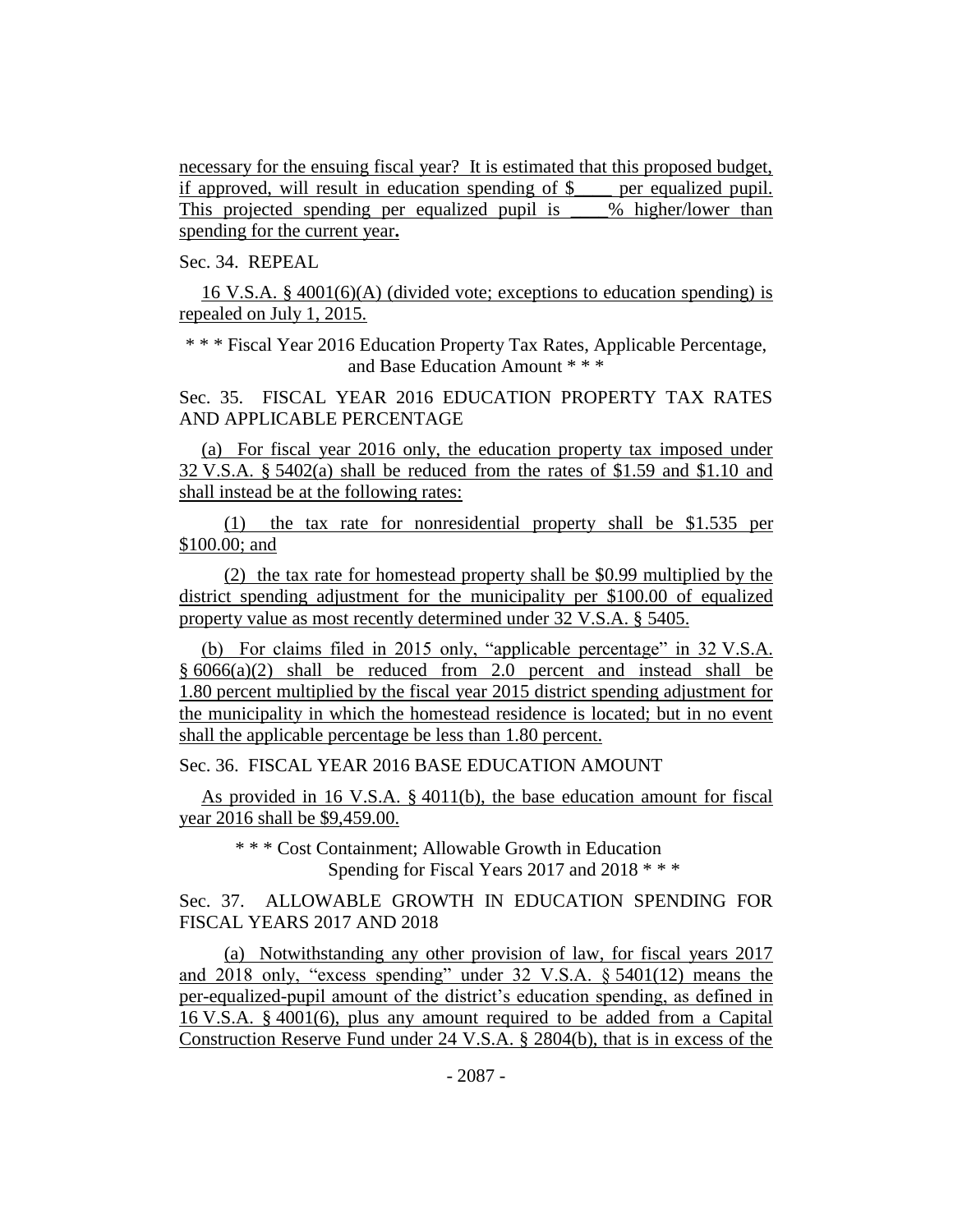necessary for the ensuing fiscal year? It is estimated that this proposed budget, if approved, will result in education spending of $____ per equalized pupil. This projected spending per equalized pupil is ____% higher/lower than spending for the current year.

Sec. 34. REPEAL

16 V.S.A. § 4001(6)(A) (divided vote; exceptions to education spending) is repealed on July 1, 2015.

* * * Fiscal Year 2016 Education Property Tax Rates, Applicable Percentage, and Base Education Amount * * *

Sec. 35. FISCAL YEAR 2016 EDUCATION PROPERTY TAX RATES AND APPLICABLE PERCENTAGE

(a) For fiscal year 2016 only, the education property tax imposed under 32 V.S.A. § 5402(a) shall be reduced from the rates of $1.59 and $1.10 and shall instead be at the following rates:

(1) the tax rate for nonresidential property shall be $1.535 per $100.00; and

(2) the tax rate for homestead property shall be $0.99 multiplied by the district spending adjustment for the municipality per $100.00 of equalized property value as most recently determined under 32 V.S.A. § 5405.

(b) For claims filed in 2015 only, "applicable percentage" in 32 V.S.A. § 6066(a)(2) shall be reduced from 2.0 percent and instead shall be 1.80 percent multiplied by the fiscal year 2015 district spending adjustment for the municipality in which the homestead residence is located; but in no event shall the applicable percentage be less than 1.80 percent.

Sec. 36. FISCAL YEAR 2016 BASE EDUCATION AMOUNT

As provided in 16 V.S.A. § 4011(b), the base education amount for fiscal year 2016 shall be $9,459.00.

* * * Cost Containment; Allowable Growth in Education Spending for Fiscal Years 2017 and 2018 * * *

Sec. 37. ALLOWABLE GROWTH IN EDUCATION SPENDING FOR FISCAL YEARS 2017 AND 2018

(a) Notwithstanding any other provision of law, for fiscal years 2017 and 2018 only, "excess spending" under 32 V.S.A. § 5401(12) means the per-equalized-pupil amount of the district's education spending, as defined in 16 V.S.A. § 4001(6), plus any amount required to be added from a Capital Construction Reserve Fund under 24 V.S.A. § 2804(b), that is in excess of the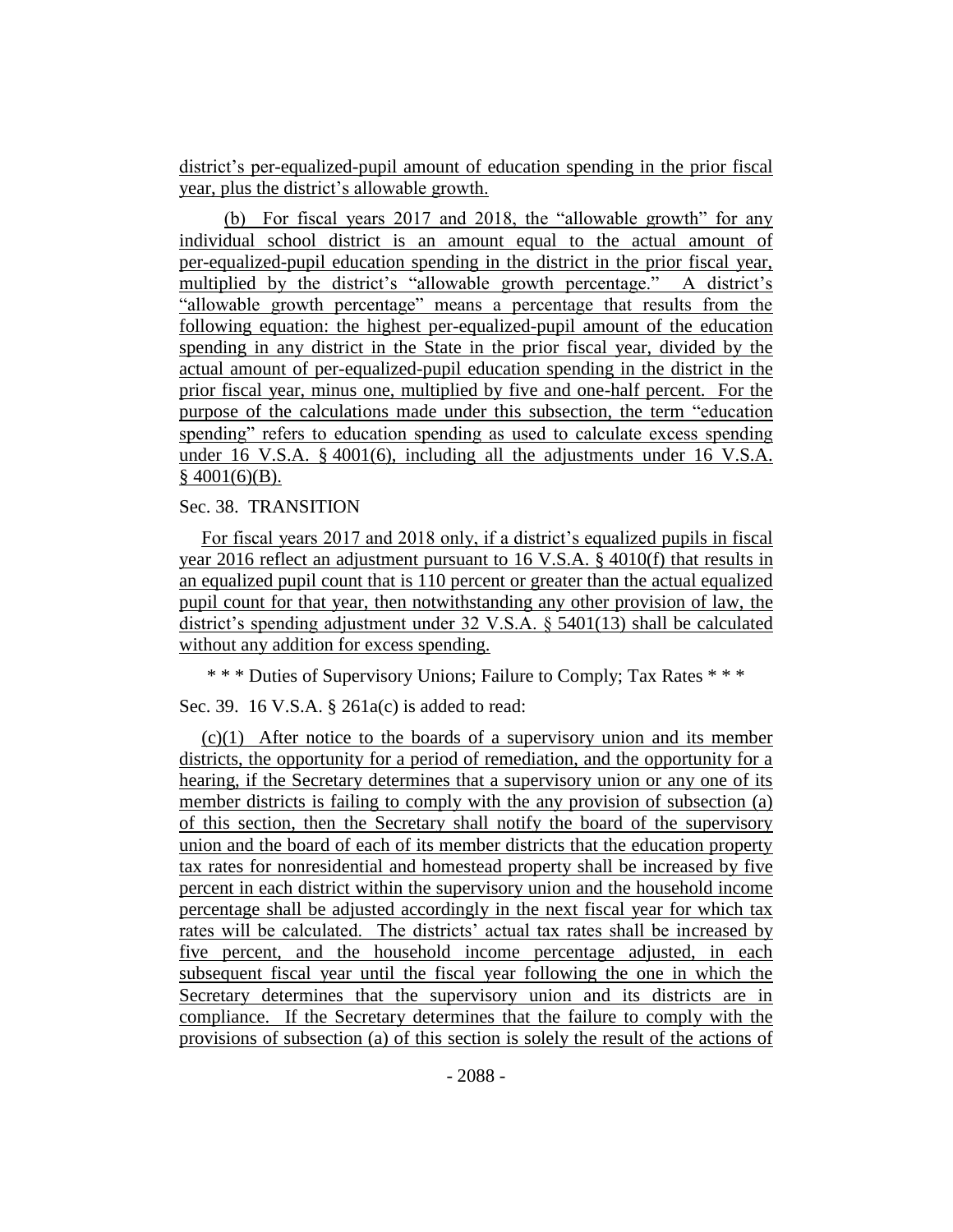district's per-equalized-pupil amount of education spending in the prior fiscal year, plus the district's allowable growth.

(b) For fiscal years 2017 and 2018, the "allowable growth" for any individual school district is an amount equal to the actual amount of per-equalized-pupil education spending in the district in the prior fiscal year, multiplied by the district's "allowable growth percentage." A district's "allowable growth percentage" means a percentage that results from the following equation: the highest per-equalized-pupil amount of the education spending in any district in the State in the prior fiscal year, divided by the actual amount of per-equalized-pupil education spending in the district in the prior fiscal year, minus one, multiplied by five and one-half percent. For the purpose of the calculations made under this subsection, the term "education spending" refers to education spending as used to calculate excess spending under 16 V.S.A. § 4001(6), including all the adjustments under 16 V.S.A. § 4001(6)(B).

Sec. 38. TRANSITION

For fiscal years 2017 and 2018 only, if a district's equalized pupils in fiscal year 2016 reflect an adjustment pursuant to 16 V.S.A. § 4010(f) that results in an equalized pupil count that is 110 percent or greater than the actual equalized pupil count for that year, then notwithstanding any other provision of law, the district's spending adjustment under 32 V.S.A. § 5401(13) shall be calculated without any addition for excess spending.

\* \* \* Duties of Supervisory Unions; Failure to Comply; Tax Rates \* \* \*

Sec. 39. 16 V.S.A. § 261a(c) is added to read:

(c)(1) After notice to the boards of a supervisory union and its member districts, the opportunity for a period of remediation, and the opportunity for a hearing, if the Secretary determines that a supervisory union or any one of its member districts is failing to comply with the any provision of subsection (a) of this section, then the Secretary shall notify the board of the supervisory union and the board of each of its member districts that the education property tax rates for nonresidential and homestead property shall be increased by five percent in each district within the supervisory union and the household income percentage shall be adjusted accordingly in the next fiscal year for which tax rates will be calculated. The districts' actual tax rates shall be increased by five percent, and the household income percentage adjusted, in each subsequent fiscal year until the fiscal year following the one in which the Secretary determines that the supervisory union and its districts are in compliance. If the Secretary determines that the failure to comply with the provisions of subsection (a) of this section is solely the result of the actions of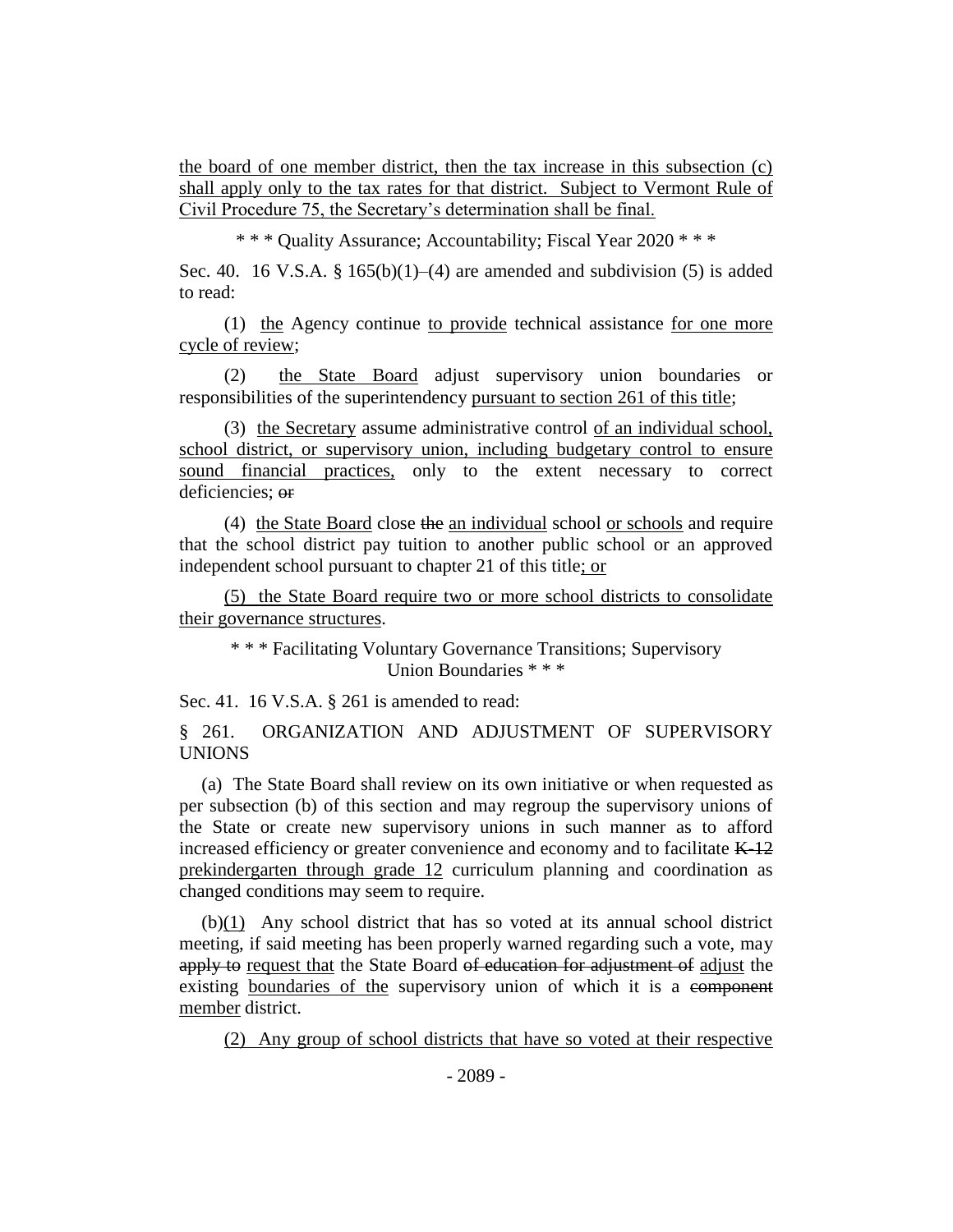the board of one member district, then the tax increase in this subsection (c) shall apply only to the tax rates for that district. Subject to Vermont Rule of Civil Procedure 75, the Secretary's determination shall be final.

\* \* \* Quality Assurance; Accountability; Fiscal Year 2020 \* \* \*

Sec. 40. 16 V.S.A. § 165(b)(1)–(4) are amended and subdivision (5) is added to read:

(1) the Agency continue to provide technical assistance for one more cycle of review;

(2) the State Board adjust supervisory union boundaries or responsibilities of the superintendency pursuant to section 261 of this title;

(3) the Secretary assume administrative control of an individual school, school district, or supervisory union, including budgetary control to ensure sound financial practices, only to the extent necessary to correct deficiencies; ~~or~~

(4) the State Board close ~~the~~ an individual school or schools and require that the school district pay tuition to another public school or an approved independent school pursuant to chapter 21 of this title; or

(5) the State Board require two or more school districts to consolidate their governance structures.

\* \* \* Facilitating Voluntary Governance Transitions; Supervisory Union Boundaries \* \* \*

Sec. 41. 16 V.S.A. § 261 is amended to read:

§ 261. ORGANIZATION AND ADJUSTMENT OF SUPERVISORY UNIONS

(a) The State Board shall review on its own initiative or when requested as per subsection (b) of this section and may regroup the supervisory unions of the State or create new supervisory unions in such manner as to afford increased efficiency or greater convenience and economy and to facilitate ~~K-12~~ prekindergarten through grade 12 curriculum planning and coordination as changed conditions may seem to require.

(b)(1) Any school district that has so voted at its annual school district meeting, if said meeting has been properly warned regarding such a vote, may ~~apply to~~ request that the State Board ~~of education for adjustment of~~ adjust the existing boundaries of the supervisory union of which it is a ~~component~~ member district.

(2) Any group of school districts that have so voted at their respective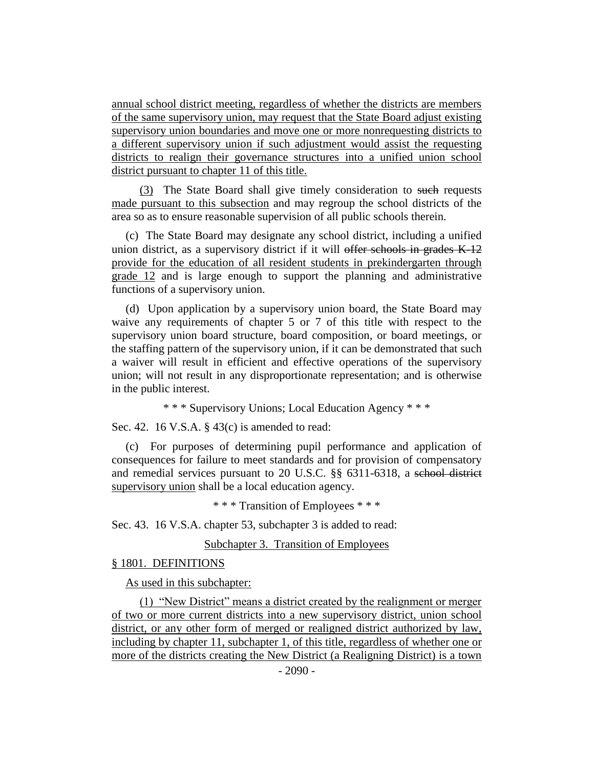annual school district meeting, regardless of whether the districts are members of the same supervisory union, may request that the State Board adjust existing supervisory union boundaries and move one or more nonrequesting districts to a different supervisory union if such adjustment would assist the requesting districts to realign their governance structures into a unified union school district pursuant to chapter 11 of this title.

(3) The State Board shall give timely consideration to ~~such~~ requests made pursuant to this subsection and may regroup the school districts of the area so as to ensure reasonable supervision of all public schools therein.

(c) The State Board may designate any school district, including a unified union district, as a supervisory district if it will ~~offer schools in grades K-12~~ provide for the education of all resident students in prekindergarten through grade 12 and is large enough to support the planning and administrative functions of a supervisory union.

(d) Upon application by a supervisory union board, the State Board may waive any requirements of chapter 5 or 7 of this title with respect to the supervisory union board structure, board composition, or board meetings, or the staffing pattern of the supervisory union, if it can be demonstrated that such a waiver will result in efficient and effective operations of the supervisory union; will not result in any disproportionate representation; and is otherwise in the public interest.

\* \* \* Supervisory Unions; Local Education Agency \* \* \*

Sec. 42. 16 V.S.A. § 43(c) is amended to read:

(c) For purposes of determining pupil performance and application of consequences for failure to meet standards and for provision of compensatory and remedial services pursuant to 20 U.S.C. §§ 6311-6318, a ~~school district~~ supervisory union shall be a local education agency.

\* \* \* Transition of Employees \* \* \*

Sec. 43. 16 V.S.A. chapter 53, subchapter 3 is added to read:

Subchapter 3. Transition of Employees

§ 1801. DEFINITIONS

As used in this subchapter:

(1) "New District" means a district created by the realignment or merger of two or more current districts into a new supervisory district, union school district, or any other form of merged or realigned district authorized by law, including by chapter 11, subchapter 1, of this title, regardless of whether one or more of the districts creating the New District (a Realigning District) is a town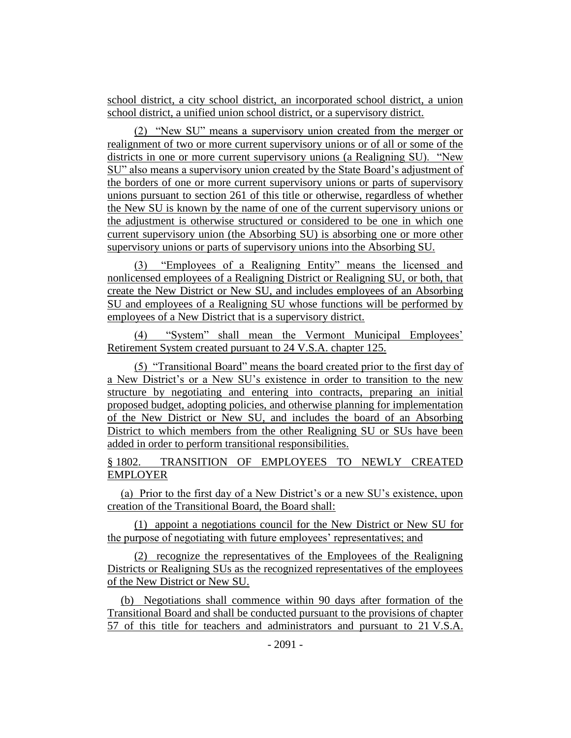school district, a city school district, an incorporated school district, a union school district, a unified union school district, or a supervisory district.

(2) "New SU" means a supervisory union created from the merger or realignment of two or more current supervisory unions or of all or some of the districts in one or more current supervisory unions (a Realigning SU). "New SU" also means a supervisory union created by the State Board's adjustment of the borders of one or more current supervisory unions or parts of supervisory unions pursuant to section 261 of this title or otherwise, regardless of whether the New SU is known by the name of one of the current supervisory unions or the adjustment is otherwise structured or considered to be one in which one current supervisory union (the Absorbing SU) is absorbing one or more other supervisory unions or parts of supervisory unions into the Absorbing SU.

(3) "Employees of a Realigning Entity" means the licensed and nonlicensed employees of a Realigning District or Realigning SU, or both, that create the New District or New SU, and includes employees of an Absorbing SU and employees of a Realigning SU whose functions will be performed by employees of a New District that is a supervisory district.

(4) "System" shall mean the Vermont Municipal Employees' Retirement System created pursuant to 24 V.S.A. chapter 125.

(5) "Transitional Board" means the board created prior to the first day of a New District's or a New SU's existence in order to transition to the new structure by negotiating and entering into contracts, preparing an initial proposed budget, adopting policies, and otherwise planning for implementation of the New District or New SU, and includes the board of an Absorbing District to which members from the other Realigning SU or SUs have been added in order to perform transitional responsibilities.

§ 1802. TRANSITION OF EMPLOYEES TO NEWLY CREATED EMPLOYER

(a) Prior to the first day of a New District's or a new SU's existence, upon creation of the Transitional Board, the Board shall:

(1) appoint a negotiations council for the New District or New SU for the purpose of negotiating with future employees' representatives; and

(2) recognize the representatives of the Employees of the Realigning Districts or Realigning SUs as the recognized representatives of the employees of the New District or New SU.

(b) Negotiations shall commence within 90 days after formation of the Transitional Board and shall be conducted pursuant to the provisions of chapter 57 of this title for teachers and administrators and pursuant to 21 V.S.A.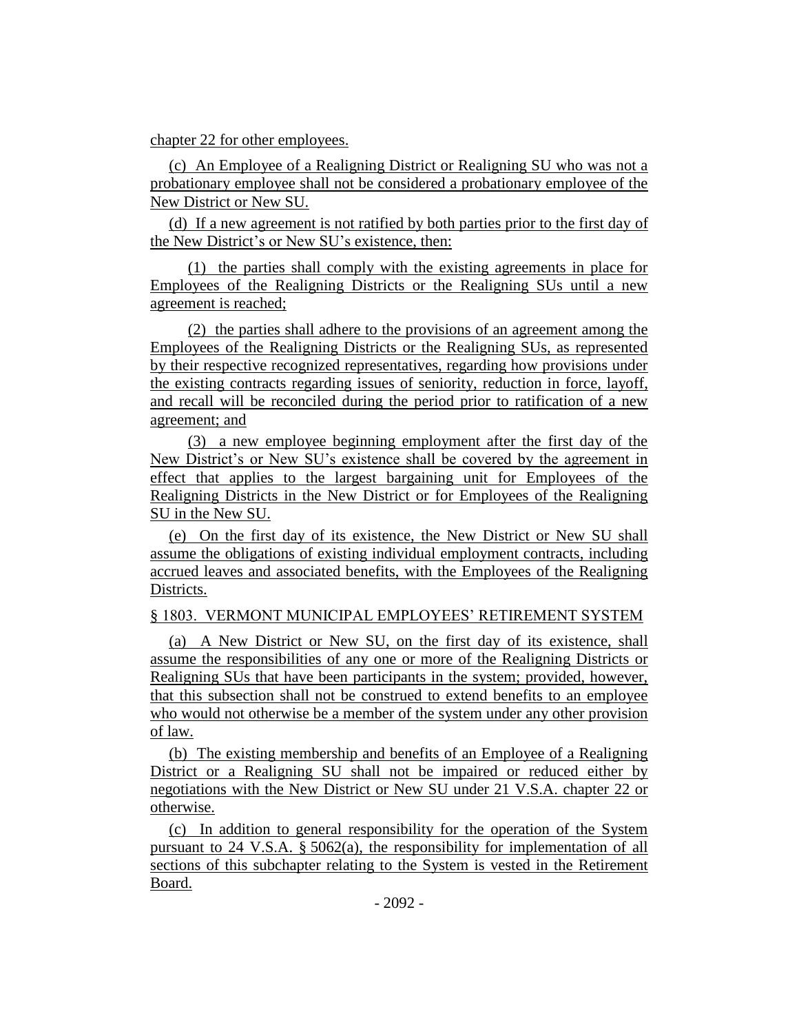chapter 22 for other employees.

(c) An Employee of a Realigning District or Realigning SU who was not a probationary employee shall not be considered a probationary employee of the New District or New SU.

(d) If a new agreement is not ratified by both parties prior to the first day of the New District's or New SU's existence, then:

(1) the parties shall comply with the existing agreements in place for Employees of the Realigning Districts or the Realigning SUs until a new agreement is reached;

(2) the parties shall adhere to the provisions of an agreement among the Employees of the Realigning Districts or the Realigning SUs, as represented by their respective recognized representatives, regarding how provisions under the existing contracts regarding issues of seniority, reduction in force, layoff, and recall will be reconciled during the period prior to ratification of a new agreement; and

(3) a new employee beginning employment after the first day of the New District's or New SU's existence shall be covered by the agreement in effect that applies to the largest bargaining unit for Employees of the Realigning Districts in the New District or for Employees of the Realigning SU in the New SU.

(e) On the first day of its existence, the New District or New SU shall assume the obligations of existing individual employment contracts, including accrued leaves and associated benefits, with the Employees of the Realigning Districts.

§ 1803. VERMONT MUNICIPAL EMPLOYEES' RETIREMENT SYSTEM

(a) A New District or New SU, on the first day of its existence, shall assume the responsibilities of any one or more of the Realigning Districts or Realigning SUs that have been participants in the system; provided, however, that this subsection shall not be construed to extend benefits to an employee who would not otherwise be a member of the system under any other provision of law.

(b) The existing membership and benefits of an Employee of a Realigning District or a Realigning SU shall not be impaired or reduced either by negotiations with the New District or New SU under 21 V.S.A. chapter 22 or otherwise.

(c) In addition to general responsibility for the operation of the System pursuant to 24 V.S.A. § 5062(a), the responsibility for implementation of all sections of this subchapter relating to the System is vested in the Retirement Board.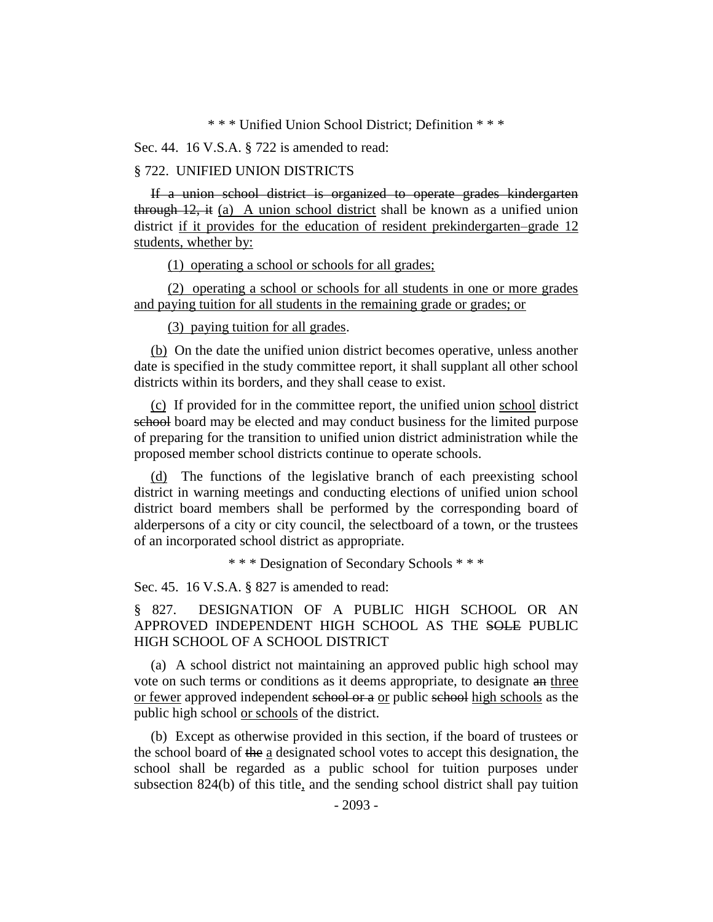\* \* \* Unified Union School District; Definition \* \* \*

Sec. 44. 16 V.S.A. § 722 is amended to read:

§ 722. UNIFIED UNION DISTRICTS

~~If a union school district is organized to operate grades kindergarten through 12, it~~ <u>(a) A union school district</u> shall be known as a unified union district <u>if it provides for the education of resident prekindergarten–grade 12 students, whether by:</u>

<u>(1) operating a school or schools for all grades;</u>

<u>(2) operating a school or schools for all students in one or more grades and paying tuition for all students in the remaining grade or grades; or</u>

<u>(3) paying tuition for all grades</u>.

<u>(b)</u> On the date the unified union district becomes operative, unless another date is specified in the study committee report, it shall supplant all other school districts within its borders, and they shall cease to exist.

<u>(c)</u> If provided for in the committee report, the unified union <u>school</u> district ~~school~~ board may be elected and may conduct business for the limited purpose of preparing for the transition to unified union district administration while the proposed member school districts continue to operate schools.

<u>(d)</u> The functions of the legislative branch of each preexisting school district in warning meetings and conducting elections of unified union school district board members shall be performed by the corresponding board of alderpersons of a city or city council, the selectboard of a town, or the trustees of an incorporated school district as appropriate.

\* \* \* Designation of Secondary Schools \* \* \*

Sec. 45. 16 V.S.A. § 827 is amended to read:

§ 827. DESIGNATION OF A PUBLIC HIGH SCHOOL OR AN APPROVED INDEPENDENT HIGH SCHOOL AS THE ~~SOLE~~ PUBLIC HIGH SCHOOL OF A SCHOOL DISTRICT

(a) A school district not maintaining an approved public high school may vote on such terms or conditions as it deems appropriate, to designate ~~an~~ <u>three or fewer</u> approved independent ~~school or a~~ <u>or</u> public ~~school~~ <u>high schools</u> as the public high school <u>or schools</u> of the district.

(b) Except as otherwise provided in this section, if the board of trustees or the school board of ~~the~~ <u>a</u> designated school votes to accept this designation<u>,</u> the school shall be regarded as a public school for tuition purposes under subsection 824(b) of this title<u>,</u> and the sending school district shall pay tuition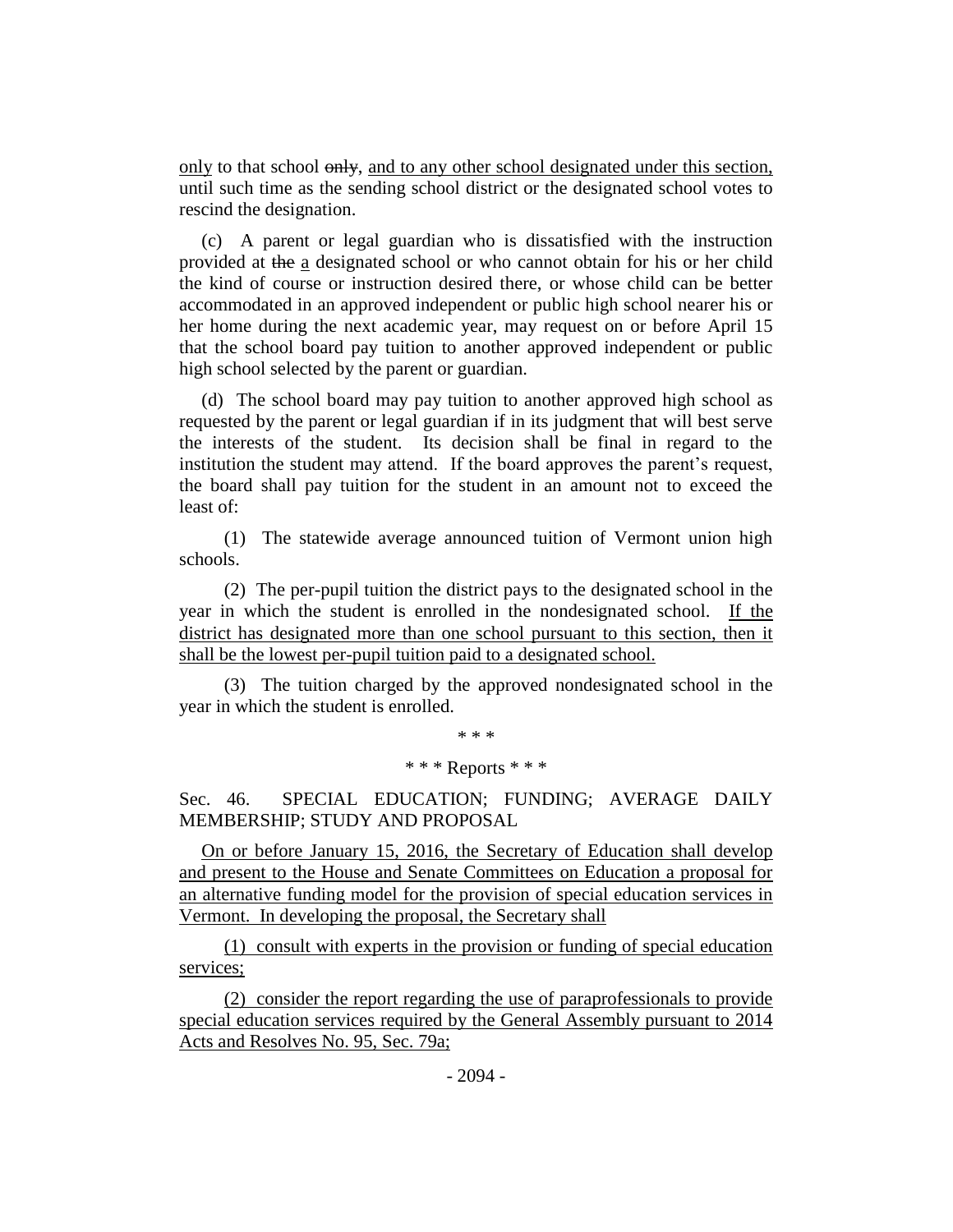only to that school ~~only~~, and to any other school designated under this section, until such time as the sending school district or the designated school votes to rescind the designation.

(c) A parent or legal guardian who is dissatisfied with the instruction provided at ~~the~~ a designated school or who cannot obtain for his or her child the kind of course or instruction desired there, or whose child can be better accommodated in an approved independent or public high school nearer his or her home during the next academic year, may request on or before April 15 that the school board pay tuition to another approved independent or public high school selected by the parent or guardian.

(d) The school board may pay tuition to another approved high school as requested by the parent or legal guardian if in its judgment that will best serve the interests of the student. Its decision shall be final in regard to the institution the student may attend. If the board approves the parent's request, the board shall pay tuition for the student in an amount not to exceed the least of:

(1) The statewide average announced tuition of Vermont union high schools.

(2) The per-pupil tuition the district pays to the designated school in the year in which the student is enrolled in the nondesignated school. If the district has designated more than one school pursuant to this section, then it shall be the lowest per-pupil tuition paid to a designated school.

(3) The tuition charged by the approved nondesignated school in the year in which the student is enrolled.

\* \* \*

\* \* \* Reports \* \* \*

Sec. 46. SPECIAL EDUCATION; FUNDING; AVERAGE DAILY MEMBERSHIP; STUDY AND PROPOSAL

On or before January 15, 2016, the Secretary of Education shall develop and present to the House and Senate Committees on Education a proposal for an alternative funding model for the provision of special education services in Vermont. In developing the proposal, the Secretary shall

(1) consult with experts in the provision or funding of special education services;

(2) consider the report regarding the use of paraprofessionals to provide special education services required by the General Assembly pursuant to 2014 Acts and Resolves No. 95, Sec. 79a;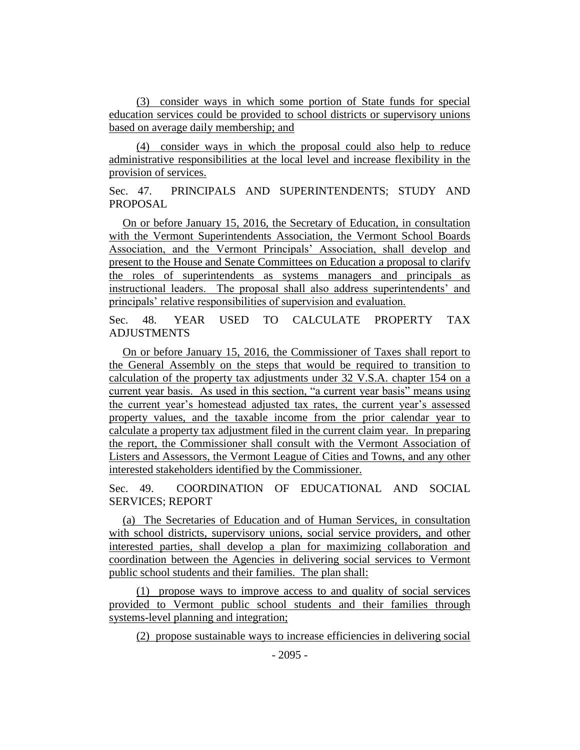(3) consider ways in which some portion of State funds for special education services could be provided to school districts or supervisory unions based on average daily membership; and

(4) consider ways in which the proposal could also help to reduce administrative responsibilities at the local level and increase flexibility in the provision of services.

Sec. 47. PRINCIPALS AND SUPERINTENDENTS; STUDY AND PROPOSAL

On or before January 15, 2016, the Secretary of Education, in consultation with the Vermont Superintendents Association, the Vermont School Boards Association, and the Vermont Principals' Association, shall develop and present to the House and Senate Committees on Education a proposal to clarify the roles of superintendents as systems managers and principals as instructional leaders. The proposal shall also address superintendents' and principals' relative responsibilities of supervision and evaluation.

Sec. 48. YEAR USED TO CALCULATE PROPERTY TAX ADJUSTMENTS

On or before January 15, 2016, the Commissioner of Taxes shall report to the General Assembly on the steps that would be required to transition to calculation of the property tax adjustments under 32 V.S.A. chapter 154 on a current year basis. As used in this section, "a current year basis" means using the current year's homestead adjusted tax rates, the current year's assessed property values, and the taxable income from the prior calendar year to calculate a property tax adjustment filed in the current claim year. In preparing the report, the Commissioner shall consult with the Vermont Association of Listers and Assessors, the Vermont League of Cities and Towns, and any other interested stakeholders identified by the Commissioner.

Sec. 49. COORDINATION OF EDUCATIONAL AND SOCIAL SERVICES; REPORT

(a) The Secretaries of Education and of Human Services, in consultation with school districts, supervisory unions, social service providers, and other interested parties, shall develop a plan for maximizing collaboration and coordination between the Agencies in delivering social services to Vermont public school students and their families. The plan shall:

(1) propose ways to improve access to and quality of social services provided to Vermont public school students and their families through systems-level planning and integration;

(2) propose sustainable ways to increase efficiencies in delivering social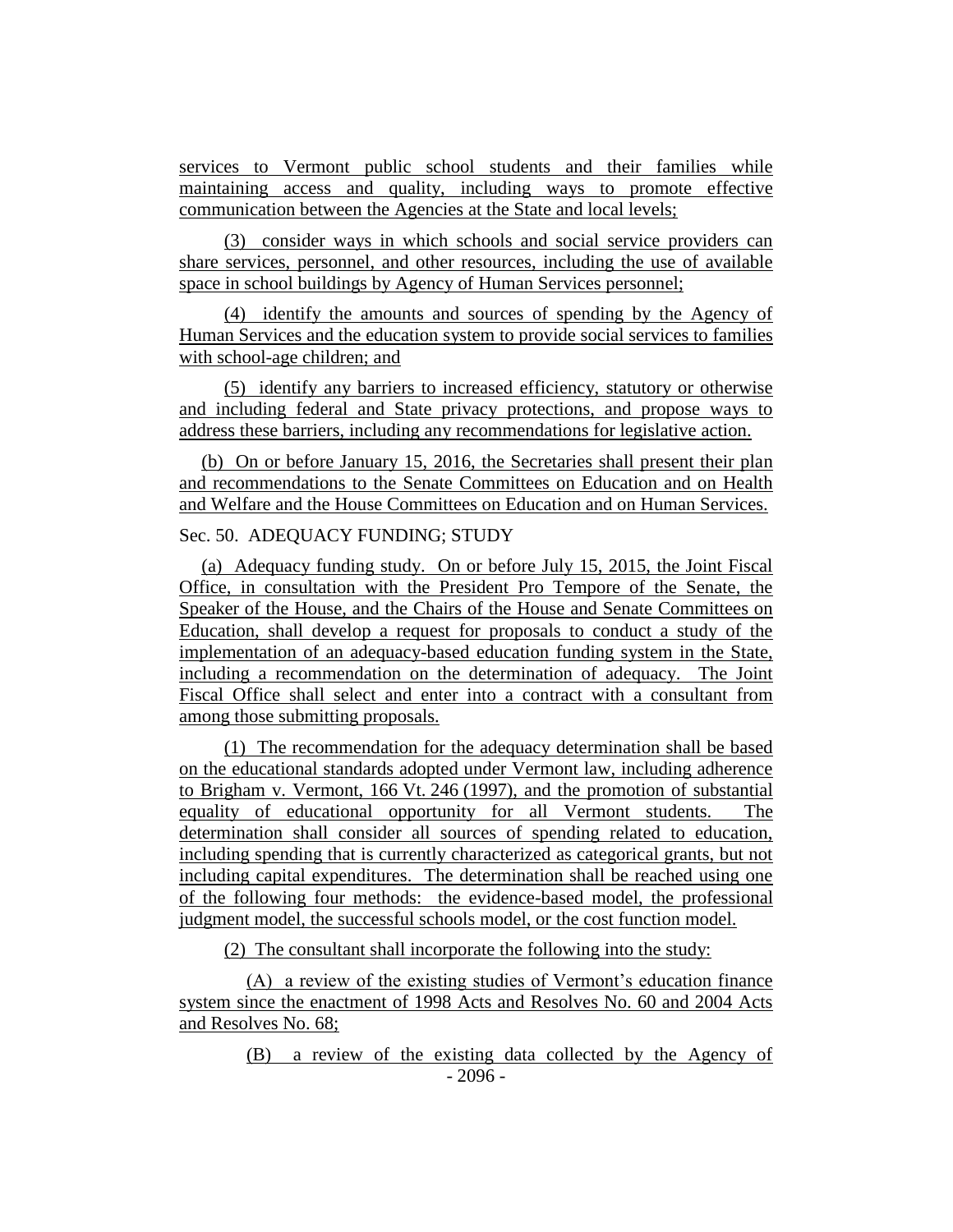services to Vermont public school students and their families while maintaining access and quality, including ways to promote effective communication between the Agencies at the State and local levels;

(3) consider ways in which schools and social service providers can share services, personnel, and other resources, including the use of available space in school buildings by Agency of Human Services personnel;

(4) identify the amounts and sources of spending by the Agency of Human Services and the education system to provide social services to families with school-age children; and

(5) identify any barriers to increased efficiency, statutory or otherwise and including federal and State privacy protections, and propose ways to address these barriers, including any recommendations for legislative action.

(b) On or before January 15, 2016, the Secretaries shall present their plan and recommendations to the Senate Committees on Education and on Health and Welfare and the House Committees on Education and on Human Services.

Sec. 50. ADEQUACY FUNDING; STUDY

(a) Adequacy funding study. On or before July 15, 2015, the Joint Fiscal Office, in consultation with the President Pro Tempore of the Senate, the Speaker of the House, and the Chairs of the House and Senate Committees on Education, shall develop a request for proposals to conduct a study of the implementation of an adequacy-based education funding system in the State, including a recommendation on the determination of adequacy. The Joint Fiscal Office shall select and enter into a contract with a consultant from among those submitting proposals.

(1) The recommendation for the adequacy determination shall be based on the educational standards adopted under Vermont law, including adherence to Brigham v. Vermont, 166 Vt. 246 (1997), and the promotion of substantial equality of educational opportunity for all Vermont students. The determination shall consider all sources of spending related to education, including spending that is currently characterized as categorical grants, but not including capital expenditures. The determination shall be reached using one of the following four methods: the evidence-based model, the professional judgment model, the successful schools model, or the cost function model.

(2) The consultant shall incorporate the following into the study:

(A) a review of the existing studies of Vermont's education finance system since the enactment of 1998 Acts and Resolves No. 60 and 2004 Acts and Resolves No. 68;

(B) a review of the existing data collected by the Agency of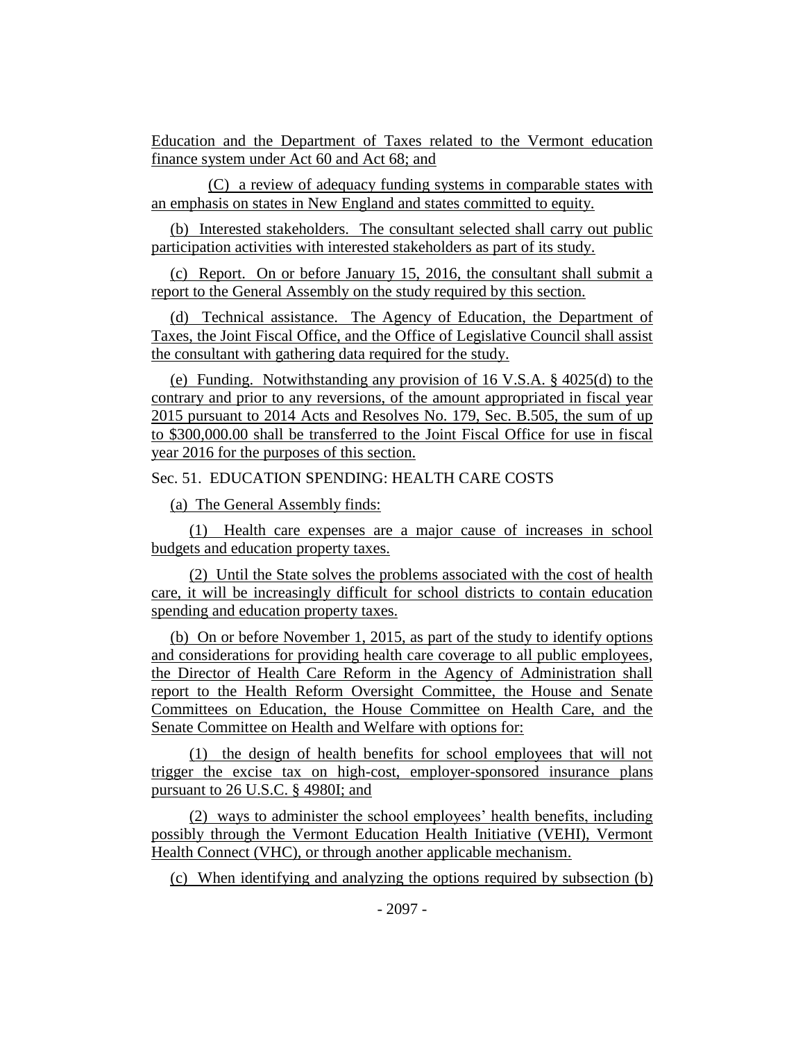Education and the Department of Taxes related to the Vermont education finance system under Act 60 and Act 68; and

(C) a review of adequacy funding systems in comparable states with an emphasis on states in New England and states committed to equity.

(b) Interested stakeholders. The consultant selected shall carry out public participation activities with interested stakeholders as part of its study.

(c) Report. On or before January 15, 2016, the consultant shall submit a report to the General Assembly on the study required by this section.

(d) Technical assistance. The Agency of Education, the Department of Taxes, the Joint Fiscal Office, and the Office of Legislative Council shall assist the consultant with gathering data required for the study.

(e) Funding. Notwithstanding any provision of 16 V.S.A. § 4025(d) to the contrary and prior to any reversions, of the amount appropriated in fiscal year 2015 pursuant to 2014 Acts and Resolves No. 179, Sec. B.505, the sum of up to $300,000.00 shall be transferred to the Joint Fiscal Office for use in fiscal year 2016 for the purposes of this section.

Sec. 51. EDUCATION SPENDING: HEALTH CARE COSTS

(a) The General Assembly finds:

(1) Health care expenses are a major cause of increases in school budgets and education property taxes.

(2) Until the State solves the problems associated with the cost of health care, it will be increasingly difficult for school districts to contain education spending and education property taxes.

(b) On or before November 1, 2015, as part of the study to identify options and considerations for providing health care coverage to all public employees, the Director of Health Care Reform in the Agency of Administration shall report to the Health Reform Oversight Committee, the House and Senate Committees on Education, the House Committee on Health Care, and the Senate Committee on Health and Welfare with options for:

(1) the design of health benefits for school employees that will not trigger the excise tax on high-cost, employer-sponsored insurance plans pursuant to 26 U.S.C. § 4980I; and

(2) ways to administer the school employees' health benefits, including possibly through the Vermont Education Health Initiative (VEHI), Vermont Health Connect (VHC), or through another applicable mechanism.

(c) When identifying and analyzing the options required by subsection (b)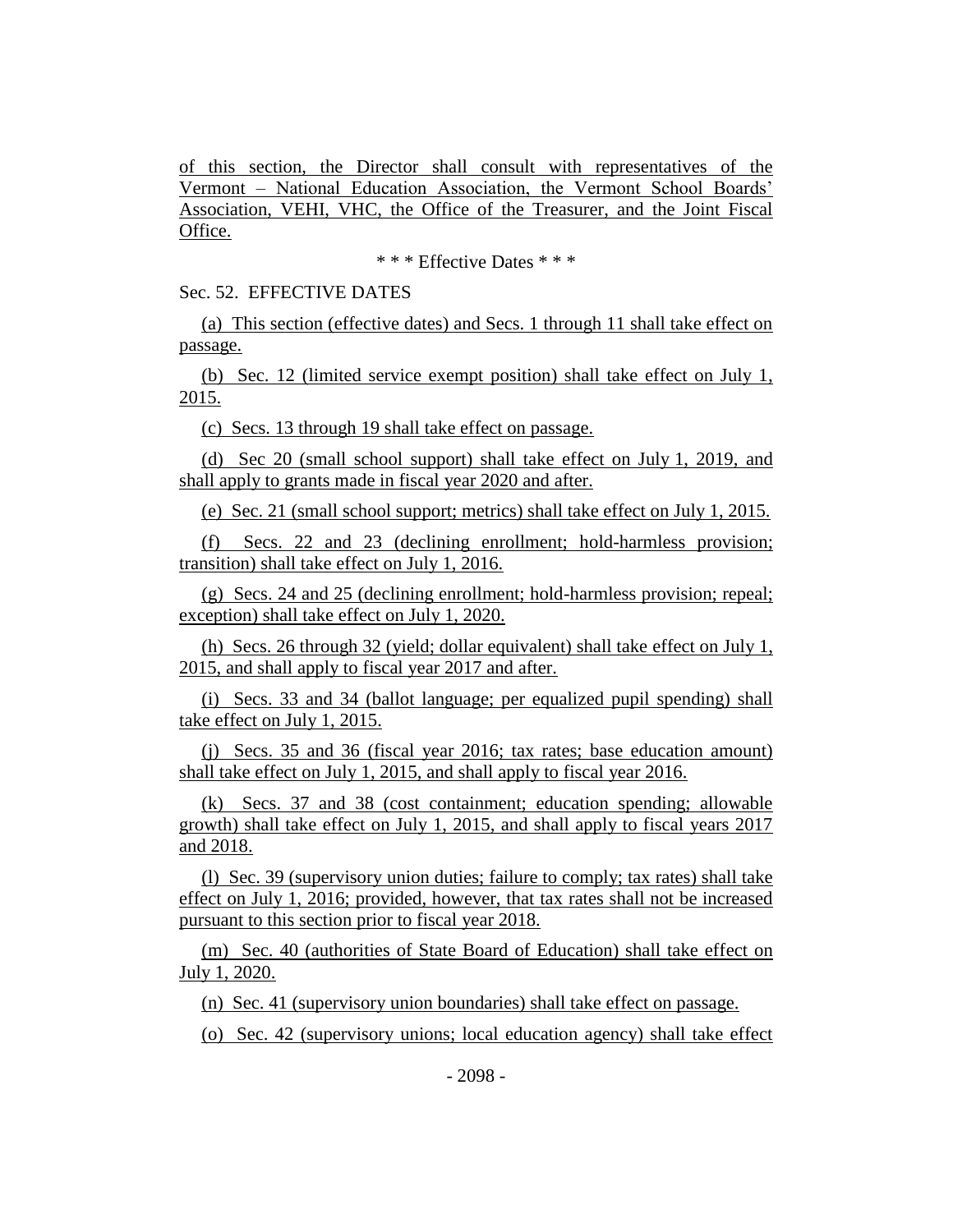of this section, the Director shall consult with representatives of the Vermont – National Education Association, the Vermont School Boards' Association, VEHI, VHC, the Office of the Treasurer, and the Joint Fiscal Office.

\* \* \* Effective Dates \* \* \*

Sec. 52. EFFECTIVE DATES

(a) This section (effective dates) and Secs. 1 through 11 shall take effect on passage.

(b) Sec. 12 (limited service exempt position) shall take effect on July 1, 2015.

(c) Secs. 13 through 19 shall take effect on passage.

(d) Sec 20 (small school support) shall take effect on July 1, 2019, and shall apply to grants made in fiscal year 2020 and after.

(e) Sec. 21 (small school support; metrics) shall take effect on July 1, 2015.

(f) Secs. 22 and 23 (declining enrollment; hold-harmless provision; transition) shall take effect on July 1, 2016.

(g) Secs. 24 and 25 (declining enrollment; hold-harmless provision; repeal; exception) shall take effect on July 1, 2020.

(h) Secs. 26 through 32 (yield; dollar equivalent) shall take effect on July 1, 2015, and shall apply to fiscal year 2017 and after.

(i) Secs. 33 and 34 (ballot language; per equalized pupil spending) shall take effect on July 1, 2015.

(j) Secs. 35 and 36 (fiscal year 2016; tax rates; base education amount) shall take effect on July 1, 2015, and shall apply to fiscal year 2016.

(k) Secs. 37 and 38 (cost containment; education spending; allowable growth) shall take effect on July 1, 2015, and shall apply to fiscal years 2017 and 2018.

(l) Sec. 39 (supervisory union duties; failure to comply; tax rates) shall take effect on July 1, 2016; provided, however, that tax rates shall not be increased pursuant to this section prior to fiscal year 2018.

(m) Sec. 40 (authorities of State Board of Education) shall take effect on July 1, 2020.

(n) Sec. 41 (supervisory union boundaries) shall take effect on passage.

(o) Sec. 42 (supervisory unions; local education agency) shall take effect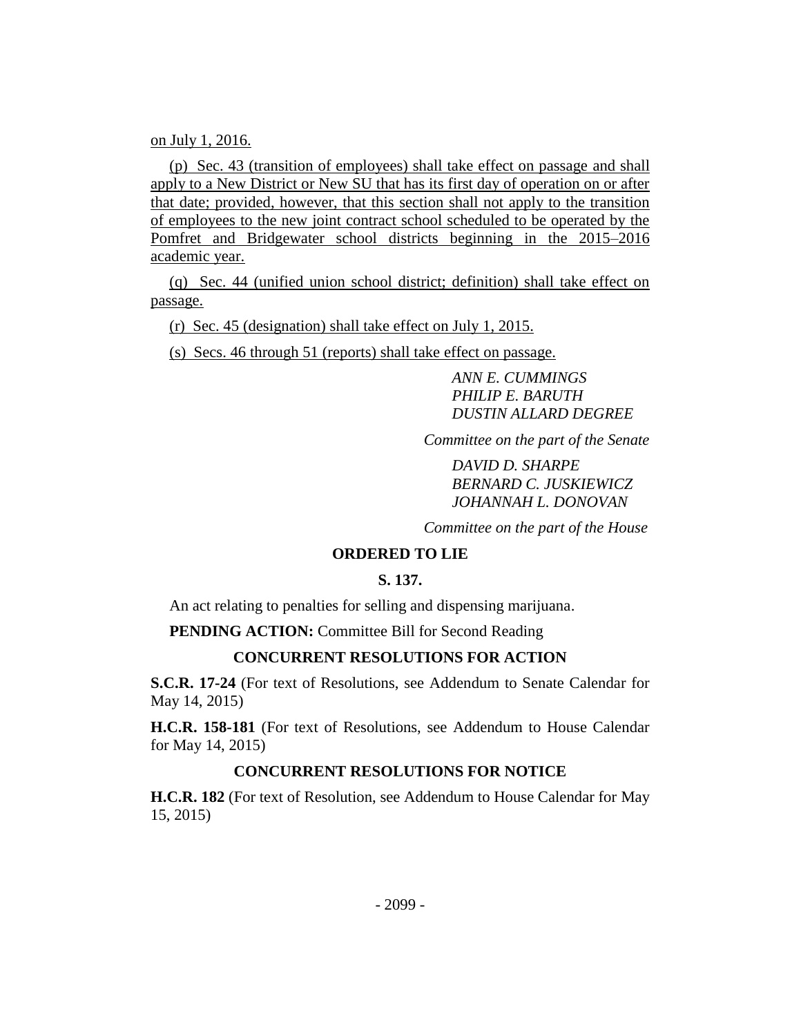on July 1, 2016.

(p) Sec. 43 (transition of employees) shall take effect on passage and shall apply to a New District or New SU that has its first day of operation on or after that date; provided, however, that this section shall not apply to the transition of employees to the new joint contract school scheduled to be operated by the Pomfret and Bridgewater school districts beginning in the 2015–2016 academic year.

(q) Sec. 44 (unified union school district; definition) shall take effect on passage.

(r) Sec. 45 (designation) shall take effect on July 1, 2015.

(s) Secs. 46 through 51 (reports) shall take effect on passage.

*ANN E. CUMMINGS*
*PHILIP E. BARUTH*
*DUSTIN ALLARD DEGREE*

*Committee on the part of the Senate*

*DAVID D. SHARPE*
*BERNARD C. JUSKIEWICZ*
*JOHANNAH L. DONOVAN*

*Committee on the part of the House*

## ORDERED TO LIE

**S. 137.**

An act relating to penalties for selling and dispensing marijuana.

**PENDING ACTION:** Committee Bill for Second Reading

## CONCURRENT RESOLUTIONS FOR ACTION

**S.C.R. 17-24** (For text of Resolutions, see Addendum to Senate Calendar for May 14, 2015)

**H.C.R. 158-181** (For text of Resolutions, see Addendum to House Calendar for May 14, 2015)

## CONCURRENT RESOLUTIONS FOR NOTICE

**H.C.R. 182** (For text of Resolution, see Addendum to House Calendar for May 15, 2015)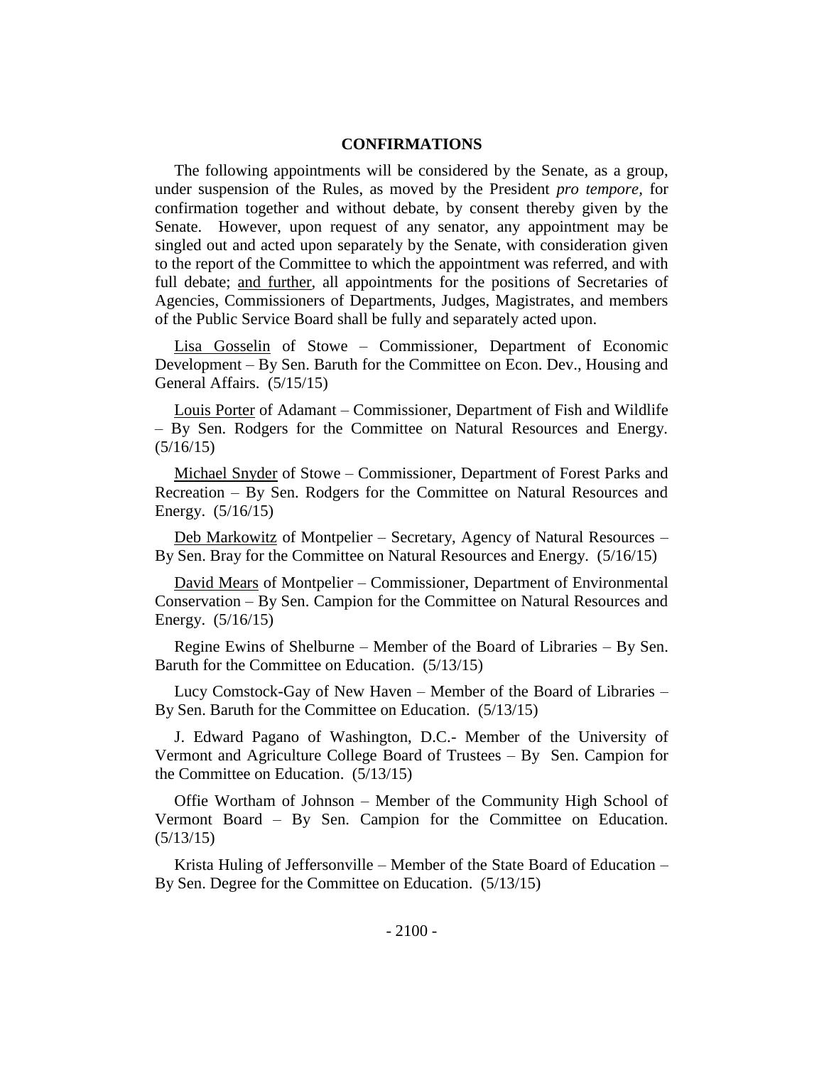## CONFIRMATIONS

The following appointments will be considered by the Senate, as a group, under suspension of the Rules, as moved by the President *pro tempore,* for confirmation together and without debate, by consent thereby given by the Senate. However, upon request of any senator, any appointment may be singled out and acted upon separately by the Senate, with consideration given to the report of the Committee to which the appointment was referred, and with full debate; and further, all appointments for the positions of Secretaries of Agencies, Commissioners of Departments, Judges, Magistrates, and members of the Public Service Board shall be fully and separately acted upon.

Lisa Gosselin of Stowe – Commissioner, Department of Economic Development – By Sen. Baruth for the Committee on Econ. Dev., Housing and General Affairs. (5/15/15)

Louis Porter of Adamant – Commissioner, Department of Fish and Wildlife – By Sen. Rodgers for the Committee on Natural Resources and Energy. (5/16/15)

Michael Snyder of Stowe – Commissioner, Department of Forest Parks and Recreation – By Sen. Rodgers for the Committee on Natural Resources and Energy. (5/16/15)

Deb Markowitz of Montpelier – Secretary, Agency of Natural Resources – By Sen. Bray for the Committee on Natural Resources and Energy. (5/16/15)

David Mears of Montpelier – Commissioner, Department of Environmental Conservation – By Sen. Campion for the Committee on Natural Resources and Energy. (5/16/15)

Regine Ewins of Shelburne – Member of the Board of Libraries – By Sen. Baruth for the Committee on Education. (5/13/15)

Lucy Comstock-Gay of New Haven – Member of the Board of Libraries – By Sen. Baruth for the Committee on Education. (5/13/15)

J. Edward Pagano of Washington, D.C.- Member of the University of Vermont and Agriculture College Board of Trustees – By Sen. Campion for the Committee on Education. (5/13/15)

Offie Wortham of Johnson – Member of the Community High School of Vermont Board – By Sen. Campion for the Committee on Education. (5/13/15)

Krista Huling of Jeffersonville – Member of the State Board of Education – By Sen. Degree for the Committee on Education. (5/13/15)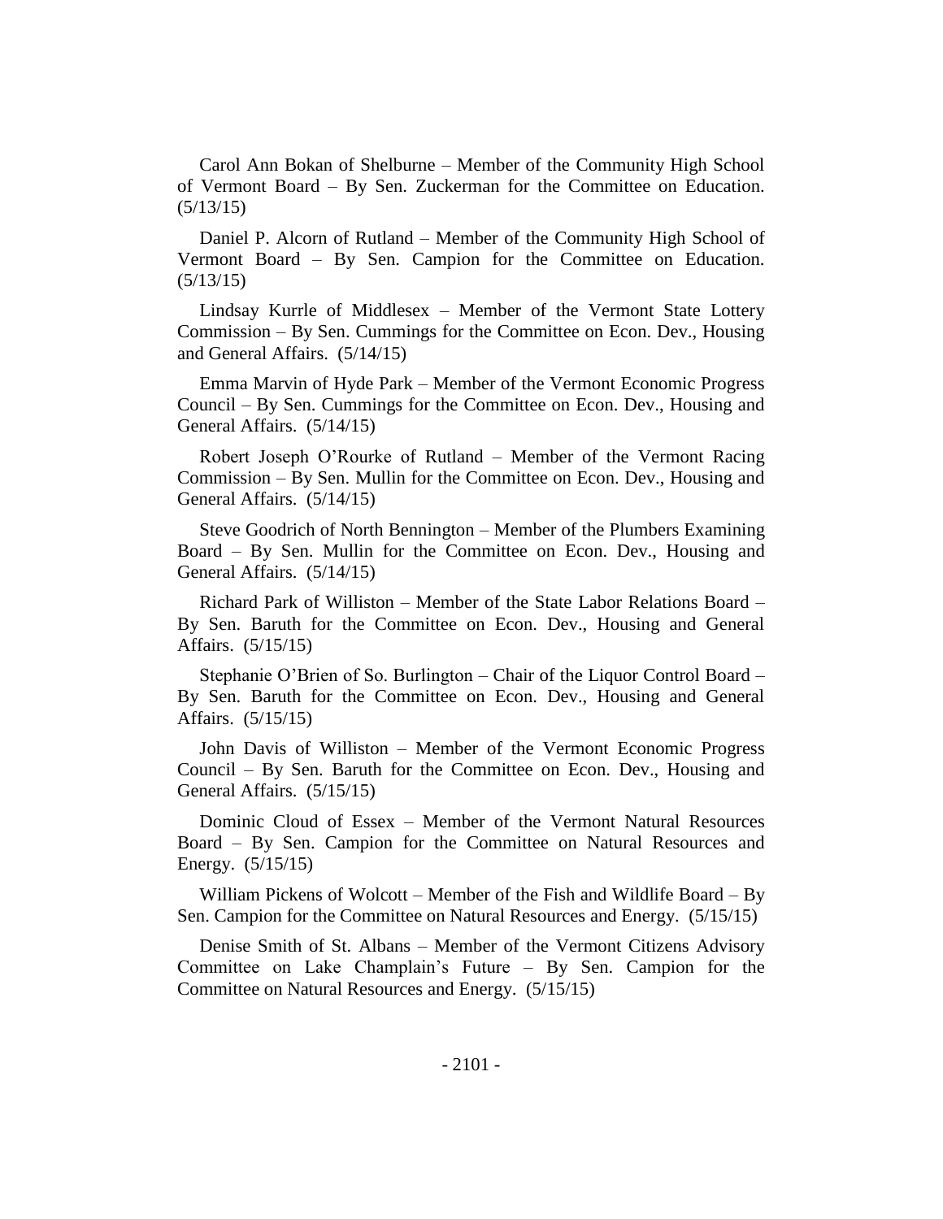Carol Ann Bokan of Shelburne – Member of the Community High School of Vermont Board – By Sen. Zuckerman for the Committee on Education. (5/13/15)

Daniel P. Alcorn of Rutland – Member of the Community High School of Vermont Board – By Sen. Campion for the Committee on Education. (5/13/15)

Lindsay Kurrle of Middlesex – Member of the Vermont State Lottery Commission – By Sen. Cummings for the Committee on Econ. Dev., Housing and General Affairs. (5/14/15)

Emma Marvin of Hyde Park – Member of the Vermont Economic Progress Council – By Sen. Cummings for the Committee on Econ. Dev., Housing and General Affairs. (5/14/15)

Robert Joseph O'Rourke of Rutland – Member of the Vermont Racing Commission – By Sen. Mullin for the Committee on Econ. Dev., Housing and General Affairs. (5/14/15)

Steve Goodrich of North Bennington – Member of the Plumbers Examining Board – By Sen. Mullin for the Committee on Econ. Dev., Housing and General Affairs. (5/14/15)

Richard Park of Williston – Member of the State Labor Relations Board – By Sen. Baruth for the Committee on Econ. Dev., Housing and General Affairs. (5/15/15)

Stephanie O'Brien of So. Burlington – Chair of the Liquor Control Board – By Sen. Baruth for the Committee on Econ. Dev., Housing and General Affairs. (5/15/15)

John Davis of Williston – Member of the Vermont Economic Progress Council – By Sen. Baruth for the Committee on Econ. Dev., Housing and General Affairs. (5/15/15)

Dominic Cloud of Essex – Member of the Vermont Natural Resources Board – By Sen. Campion for the Committee on Natural Resources and Energy. (5/15/15)

William Pickens of Wolcott – Member of the Fish and Wildlife Board – By Sen. Campion for the Committee on Natural Resources and Energy. (5/15/15)

Denise Smith of St. Albans – Member of the Vermont Citizens Advisory Committee on Lake Champlain's Future – By Sen. Campion for the Committee on Natural Resources and Energy. (5/15/15)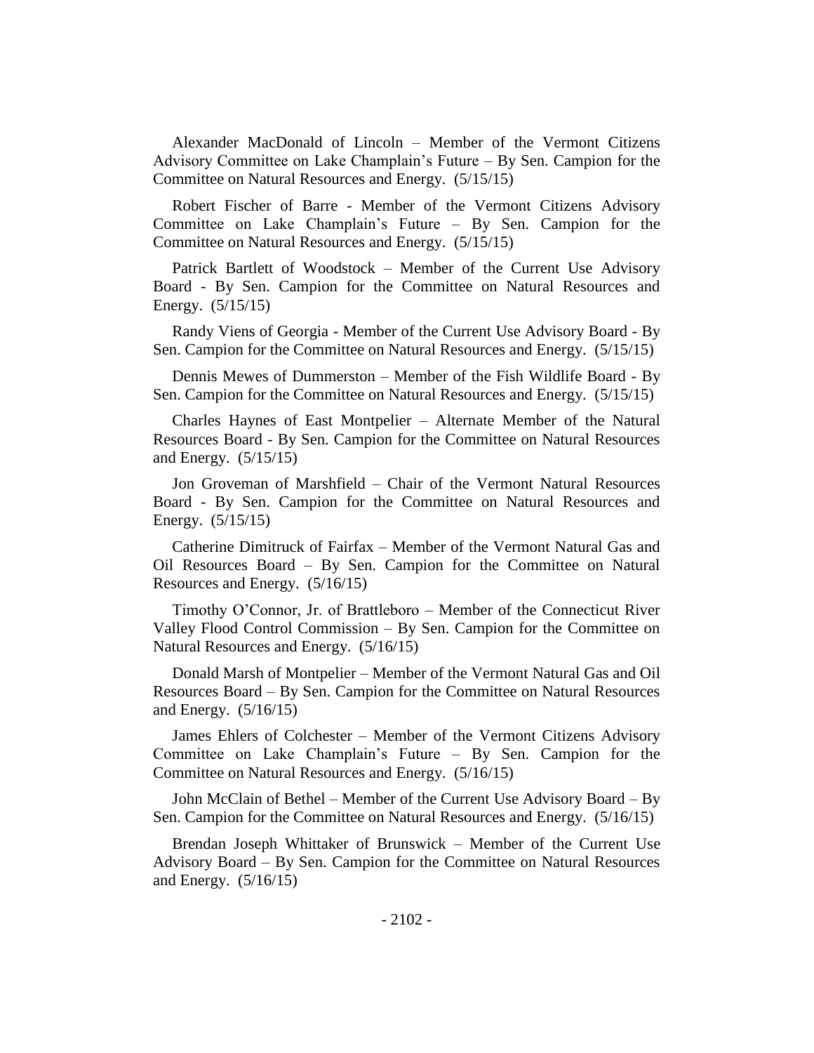Alexander MacDonald of Lincoln – Member of the Vermont Citizens Advisory Committee on Lake Champlain's Future – By Sen. Campion for the Committee on Natural Resources and Energy. (5/15/15)

Robert Fischer of Barre - Member of the Vermont Citizens Advisory Committee on Lake Champlain's Future – By Sen. Campion for the Committee on Natural Resources and Energy. (5/15/15)

Patrick Bartlett of Woodstock – Member of the Current Use Advisory Board - By Sen. Campion for the Committee on Natural Resources and Energy. (5/15/15)

Randy Viens of Georgia - Member of the Current Use Advisory Board - By Sen. Campion for the Committee on Natural Resources and Energy. (5/15/15)

Dennis Mewes of Dummerston – Member of the Fish Wildlife Board - By Sen. Campion for the Committee on Natural Resources and Energy. (5/15/15)

Charles Haynes of East Montpelier – Alternate Member of the Natural Resources Board - By Sen. Campion for the Committee on Natural Resources and Energy. (5/15/15)

Jon Groveman of Marshfield – Chair of the Vermont Natural Resources Board - By Sen. Campion for the Committee on Natural Resources and Energy. (5/15/15)

Catherine Dimitruck of Fairfax – Member of the Vermont Natural Gas and Oil Resources Board – By Sen. Campion for the Committee on Natural Resources and Energy. (5/16/15)

Timothy O'Connor, Jr. of Brattleboro – Member of the Connecticut River Valley Flood Control Commission – By Sen. Campion for the Committee on Natural Resources and Energy. (5/16/15)

Donald Marsh of Montpelier – Member of the Vermont Natural Gas and Oil Resources Board – By Sen. Campion for the Committee on Natural Resources and Energy. (5/16/15)

James Ehlers of Colchester – Member of the Vermont Citizens Advisory Committee on Lake Champlain's Future – By Sen. Campion for the Committee on Natural Resources and Energy. (5/16/15)

John McClain of Bethel – Member of the Current Use Advisory Board – By Sen. Campion for the Committee on Natural Resources and Energy. (5/16/15)

Brendan Joseph Whittaker of Brunswick – Member of the Current Use Advisory Board – By Sen. Campion for the Committee on Natural Resources and Energy. (5/16/15)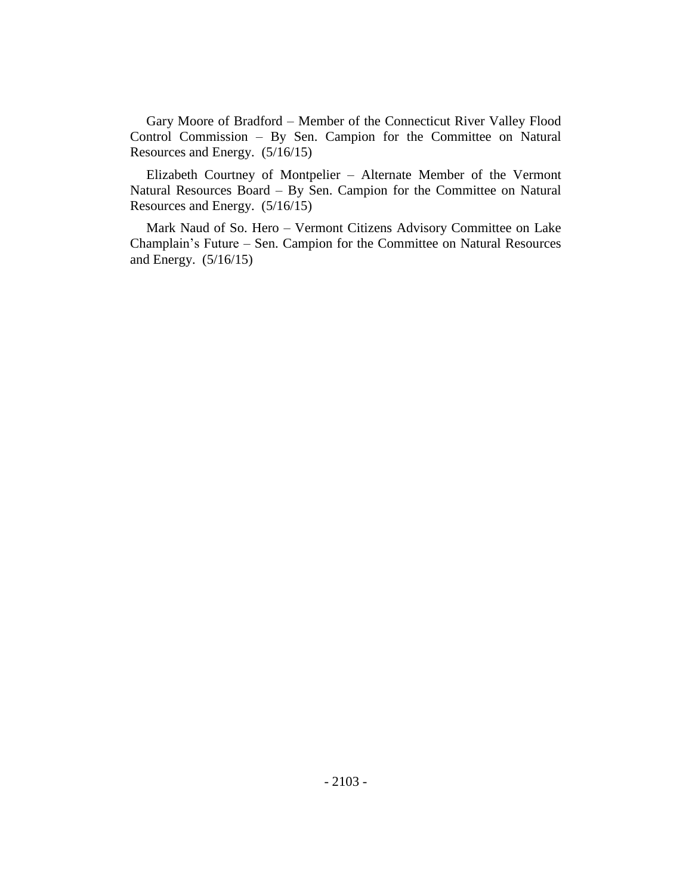Gary Moore of Bradford – Member of the Connecticut River Valley Flood Control Commission – By Sen. Campion for the Committee on Natural Resources and Energy. (5/16/15)

Elizabeth Courtney of Montpelier – Alternate Member of the Vermont Natural Resources Board – By Sen. Campion for the Committee on Natural Resources and Energy. (5/16/15)

Mark Naud of So. Hero – Vermont Citizens Advisory Committee on Lake Champlain's Future – Sen. Campion for the Committee on Natural Resources and Energy. (5/16/15)